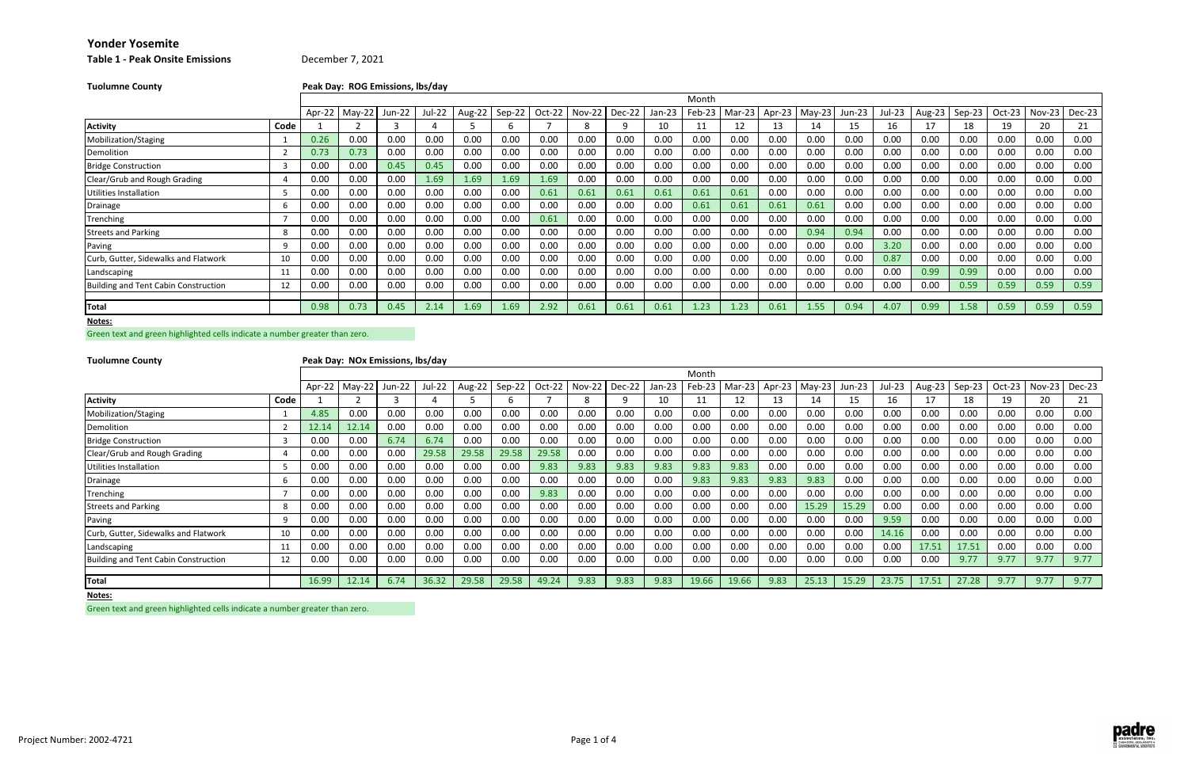# Yonder Yosemite

**Table 1 - Peak Onsite Emissions** December 7, 2021

**Tuolumne County**

**Peak Day: ROG Emissions, lbs/day**

| | | Month | | | | | | | | | | | | | | | | | | | | |
|---|---|---|---|---|---|---|---|---|---|---|---|---|---|---|---|---|---|---|---|---|---|---|
| | | Apr-22 | May-22 | Jun-22 | Jul-22 | Aug-22 | Sep-22 | Oct-22 | Nov-22 | Dec-22 | Jan-23 | Feb-23 | Mar-23 | Apr-23 | May-23 | Jun-23 | Jul-23 | Aug-23 | Sep-23 | Oct-23 | Nov-23 | Dec-23 |
| **Activity** | **Code** | 1 | 2 | 3 | 4 | 5 | 6 | 7 | 8 | 9 | 10 | 11 | 12 | 13 | 14 | 15 | 16 | 17 | 18 | 19 | 20 | 21 |
| Mobilization/Staging | 1 | 0.26 | 0.00 | 0.00 | 0.00 | 0.00 | 0.00 | 0.00 | 0.00 | 0.00 | 0.00 | 0.00 | 0.00 | 0.00 | 0.00 | 0.00 | 0.00 | 0.00 | 0.00 | 0.00 | 0.00 | 0.00 |
| Demolition | 2 | 0.73 | 0.73 | 0.00 | 0.00 | 0.00 | 0.00 | 0.00 | 0.00 | 0.00 | 0.00 | 0.00 | 0.00 | 0.00 | 0.00 | 0.00 | 0.00 | 0.00 | 0.00 | 0.00 | 0.00 | 0.00 |
| Bridge Construction | 3 | 0.00 | 0.00 | 0.45 | 0.45 | 0.00 | 0.00 | 0.00 | 0.00 | 0.00 | 0.00 | 0.00 | 0.00 | 0.00 | 0.00 | 0.00 | 0.00 | 0.00 | 0.00 | 0.00 | 0.00 | 0.00 |
| Clear/Grub and Rough Grading | 4 | 0.00 | 0.00 | 0.00 | 1.69 | 1.69 | 1.69 | 1.69 | 0.00 | 0.00 | 0.00 | 0.00 | 0.00 | 0.00 | 0.00 | 0.00 | 0.00 | 0.00 | 0.00 | 0.00 | 0.00 | 0.00 |
| Utilities Installation | 5 | 0.00 | 0.00 | 0.00 | 0.00 | 0.00 | 0.00 | 0.61 | 0.61 | 0.61 | 0.61 | 0.61 | 0.61 | 0.00 | 0.00 | 0.00 | 0.00 | 0.00 | 0.00 | 0.00 | 0.00 | 0.00 |
| Drainage | 6 | 0.00 | 0.00 | 0.00 | 0.00 | 0.00 | 0.00 | 0.00 | 0.00 | 0.00 | 0.00 | 0.61 | 0.61 | 0.61 | 0.61 | 0.00 | 0.00 | 0.00 | 0.00 | 0.00 | 0.00 | 0.00 |
| Trenching | 7 | 0.00 | 0.00 | 0.00 | 0.00 | 0.00 | 0.00 | 0.61 | 0.00 | 0.00 | 0.00 | 0.00 | 0.00 | 0.00 | 0.00 | 0.00 | 0.00 | 0.00 | 0.00 | 0.00 | 0.00 | 0.00 |
| Streets and Parking | 8 | 0.00 | 0.00 | 0.00 | 0.00 | 0.00 | 0.00 | 0.00 | 0.00 | 0.00 | 0.00 | 0.00 | 0.00 | 0.00 | 0.94 | 0.94 | 0.00 | 0.00 | 0.00 | 0.00 | 0.00 | 0.00 |
| Paving | 9 | 0.00 | 0.00 | 0.00 | 0.00 | 0.00 | 0.00 | 0.00 | 0.00 | 0.00 | 0.00 | 0.00 | 0.00 | 0.00 | 0.00 | 0.00 | 3.20 | 0.00 | 0.00 | 0.00 | 0.00 | 0.00 |
| Curb, Gutter, Sidewalks and Flatwork | 10 | 0.00 | 0.00 | 0.00 | 0.00 | 0.00 | 0.00 | 0.00 | 0.00 | 0.00 | 0.00 | 0.00 | 0.00 | 0.00 | 0.00 | 0.00 | 0.87 | 0.00 | 0.00 | 0.00 | 0.00 | 0.00 |
| Landscaping | 11 | 0.00 | 0.00 | 0.00 | 0.00 | 0.00 | 0.00 | 0.00 | 0.00 | 0.00 | 0.00 | 0.00 | 0.00 | 0.00 | 0.00 | 0.00 | 0.00 | 0.99 | 0.99 | 0.00 | 0.00 | 0.00 |
| Building and Tent Cabin Construction | 12 | 0.00 | 0.00 | 0.00 | 0.00 | 0.00 | 0.00 | 0.00 | 0.00 | 0.00 | 0.00 | 0.00 | 0.00 | 0.00 | 0.00 | 0.00 | 0.00 | 0.00 | 0.59 | 0.59 | 0.59 | 0.59 |
| **Total** | | 0.98 | 0.73 | 0.45 | 2.14 | 1.69 | 1.69 | 2.92 | 0.61 | 0.61 | 0.61 | 1.23 | 1.23 | 0.61 | 1.55 | 0.94 | 4.07 | 0.99 | 1.58 | 0.59 | 0.59 | 0.59 |

**Notes:**

Green text and green highlighted cells indicate a number greater than zero.

**Tuolumne County**

**Peak Day: NOx Emissions, lbs/day**

| | | Month | | | | | | | | | | | | | | | | | | | | |
|---|---|---|---|---|---|---|---|---|---|---|---|---|---|---|---|---|---|---|---|---|---|---|
| | | Apr-22 | May-22 | Jun-22 | Jul-22 | Aug-22 | Sep-22 | Oct-22 | Nov-22 | Dec-22 | Jan-23 | Feb-23 | Mar-23 | Apr-23 | May-23 | Jun-23 | Jul-23 | Aug-23 | Sep-23 | Oct-23 | Nov-23 | Dec-23 |
| **Activity** | **Code** | 1 | 2 | 3 | 4 | 5 | 6 | 7 | 8 | 9 | 10 | 11 | 12 | 13 | 14 | 15 | 16 | 17 | 18 | 19 | 20 | 21 |
| Mobilization/Staging | 1 | 4.85 | 0.00 | 0.00 | 0.00 | 0.00 | 0.00 | 0.00 | 0.00 | 0.00 | 0.00 | 0.00 | 0.00 | 0.00 | 0.00 | 0.00 | 0.00 | 0.00 | 0.00 | 0.00 | 0.00 | 0.00 |
| Demolition | 2 | 12.14 | 12.14 | 0.00 | 0.00 | 0.00 | 0.00 | 0.00 | 0.00 | 0.00 | 0.00 | 0.00 | 0.00 | 0.00 | 0.00 | 0.00 | 0.00 | 0.00 | 0.00 | 0.00 | 0.00 | 0.00 |
| Bridge Construction | 3 | 0.00 | 0.00 | 6.74 | 6.74 | 0.00 | 0.00 | 0.00 | 0.00 | 0.00 | 0.00 | 0.00 | 0.00 | 0.00 | 0.00 | 0.00 | 0.00 | 0.00 | 0.00 | 0.00 | 0.00 | 0.00 |
| Clear/Grub and Rough Grading | 4 | 0.00 | 0.00 | 0.00 | 29.58 | 29.58 | 29.58 | 29.58 | 0.00 | 0.00 | 0.00 | 0.00 | 0.00 | 0.00 | 0.00 | 0.00 | 0.00 | 0.00 | 0.00 | 0.00 | 0.00 | 0.00 |
| Utilities Installation | 5 | 0.00 | 0.00 | 0.00 | 0.00 | 0.00 | 0.00 | 9.83 | 9.83 | 9.83 | 9.83 | 9.83 | 9.83 | 0.00 | 0.00 | 0.00 | 0.00 | 0.00 | 0.00 | 0.00 | 0.00 | 0.00 |
| Drainage | 6 | 0.00 | 0.00 | 0.00 | 0.00 | 0.00 | 0.00 | 0.00 | 0.00 | 0.00 | 0.00 | 9.83 | 9.83 | 9.83 | 9.83 | 0.00 | 0.00 | 0.00 | 0.00 | 0.00 | 0.00 | 0.00 |
| Trenching | 7 | 0.00 | 0.00 | 0.00 | 0.00 | 0.00 | 0.00 | 9.83 | 0.00 | 0.00 | 0.00 | 0.00 | 0.00 | 0.00 | 0.00 | 0.00 | 0.00 | 0.00 | 0.00 | 0.00 | 0.00 | 0.00 |
| Streets and Parking | 8 | 0.00 | 0.00 | 0.00 | 0.00 | 0.00 | 0.00 | 0.00 | 0.00 | 0.00 | 0.00 | 0.00 | 0.00 | 0.00 | 15.29 | 15.29 | 0.00 | 0.00 | 0.00 | 0.00 | 0.00 | 0.00 |
| Paving | 9 | 0.00 | 0.00 | 0.00 | 0.00 | 0.00 | 0.00 | 0.00 | 0.00 | 0.00 | 0.00 | 0.00 | 0.00 | 0.00 | 0.00 | 0.00 | 9.59 | 0.00 | 0.00 | 0.00 | 0.00 | 0.00 |
| Curb, Gutter, Sidewalks and Flatwork | 10 | 0.00 | 0.00 | 0.00 | 0.00 | 0.00 | 0.00 | 0.00 | 0.00 | 0.00 | 0.00 | 0.00 | 0.00 | 0.00 | 0.00 | 0.00 | 14.16 | 0.00 | 0.00 | 0.00 | 0.00 | 0.00 |
| Landscaping | 11 | 0.00 | 0.00 | 0.00 | 0.00 | 0.00 | 0.00 | 0.00 | 0.00 | 0.00 | 0.00 | 0.00 | 0.00 | 0.00 | 0.00 | 0.00 | 0.00 | 17.51 | 17.51 | 0.00 | 0.00 | 0.00 |
| Building and Tent Cabin Construction | 12 | 0.00 | 0.00 | 0.00 | 0.00 | 0.00 | 0.00 | 0.00 | 0.00 | 0.00 | 0.00 | 0.00 | 0.00 | 0.00 | 0.00 | 0.00 | 0.00 | 0.00 | 9.77 | 9.77 | 9.77 | 9.77 |
| **Total** | | 16.99 | 12.14 | 6.74 | 36.32 | 29.58 | 29.58 | 49.24 | 9.83 | 9.83 | 9.83 | 19.66 | 19.66 | 9.83 | 25.13 | 15.29 | 23.75 | 17.51 | 27.28 | 9.77 | 9.77 | 9.77 |

**Notes:**

Green text and green highlighted cells indicate a number greater than zero.

Project Number: 2002-4721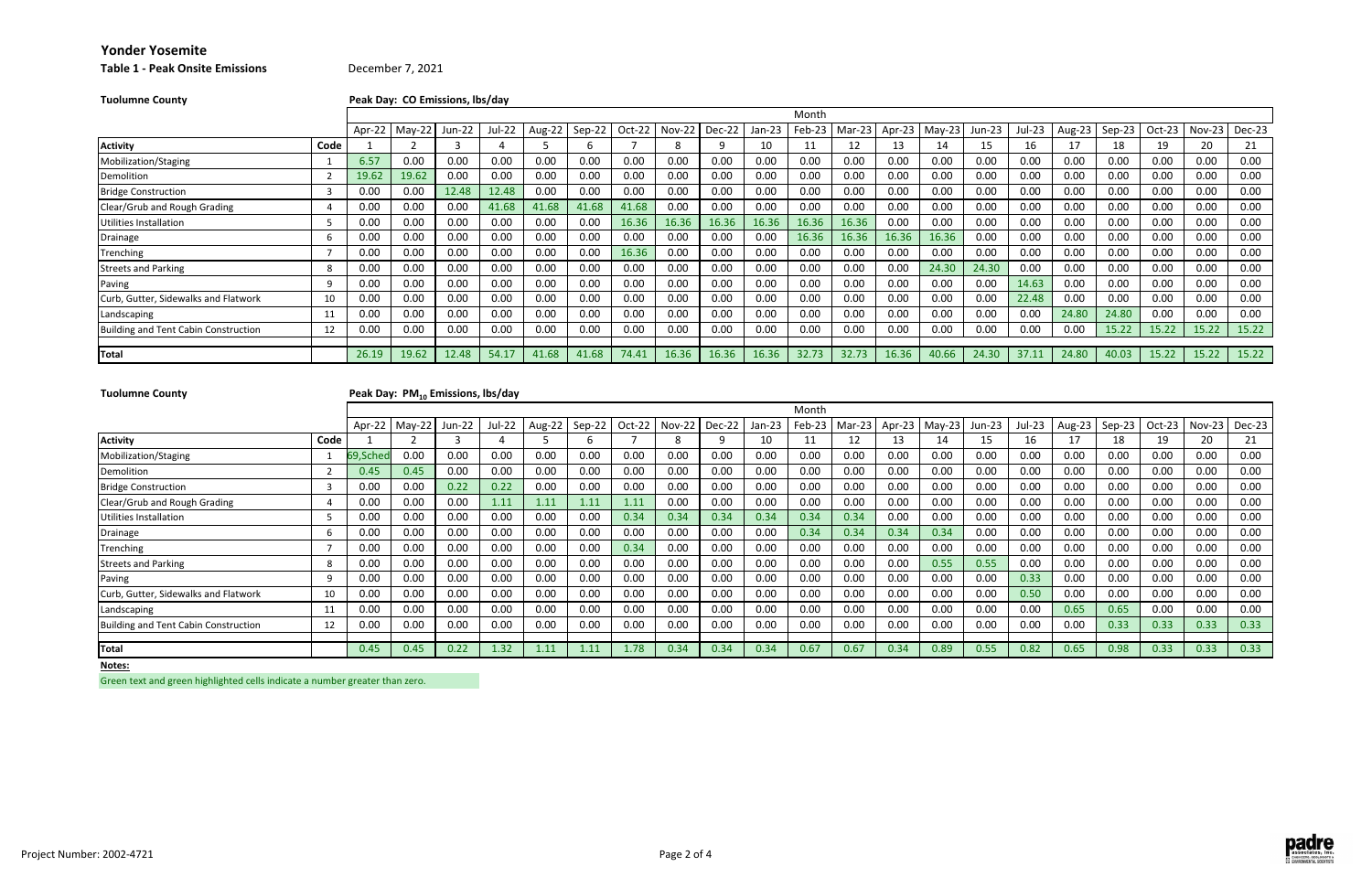# Yonder Yosemite

**Table 1 - Peak Onsite Emissions** December 7, 2021

**Tuolumne County**

**Peak Day: CO Emissions, lbs/day**

| | | Month | | | | | | | | | | | | | | | | | | | | |
|---|---|---|---|---|---|---|---|---|---|---|---|---|---|---|---|---|---|---|---|---|---|---|
| | | Apr-22 | May-22 | Jun-22 | Jul-22 | Aug-22 | Sep-22 | Oct-22 | Nov-22 | Dec-22 | Jan-23 | Feb-23 | Mar-23 | Apr-23 | May-23 | Jun-23 | Jul-23 | Aug-23 | Sep-23 | Oct-23 | Nov-23 | Dec-23 |
| **Activity** | **Code** | 1 | 2 | 3 | 4 | 5 | 6 | 7 | 8 | 9 | 10 | 11 | 12 | 13 | 14 | 15 | 16 | 17 | 18 | 19 | 20 | 21 |
| Mobilization/Staging | 1 | 6.57 | 0.00 | 0.00 | 0.00 | 0.00 | 0.00 | 0.00 | 0.00 | 0.00 | 0.00 | 0.00 | 0.00 | 0.00 | 0.00 | 0.00 | 0.00 | 0.00 | 0.00 | 0.00 | 0.00 | 0.00 |
| Demolition | 2 | 19.62 | 19.62 | 0.00 | 0.00 | 0.00 | 0.00 | 0.00 | 0.00 | 0.00 | 0.00 | 0.00 | 0.00 | 0.00 | 0.00 | 0.00 | 0.00 | 0.00 | 0.00 | 0.00 | 0.00 | 0.00 |
| Bridge Construction | 3 | 0.00 | 0.00 | 12.48 | 12.48 | 0.00 | 0.00 | 0.00 | 0.00 | 0.00 | 0.00 | 0.00 | 0.00 | 0.00 | 0.00 | 0.00 | 0.00 | 0.00 | 0.00 | 0.00 | 0.00 | 0.00 |
| Clear/Grub and Rough Grading | 4 | 0.00 | 0.00 | 0.00 | 41.68 | 41.68 | 41.68 | 41.68 | 0.00 | 0.00 | 0.00 | 0.00 | 0.00 | 0.00 | 0.00 | 0.00 | 0.00 | 0.00 | 0.00 | 0.00 | 0.00 | 0.00 |
| Utilities Installation | 5 | 0.00 | 0.00 | 0.00 | 0.00 | 0.00 | 0.00 | 16.36 | 16.36 | 16.36 | 16.36 | 16.36 | 16.36 | 0.00 | 0.00 | 0.00 | 0.00 | 0.00 | 0.00 | 0.00 | 0.00 | 0.00 |
| Drainage | 6 | 0.00 | 0.00 | 0.00 | 0.00 | 0.00 | 0.00 | 0.00 | 0.00 | 0.00 | 0.00 | 16.36 | 16.36 | 16.36 | 16.36 | 0.00 | 0.00 | 0.00 | 0.00 | 0.00 | 0.00 | 0.00 |
| Trenching | 7 | 0.00 | 0.00 | 0.00 | 0.00 | 0.00 | 0.00 | 16.36 | 0.00 | 0.00 | 0.00 | 0.00 | 0.00 | 0.00 | 0.00 | 0.00 | 0.00 | 0.00 | 0.00 | 0.00 | 0.00 | 0.00 |
| Streets and Parking | 8 | 0.00 | 0.00 | 0.00 | 0.00 | 0.00 | 0.00 | 0.00 | 0.00 | 0.00 | 0.00 | 0.00 | 0.00 | 0.00 | 24.30 | 24.30 | 0.00 | 0.00 | 0.00 | 0.00 | 0.00 | 0.00 |
| Paving | 9 | 0.00 | 0.00 | 0.00 | 0.00 | 0.00 | 0.00 | 0.00 | 0.00 | 0.00 | 0.00 | 0.00 | 0.00 | 0.00 | 0.00 | 0.00 | 14.63 | 0.00 | 0.00 | 0.00 | 0.00 | 0.00 |
| Curb, Gutter, Sidewalks and Flatwork | 10 | 0.00 | 0.00 | 0.00 | 0.00 | 0.00 | 0.00 | 0.00 | 0.00 | 0.00 | 0.00 | 0.00 | 0.00 | 0.00 | 0.00 | 0.00 | 22.48 | 0.00 | 0.00 | 0.00 | 0.00 | 0.00 |
| Landscaping | 11 | 0.00 | 0.00 | 0.00 | 0.00 | 0.00 | 0.00 | 0.00 | 0.00 | 0.00 | 0.00 | 0.00 | 0.00 | 0.00 | 0.00 | 0.00 | 0.00 | 24.80 | 24.80 | 0.00 | 0.00 | 0.00 |
| Building and Tent Cabin Construction | 12 | 0.00 | 0.00 | 0.00 | 0.00 | 0.00 | 0.00 | 0.00 | 0.00 | 0.00 | 0.00 | 0.00 | 0.00 | 0.00 | 0.00 | 0.00 | 0.00 | 0.00 | 15.22 | 15.22 | 15.22 | 15.22 |
| **Total** | | 26.19 | 19.62 | 12.48 | 54.17 | 41.68 | 41.68 | 74.41 | 16.36 | 16.36 | 16.36 | 32.73 | 32.73 | 16.36 | 40.66 | 24.30 | 37.11 | 24.80 | 40.03 | 15.22 | 15.22 | 15.22 |

**Tuolumne County**

**Peak Day: $PM_{10}$ Emissions, lbs/day**

| | | Month | | | | | | | | | | | | | | | | | | | | |
|---|---|---|---|---|---|---|---|---|---|---|---|---|---|---|---|---|---|---|---|---|---|---|
| | | Apr-22 | May-22 | Jun-22 | Jul-22 | Aug-22 | Sep-22 | Oct-22 | Nov-22 | Dec-22 | Jan-23 | Feb-23 | Mar-23 | Apr-23 | May-23 | Jun-23 | Jul-23 | Aug-23 | Sep-23 | Oct-23 | Nov-23 | Dec-23 |
| **Activity** | **Code** | 1 | 2 | 3 | 4 | 5 | 6 | 7 | 8 | 9 | 10 | 11 | 12 | 13 | 14 | 15 | 16 | 17 | 18 | 19 | 20 | 21 |
| Mobilization/Staging | 1 | 69,Sched | 0.00 | 0.00 | 0.00 | 0.00 | 0.00 | 0.00 | 0.00 | 0.00 | 0.00 | 0.00 | 0.00 | 0.00 | 0.00 | 0.00 | 0.00 | 0.00 | 0.00 | 0.00 | 0.00 | 0.00 |
| Demolition | 2 | 0.45 | 0.45 | 0.00 | 0.00 | 0.00 | 0.00 | 0.00 | 0.00 | 0.00 | 0.00 | 0.00 | 0.00 | 0.00 | 0.00 | 0.00 | 0.00 | 0.00 | 0.00 | 0.00 | 0.00 | 0.00 |
| Bridge Construction | 3 | 0.00 | 0.00 | 0.22 | 0.22 | 0.00 | 0.00 | 0.00 | 0.00 | 0.00 | 0.00 | 0.00 | 0.00 | 0.00 | 0.00 | 0.00 | 0.00 | 0.00 | 0.00 | 0.00 | 0.00 | 0.00 |
| Clear/Grub and Rough Grading | 4 | 0.00 | 0.00 | 0.00 | 1.11 | 1.11 | 1.11 | 1.11 | 0.00 | 0.00 | 0.00 | 0.00 | 0.00 | 0.00 | 0.00 | 0.00 | 0.00 | 0.00 | 0.00 | 0.00 | 0.00 | 0.00 |
| Utilities Installation | 5 | 0.00 | 0.00 | 0.00 | 0.00 | 0.00 | 0.00 | 0.34 | 0.34 | 0.34 | 0.34 | 0.34 | 0.34 | 0.00 | 0.00 | 0.00 | 0.00 | 0.00 | 0.00 | 0.00 | 0.00 | 0.00 |
| Drainage | 6 | 0.00 | 0.00 | 0.00 | 0.00 | 0.00 | 0.00 | 0.00 | 0.00 | 0.00 | 0.00 | 0.34 | 0.34 | 0.34 | 0.34 | 0.00 | 0.00 | 0.00 | 0.00 | 0.00 | 0.00 | 0.00 |
| Trenching | 7 | 0.00 | 0.00 | 0.00 | 0.00 | 0.00 | 0.00 | 0.34 | 0.00 | 0.00 | 0.00 | 0.00 | 0.00 | 0.00 | 0.00 | 0.00 | 0.00 | 0.00 | 0.00 | 0.00 | 0.00 | 0.00 |
| Streets and Parking | 8 | 0.00 | 0.00 | 0.00 | 0.00 | 0.00 | 0.00 | 0.00 | 0.00 | 0.00 | 0.00 | 0.00 | 0.00 | 0.00 | 0.55 | 0.55 | 0.00 | 0.00 | 0.00 | 0.00 | 0.00 | 0.00 |
| Paving | 9 | 0.00 | 0.00 | 0.00 | 0.00 | 0.00 | 0.00 | 0.00 | 0.00 | 0.00 | 0.00 | 0.00 | 0.00 | 0.00 | 0.00 | 0.00 | 0.33 | 0.00 | 0.00 | 0.00 | 0.00 | 0.00 |
| Curb, Gutter, Sidewalks and Flatwork | 10 | 0.00 | 0.00 | 0.00 | 0.00 | 0.00 | 0.00 | 0.00 | 0.00 | 0.00 | 0.00 | 0.00 | 0.00 | 0.00 | 0.00 | 0.00 | 0.50 | 0.00 | 0.00 | 0.00 | 0.00 | 0.00 |
| Landscaping | 11 | 0.00 | 0.00 | 0.00 | 0.00 | 0.00 | 0.00 | 0.00 | 0.00 | 0.00 | 0.00 | 0.00 | 0.00 | 0.00 | 0.00 | 0.00 | 0.00 | 0.65 | 0.65 | 0.00 | 0.00 | 0.00 |
| Building and Tent Cabin Construction | 12 | 0.00 | 0.00 | 0.00 | 0.00 | 0.00 | 0.00 | 0.00 | 0.00 | 0.00 | 0.00 | 0.00 | 0.00 | 0.00 | 0.00 | 0.00 | 0.00 | 0.00 | 0.33 | 0.33 | 0.33 | 0.33 |
| **Total** | | 0.45 | 0.45 | 0.22 | 1.32 | 1.11 | 1.11 | 1.78 | 0.34 | 0.34 | 0.34 | 0.67 | 0.67 | 0.34 | 0.89 | 0.55 | 0.82 | 0.65 | 0.98 | 0.33 | 0.33 | 0.33 |

**Notes:**

Green text and green highlighted cells indicate a number greater than zero.

Project Number: 2002-4721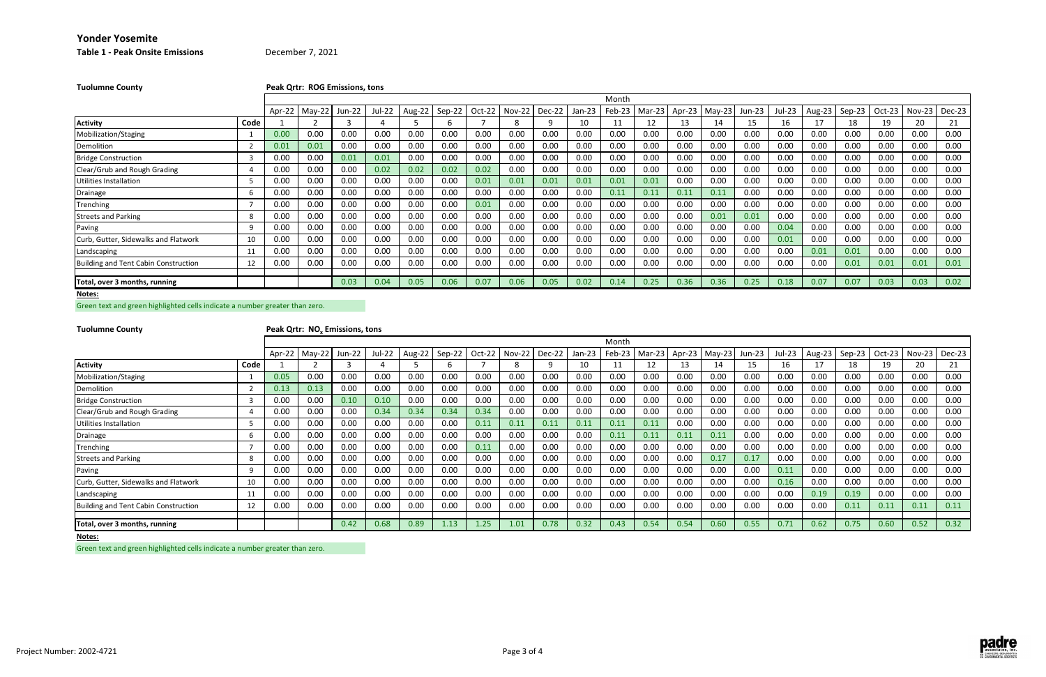**Yonder Yosemite**

**Table 1 - Peak Onsite Emissions** December 7, 2021

**Tuolumne County**

**Peak Qrtr: ROG Emissions, tons**

| | | Month | | | | | | | | | | | | | | | | | | | | |
|---|---|---|---|---|---|---|---|---|---|---|---|---|---|---|---|---|---|---|---|---|---|---|
| | | Apr-22 | May-22 | Jun-22 | Jul-22 | Aug-22 | Sep-22 | Oct-22 | Nov-22 | Dec-22 | Jan-23 | Feb-23 | Mar-23 | Apr-23 | May-23 | Jun-23 | Jul-23 | Aug-23 | Sep-23 | Oct-23 | Nov-23 | Dec-23 |
| **Activity** | **Code** | 1 | 2 | 3 | 4 | 5 | 6 | 7 | 8 | 9 | 10 | 11 | 12 | 13 | 14 | 15 | 16 | 17 | 18 | 19 | 20 | 21 |
| Mobilization/Staging | 1 | 0.00 | 0.00 | 0.00 | 0.00 | 0.00 | 0.00 | 0.00 | 0.00 | 0.00 | 0.00 | 0.00 | 0.00 | 0.00 | 0.00 | 0.00 | 0.00 | 0.00 | 0.00 | 0.00 | 0.00 | 0.00 |
| Demolition | 2 | 0.01 | 0.01 | 0.00 | 0.00 | 0.00 | 0.00 | 0.00 | 0.00 | 0.00 | 0.00 | 0.00 | 0.00 | 0.00 | 0.00 | 0.00 | 0.00 | 0.00 | 0.00 | 0.00 | 0.00 | 0.00 |
| Bridge Construction | 3 | 0.00 | 0.00 | 0.01 | 0.01 | 0.00 | 0.00 | 0.00 | 0.00 | 0.00 | 0.00 | 0.00 | 0.00 | 0.00 | 0.00 | 0.00 | 0.00 | 0.00 | 0.00 | 0.00 | 0.00 | 0.00 |
| Clear/Grub and Rough Grading | 4 | 0.00 | 0.00 | 0.00 | 0.02 | 0.02 | 0.02 | 0.02 | 0.00 | 0.00 | 0.00 | 0.00 | 0.00 | 0.00 | 0.00 | 0.00 | 0.00 | 0.00 | 0.00 | 0.00 | 0.00 | 0.00 |
| Utilities Installation | 5 | 0.00 | 0.00 | 0.00 | 0.00 | 0.00 | 0.00 | 0.01 | 0.01 | 0.01 | 0.01 | 0.01 | 0.01 | 0.00 | 0.00 | 0.00 | 0.00 | 0.00 | 0.00 | 0.00 | 0.00 | 0.00 |
| Drainage | 6 | 0.00 | 0.00 | 0.00 | 0.00 | 0.00 | 0.00 | 0.00 | 0.00 | 0.00 | 0.00 | 0.11 | 0.11 | 0.11 | 0.11 | 0.00 | 0.00 | 0.00 | 0.00 | 0.00 | 0.00 | 0.00 |
| Trenching | 7 | 0.00 | 0.00 | 0.00 | 0.00 | 0.00 | 0.00 | 0.01 | 0.00 | 0.00 | 0.00 | 0.00 | 0.00 | 0.00 | 0.00 | 0.00 | 0.00 | 0.00 | 0.00 | 0.00 | 0.00 | 0.00 |
| Streets and Parking | 8 | 0.00 | 0.00 | 0.00 | 0.00 | 0.00 | 0.00 | 0.00 | 0.00 | 0.00 | 0.00 | 0.00 | 0.00 | 0.00 | 0.01 | 0.01 | 0.00 | 0.00 | 0.00 | 0.00 | 0.00 | 0.00 |
| Paving | 9 | 0.00 | 0.00 | 0.00 | 0.00 | 0.00 | 0.00 | 0.00 | 0.00 | 0.00 | 0.00 | 0.00 | 0.00 | 0.00 | 0.00 | 0.00 | 0.04 | 0.00 | 0.00 | 0.00 | 0.00 | 0.00 |
| Curb, Gutter, Sidewalks and Flatwork | 10 | 0.00 | 0.00 | 0.00 | 0.00 | 0.00 | 0.00 | 0.00 | 0.00 | 0.00 | 0.00 | 0.00 | 0.00 | 0.00 | 0.00 | 0.00 | 0.01 | 0.00 | 0.00 | 0.00 | 0.00 | 0.00 |
| Landscaping | 11 | 0.00 | 0.00 | 0.00 | 0.00 | 0.00 | 0.00 | 0.00 | 0.00 | 0.00 | 0.00 | 0.00 | 0.00 | 0.00 | 0.00 | 0.00 | 0.00 | 0.01 | 0.01 | 0.00 | 0.00 | 0.00 |
| Building and Tent Cabin Construction | 12 | 0.00 | 0.00 | 0.00 | 0.00 | 0.00 | 0.00 | 0.00 | 0.00 | 0.00 | 0.00 | 0.00 | 0.00 | 0.00 | 0.00 | 0.00 | 0.00 | 0.00 | 0.01 | 0.01 | 0.01 | 0.01 |
| **Total, over 3 months, running** | | | | 0.03 | 0.04 | 0.05 | 0.06 | 0.07 | 0.06 | 0.05 | 0.02 | 0.14 | 0.25 | 0.36 | 0.36 | 0.25 | 0.18 | 0.07 | 0.07 | 0.03 | 0.03 | 0.02 |

**Notes:**

Green text and green highlighted cells indicate a number greater than zero.

**Tuolumne County**

**Peak Qrtr: $NO_x$ Emissions, tons**

| | | Month | | | | | | | | | | | | | | | | | | | | |
|---|---|---|---|---|---|---|---|---|---|---|---|---|---|---|---|---|---|---|---|---|---|---|
| | | Apr-22 | May-22 | Jun-22 | Jul-22 | Aug-22 | Sep-22 | Oct-22 | Nov-22 | Dec-22 | Jan-23 | Feb-23 | Mar-23 | Apr-23 | May-23 | Jun-23 | Jul-23 | Aug-23 | Sep-23 | Oct-23 | Nov-23 | Dec-23 |
| **Activity** | **Code** | 1 | 2 | 3 | 4 | 5 | 6 | 7 | 8 | 9 | 10 | 11 | 12 | 13 | 14 | 15 | 16 | 17 | 18 | 19 | 20 | 21 |
| Mobilization/Staging | 1 | 0.05 | 0.00 | 0.00 | 0.00 | 0.00 | 0.00 | 0.00 | 0.00 | 0.00 | 0.00 | 0.00 | 0.00 | 0.00 | 0.00 | 0.00 | 0.00 | 0.00 | 0.00 | 0.00 | 0.00 | 0.00 |
| Demolition | 2 | 0.13 | 0.13 | 0.00 | 0.00 | 0.00 | 0.00 | 0.00 | 0.00 | 0.00 | 0.00 | 0.00 | 0.00 | 0.00 | 0.00 | 0.00 | 0.00 | 0.00 | 0.00 | 0.00 | 0.00 | 0.00 |
| Bridge Construction | 3 | 0.00 | 0.00 | 0.10 | 0.10 | 0.00 | 0.00 | 0.00 | 0.00 | 0.00 | 0.00 | 0.00 | 0.00 | 0.00 | 0.00 | 0.00 | 0.00 | 0.00 | 0.00 | 0.00 | 0.00 | 0.00 |
| Clear/Grub and Rough Grading | 4 | 0.00 | 0.00 | 0.00 | 0.34 | 0.34 | 0.34 | 0.34 | 0.00 | 0.00 | 0.00 | 0.00 | 0.00 | 0.00 | 0.00 | 0.00 | 0.00 | 0.00 | 0.00 | 0.00 | 0.00 | 0.00 |
| Utilities Installation | 5 | 0.00 | 0.00 | 0.00 | 0.00 | 0.00 | 0.00 | 0.11 | 0.11 | 0.11 | 0.11 | 0.11 | 0.11 | 0.00 | 0.00 | 0.00 | 0.00 | 0.00 | 0.00 | 0.00 | 0.00 | 0.00 |
| Drainage | 6 | 0.00 | 0.00 | 0.00 | 0.00 | 0.00 | 0.00 | 0.00 | 0.00 | 0.00 | 0.00 | 0.11 | 0.11 | 0.11 | 0.11 | 0.00 | 0.00 | 0.00 | 0.00 | 0.00 | 0.00 | 0.00 |
| Trenching | 7 | 0.00 | 0.00 | 0.00 | 0.00 | 0.00 | 0.00 | 0.11 | 0.00 | 0.00 | 0.00 | 0.00 | 0.00 | 0.00 | 0.00 | 0.00 | 0.00 | 0.00 | 0.00 | 0.00 | 0.00 | 0.00 |
| Streets and Parking | 8 | 0.00 | 0.00 | 0.00 | 0.00 | 0.00 | 0.00 | 0.00 | 0.00 | 0.00 | 0.00 | 0.00 | 0.00 | 0.00 | 0.17 | 0.17 | 0.00 | 0.00 | 0.00 | 0.00 | 0.00 | 0.00 |
| Paving | 9 | 0.00 | 0.00 | 0.00 | 0.00 | 0.00 | 0.00 | 0.00 | 0.00 | 0.00 | 0.00 | 0.00 | 0.00 | 0.00 | 0.00 | 0.00 | 0.11 | 0.00 | 0.00 | 0.00 | 0.00 | 0.00 |
| Curb, Gutter, Sidewalks and Flatwork | 10 | 0.00 | 0.00 | 0.00 | 0.00 | 0.00 | 0.00 | 0.00 | 0.00 | 0.00 | 0.00 | 0.00 | 0.00 | 0.00 | 0.00 | 0.00 | 0.16 | 0.00 | 0.00 | 0.00 | 0.00 | 0.00 |
| Landscaping | 11 | 0.00 | 0.00 | 0.00 | 0.00 | 0.00 | 0.00 | 0.00 | 0.00 | 0.00 | 0.00 | 0.00 | 0.00 | 0.00 | 0.00 | 0.00 | 0.00 | 0.19 | 0.19 | 0.00 | 0.00 | 0.00 |
| Building and Tent Cabin Construction | 12 | 0.00 | 0.00 | 0.00 | 0.00 | 0.00 | 0.00 | 0.00 | 0.00 | 0.00 | 0.00 | 0.00 | 0.00 | 0.00 | 0.00 | 0.00 | 0.00 | 0.00 | 0.11 | 0.11 | 0.11 | 0.11 |
| **Total, over 3 months, running** | | | | 0.42 | 0.68 | 0.89 | 1.13 | 1.25 | 1.01 | 0.78 | 0.32 | 0.43 | 0.54 | 0.54 | 0.60 | 0.55 | 0.71 | 0.62 | 0.75 | 0.60 | 0.52 | 0.32 |

**Notes:**

Green text and green highlighted cells indicate a number greater than zero.

Project Number: 2002-4721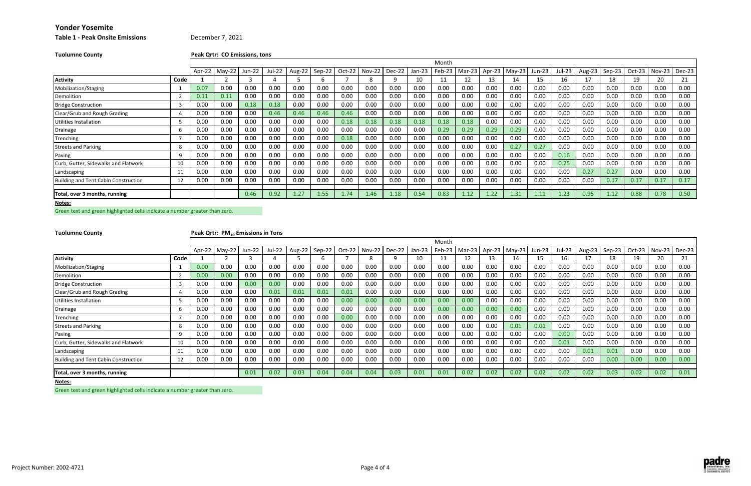# Yonder Yosemite

**Table 1 - Peak Onsite Emissions** December 7, 2021

**Tuolumne County** **Peak Qrtr: CO Emissions, tons**

| | | Month | | | | | | | | | | | | | | | | | | | | |
|---|---|---|---|---|---|---|---|---|---|---|---|---|---|---|---|---|---|---|---|---|---|---|
| | | Apr-22 | May-22 | Jun-22 | Jul-22 | Aug-22 | Sep-22 | Oct-22 | Nov-22 | Dec-22 | Jan-23 | Feb-23 | Mar-23 | Apr-23 | May-23 | Jun-23 | Jul-23 | Aug-23 | Sep-23 | Oct-23 | Nov-23 | Dec-23 |
| **Activity** | **Code** | 1 | 2 | 3 | 4 | 5 | 6 | 7 | 8 | 9 | 10 | 11 | 12 | 13 | 14 | 15 | 16 | 17 | 18 | 19 | 20 | 21 |
| Mobilization/Staging | 1 | 0.07 | 0.00 | 0.00 | 0.00 | 0.00 | 0.00 | 0.00 | 0.00 | 0.00 | 0.00 | 0.00 | 0.00 | 0.00 | 0.00 | 0.00 | 0.00 | 0.00 | 0.00 | 0.00 | 0.00 | 0.00 |
| Demolition | 2 | 0.11 | 0.11 | 0.00 | 0.00 | 0.00 | 0.00 | 0.00 | 0.00 | 0.00 | 0.00 | 0.00 | 0.00 | 0.00 | 0.00 | 0.00 | 0.00 | 0.00 | 0.00 | 0.00 | 0.00 | 0.00 |
| Bridge Construction | 3 | 0.00 | 0.00 | 0.18 | 0.18 | 0.00 | 0.00 | 0.00 | 0.00 | 0.00 | 0.00 | 0.00 | 0.00 | 0.00 | 0.00 | 0.00 | 0.00 | 0.00 | 0.00 | 0.00 | 0.00 | 0.00 |
| Clear/Grub and Rough Grading | 4 | 0.00 | 0.00 | 0.00 | 0.46 | 0.46 | 0.46 | 0.46 | 0.00 | 0.00 | 0.00 | 0.00 | 0.00 | 0.00 | 0.00 | 0.00 | 0.00 | 0.00 | 0.00 | 0.00 | 0.00 | 0.00 |
| Utilities Installation | 5 | 0.00 | 0.00 | 0.00 | 0.00 | 0.00 | 0.00 | 0.18 | 0.18 | 0.18 | 0.18 | 0.18 | 0.18 | 0.00 | 0.00 | 0.00 | 0.00 | 0.00 | 0.00 | 0.00 | 0.00 | 0.00 |
| Drainage | 6 | 0.00 | 0.00 | 0.00 | 0.00 | 0.00 | 0.00 | 0.00 | 0.00 | 0.00 | 0.00 | 0.29 | 0.29 | 0.29 | 0.29 | 0.00 | 0.00 | 0.00 | 0.00 | 0.00 | 0.00 | 0.00 |
| Trenching | 7 | 0.00 | 0.00 | 0.00 | 0.00 | 0.00 | 0.00 | 0.18 | 0.00 | 0.00 | 0.00 | 0.00 | 0.00 | 0.00 | 0.00 | 0.00 | 0.00 | 0.00 | 0.00 | 0.00 | 0.00 | 0.00 |
| Streets and Parking | 8 | 0.00 | 0.00 | 0.00 | 0.00 | 0.00 | 0.00 | 0.00 | 0.00 | 0.00 | 0.00 | 0.00 | 0.00 | 0.00 | 0.27 | 0.27 | 0.00 | 0.00 | 0.00 | 0.00 | 0.00 | 0.00 |
| Paving | 9 | 0.00 | 0.00 | 0.00 | 0.00 | 0.00 | 0.00 | 0.00 | 0.00 | 0.00 | 0.00 | 0.00 | 0.00 | 0.00 | 0.00 | 0.00 | 0.16 | 0.00 | 0.00 | 0.00 | 0.00 | 0.00 |
| Curb, Gutter, Sidewalks and Flatwork | 10 | 0.00 | 0.00 | 0.00 | 0.00 | 0.00 | 0.00 | 0.00 | 0.00 | 0.00 | 0.00 | 0.00 | 0.00 | 0.00 | 0.00 | 0.00 | 0.25 | 0.00 | 0.00 | 0.00 | 0.00 | 0.00 |
| Landscaping | 11 | 0.00 | 0.00 | 0.00 | 0.00 | 0.00 | 0.00 | 0.00 | 0.00 | 0.00 | 0.00 | 0.00 | 0.00 | 0.00 | 0.00 | 0.00 | 0.00 | 0.27 | 0.27 | 0.00 | 0.00 | 0.00 |
| Building and Tent Cabin Construction | 12 | 0.00 | 0.00 | 0.00 | 0.00 | 0.00 | 0.00 | 0.00 | 0.00 | 0.00 | 0.00 | 0.00 | 0.00 | 0.00 | 0.00 | 0.00 | 0.00 | 0.00 | 0.17 | 0.17 | 0.17 | 0.17 |
| **Total, over 3 months, running** | | | | 0.46 | 0.92 | 1.27 | 1.55 | 1.74 | 1.46 | 1.18 | 0.54 | 0.83 | 1.12 | 1.22 | 1.31 | 1.11 | 1.23 | 0.95 | 1.12 | 0.88 | 0.78 | 0.50 |

**Notes:**

Green text and green highlighted cells indicate a number greater than zero.

**Tuolumne County** **Peak Qrtr: $PM_{10}$ Emissions in Tons**

| | | Month | | | | | | | | | | | | | | | | | | | | |
|---|---|---|---|---|---|---|---|---|---|---|---|---|---|---|---|---|---|---|---|---|---|---|
| | | Apr-22 | May-22 | Jun-22 | Jul-22 | Aug-22 | Sep-22 | Oct-22 | Nov-22 | Dec-22 | Jan-23 | Feb-23 | Mar-23 | Apr-23 | May-23 | Jun-23 | Jul-23 | Aug-23 | Sep-23 | Oct-23 | Nov-23 | Dec-23 |
| **Activity** | **Code** | 1 | 2 | 3 | 4 | 5 | 6 | 7 | 8 | 9 | 10 | 11 | 12 | 13 | 14 | 15 | 16 | 17 | 18 | 19 | 20 | 21 |
| Mobilization/Staging | 1 | 0.00 | 0.00 | 0.00 | 0.00 | 0.00 | 0.00 | 0.00 | 0.00 | 0.00 | 0.00 | 0.00 | 0.00 | 0.00 | 0.00 | 0.00 | 0.00 | 0.00 | 0.00 | 0.00 | 0.00 | 0.00 |
| Demolition | 2 | 0.00 | 0.00 | 0.00 | 0.00 | 0.00 | 0.00 | 0.00 | 0.00 | 0.00 | 0.00 | 0.00 | 0.00 | 0.00 | 0.00 | 0.00 | 0.00 | 0.00 | 0.00 | 0.00 | 0.00 | 0.00 |
| Bridge Construction | 3 | 0.00 | 0.00 | 0.00 | 0.00 | 0.00 | 0.00 | 0.00 | 0.00 | 0.00 | 0.00 | 0.00 | 0.00 | 0.00 | 0.00 | 0.00 | 0.00 | 0.00 | 0.00 | 0.00 | 0.00 | 0.00 |
| Clear/Grub and Rough Grading | 4 | 0.00 | 0.00 | 0.00 | 0.01 | 0.01 | 0.01 | 0.01 | 0.00 | 0.00 | 0.00 | 0.00 | 0.00 | 0.00 | 0.00 | 0.00 | 0.00 | 0.00 | 0.00 | 0.00 | 0.00 | 0.00 |
| Utilities Installation | 5 | 0.00 | 0.00 | 0.00 | 0.00 | 0.00 | 0.00 | 0.00 | 0.00 | 0.00 | 0.00 | 0.00 | 0.00 | 0.00 | 0.00 | 0.00 | 0.00 | 0.00 | 0.00 | 0.00 | 0.00 | 0.00 |
| Drainage | 6 | 0.00 | 0.00 | 0.00 | 0.00 | 0.00 | 0.00 | 0.00 | 0.00 | 0.00 | 0.00 | 0.00 | 0.00 | 0.00 | 0.00 | 0.00 | 0.00 | 0.00 | 0.00 | 0.00 | 0.00 | 0.00 |
| Trenching | 7 | 0.00 | 0.00 | 0.00 | 0.00 | 0.00 | 0.00 | 0.00 | 0.00 | 0.00 | 0.00 | 0.00 | 0.00 | 0.00 | 0.00 | 0.00 | 0.00 | 0.00 | 0.00 | 0.00 | 0.00 | 0.00 |
| Streets and Parking | 8 | 0.00 | 0.00 | 0.00 | 0.00 | 0.00 | 0.00 | 0.00 | 0.00 | 0.00 | 0.00 | 0.00 | 0.00 | 0.00 | 0.01 | 0.01 | 0.00 | 0.00 | 0.00 | 0.00 | 0.00 | 0.00 |
| Paving | 9 | 0.00 | 0.00 | 0.00 | 0.00 | 0.00 | 0.00 | 0.00 | 0.00 | 0.00 | 0.00 | 0.00 | 0.00 | 0.00 | 0.00 | 0.00 | 0.00 | 0.00 | 0.00 | 0.00 | 0.00 | 0.00 |
| Curb, Gutter, Sidewalks and Flatwork | 10 | 0.00 | 0.00 | 0.00 | 0.00 | 0.00 | 0.00 | 0.00 | 0.00 | 0.00 | 0.00 | 0.00 | 0.00 | 0.00 | 0.00 | 0.00 | 0.01 | 0.00 | 0.00 | 0.00 | 0.00 | 0.00 |
| Landscaping | 11 | 0.00 | 0.00 | 0.00 | 0.00 | 0.00 | 0.00 | 0.00 | 0.00 | 0.00 | 0.00 | 0.00 | 0.00 | 0.00 | 0.00 | 0.00 | 0.00 | 0.01 | 0.01 | 0.00 | 0.00 | 0.00 |
| Building and Tent Cabin Construction | 12 | 0.00 | 0.00 | 0.00 | 0.00 | 0.00 | 0.00 | 0.00 | 0.00 | 0.00 | 0.00 | 0.00 | 0.00 | 0.00 | 0.00 | 0.00 | 0.00 | 0.00 | 0.00 | 0.00 | 0.00 | 0.00 |
| **Total, over 3 months, running** | | | | 0.01 | 0.02 | 0.03 | 0.04 | 0.04 | 0.04 | 0.03 | 0.01 | 0.01 | 0.02 | 0.02 | 0.02 | 0.02 | 0.02 | 0.02 | 0.03 | 0.02 | 0.02 | 0.01 |

**Notes:**

Green text and green highlighted cells indicate a number greater than zero.

Project Number: 2002-4721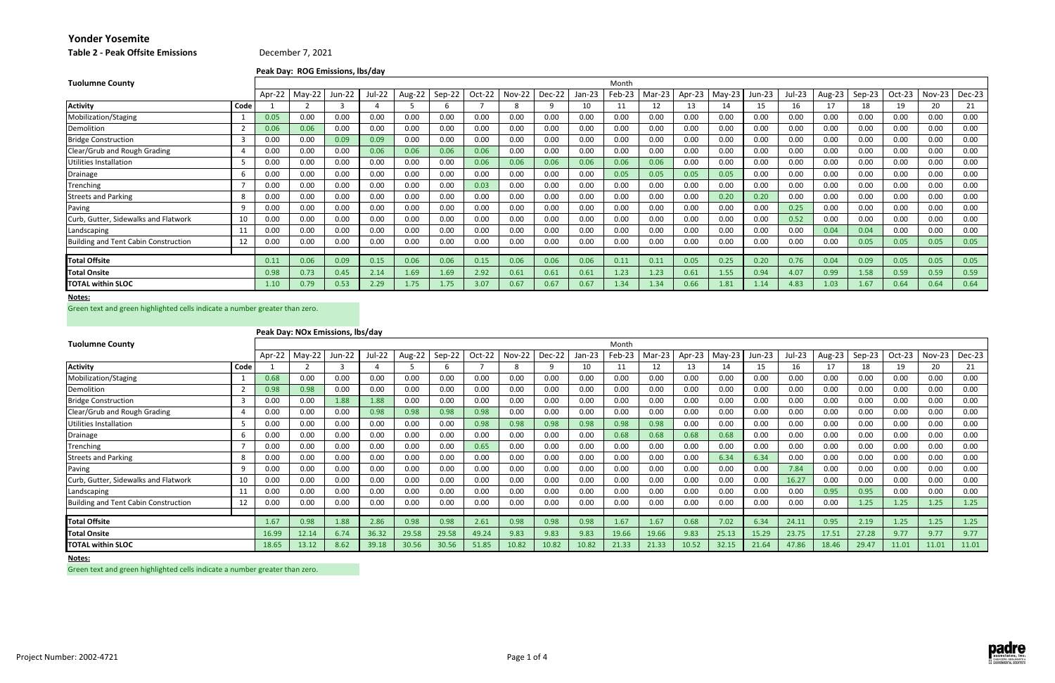# Yonder Yosemite

**Table 2 - Peak Offsite Emissions** December 7, 2021

**Peak Day: ROG Emissions, lbs/day**

| Tuolumne County | | Month | | | | | | | | | | | | | | | | | | | | |
|---|---|---|---|---|---|---|---|---|---|---|---|---|---|---|---|---|---|---|---|---|---|---|
| | | Apr-22 | May-22 | Jun-22 | Jul-22 | Aug-22 | Sep-22 | Oct-22 | Nov-22 | Dec-22 | Jan-23 | Feb-23 | Mar-23 | Apr-23 | May-23 | Jun-23 | Jul-23 | Aug-23 | Sep-23 | Oct-23 | Nov-23 | Dec-23 |
| **Activity** | **Code** | 1 | 2 | 3 | 4 | 5 | 6 | 7 | 8 | 9 | 10 | 11 | 12 | 13 | 14 | 15 | 16 | 17 | 18 | 19 | 20 | 21 |
| Mobilization/Staging | 1 | 0.05 | 0.00 | 0.00 | 0.00 | 0.00 | 0.00 | 0.00 | 0.00 | 0.00 | 0.00 | 0.00 | 0.00 | 0.00 | 0.00 | 0.00 | 0.00 | 0.00 | 0.00 | 0.00 | 0.00 | 0.00 |
| Demolition | 2 | 0.06 | 0.06 | 0.00 | 0.00 | 0.00 | 0.00 | 0.00 | 0.00 | 0.00 | 0.00 | 0.00 | 0.00 | 0.00 | 0.00 | 0.00 | 0.00 | 0.00 | 0.00 | 0.00 | 0.00 | 0.00 |
| Bridge Construction | 3 | 0.00 | 0.00 | 0.09 | 0.09 | 0.00 | 0.00 | 0.00 | 0.00 | 0.00 | 0.00 | 0.00 | 0.00 | 0.00 | 0.00 | 0.00 | 0.00 | 0.00 | 0.00 | 0.00 | 0.00 | 0.00 |
| Clear/Grub and Rough Grading | 4 | 0.00 | 0.00 | 0.00 | 0.06 | 0.06 | 0.06 | 0.06 | 0.00 | 0.00 | 0.00 | 0.00 | 0.00 | 0.00 | 0.00 | 0.00 | 0.00 | 0.00 | 0.00 | 0.00 | 0.00 | 0.00 |
| Utilities Installation | 5 | 0.00 | 0.00 | 0.00 | 0.00 | 0.00 | 0.00 | 0.06 | 0.06 | 0.06 | 0.06 | 0.06 | 0.06 | 0.00 | 0.00 | 0.00 | 0.00 | 0.00 | 0.00 | 0.00 | 0.00 | 0.00 |
| Drainage | 6 | 0.00 | 0.00 | 0.00 | 0.00 | 0.00 | 0.00 | 0.00 | 0.00 | 0.00 | 0.00 | 0.05 | 0.05 | 0.05 | 0.05 | 0.00 | 0.00 | 0.00 | 0.00 | 0.00 | 0.00 | 0.00 |
| Trenching | 7 | 0.00 | 0.00 | 0.00 | 0.00 | 0.00 | 0.00 | 0.03 | 0.00 | 0.00 | 0.00 | 0.00 | 0.00 | 0.00 | 0.00 | 0.00 | 0.00 | 0.00 | 0.00 | 0.00 | 0.00 | 0.00 |
| Streets and Parking | 8 | 0.00 | 0.00 | 0.00 | 0.00 | 0.00 | 0.00 | 0.00 | 0.00 | 0.00 | 0.00 | 0.00 | 0.00 | 0.00 | 0.20 | 0.20 | 0.00 | 0.00 | 0.00 | 0.00 | 0.00 | 0.00 |
| Paving | 9 | 0.00 | 0.00 | 0.00 | 0.00 | 0.00 | 0.00 | 0.00 | 0.00 | 0.00 | 0.00 | 0.00 | 0.00 | 0.00 | 0.00 | 0.00 | 0.25 | 0.00 | 0.00 | 0.00 | 0.00 | 0.00 |
| Curb, Gutter, Sidewalks and Flatwork | 10 | 0.00 | 0.00 | 0.00 | 0.00 | 0.00 | 0.00 | 0.00 | 0.00 | 0.00 | 0.00 | 0.00 | 0.00 | 0.00 | 0.00 | 0.00 | 0.52 | 0.00 | 0.00 | 0.00 | 0.00 | 0.00 |
| Landscaping | 11 | 0.00 | 0.00 | 0.00 | 0.00 | 0.00 | 0.00 | 0.00 | 0.00 | 0.00 | 0.00 | 0.00 | 0.00 | 0.00 | 0.00 | 0.00 | 0.00 | 0.04 | 0.04 | 0.00 | 0.00 | 0.00 |
| Building and Tent Cabin Construction | 12 | 0.00 | 0.00 | 0.00 | 0.00 | 0.00 | 0.00 | 0.00 | 0.00 | 0.00 | 0.00 | 0.00 | 0.00 | 0.00 | 0.00 | 0.00 | 0.00 | 0.00 | 0.05 | 0.05 | 0.05 | 0.05 |
| **Total Offsite** | | 0.11 | 0.06 | 0.09 | 0.15 | 0.06 | 0.06 | 0.15 | 0.06 | 0.06 | 0.06 | 0.11 | 0.11 | 0.05 | 0.25 | 0.20 | 0.76 | 0.04 | 0.09 | 0.05 | 0.05 | 0.05 |
| **Total Onsite** | | 0.98 | 0.73 | 0.45 | 2.14 | 1.69 | 1.69 | 2.92 | 0.61 | 0.61 | 0.61 | 1.23 | 1.23 | 0.61 | 1.55 | 0.94 | 4.07 | 0.99 | 1.58 | 0.59 | 0.59 | 0.59 |
| **TOTAL within SLOC** | | 1.10 | 0.79 | 0.53 | 2.29 | 1.75 | 1.75 | 3.07 | 0.67 | 0.67 | 0.67 | 1.34 | 1.34 | 0.66 | 1.81 | 1.14 | 4.83 | 1.03 | 1.67 | 0.64 | 0.64 | 0.64 |

**Notes:**

Green text and green highlighted cells indicate a number greater than zero.

**Peak Day: NOx Emissions, lbs/day**

| Tuolumne County | | Month | | | | | | | | | | | | | | | | | | | | |
|---|---|---|---|---|---|---|---|---|---|---|---|---|---|---|---|---|---|---|---|---|---|---|
| | | Apr-22 | May-22 | Jun-22 | Jul-22 | Aug-22 | Sep-22 | Oct-22 | Nov-22 | Dec-22 | Jan-23 | Feb-23 | Mar-23 | Apr-23 | May-23 | Jun-23 | Jul-23 | Aug-23 | Sep-23 | Oct-23 | Nov-23 | Dec-23 |
| **Activity** | **Code** | 1 | 2 | 3 | 4 | 5 | 6 | 7 | 8 | 9 | 10 | 11 | 12 | 13 | 14 | 15 | 16 | 17 | 18 | 19 | 20 | 21 |
| Mobilization/Staging | 1 | 0.68 | 0.00 | 0.00 | 0.00 | 0.00 | 0.00 | 0.00 | 0.00 | 0.00 | 0.00 | 0.00 | 0.00 | 0.00 | 0.00 | 0.00 | 0.00 | 0.00 | 0.00 | 0.00 | 0.00 | 0.00 |
| Demolition | 2 | 0.98 | 0.98 | 0.00 | 0.00 | 0.00 | 0.00 | 0.00 | 0.00 | 0.00 | 0.00 | 0.00 | 0.00 | 0.00 | 0.00 | 0.00 | 0.00 | 0.00 | 0.00 | 0.00 | 0.00 | 0.00 |
| Bridge Construction | 3 | 0.00 | 0.00 | 1.88 | 1.88 | 0.00 | 0.00 | 0.00 | 0.00 | 0.00 | 0.00 | 0.00 | 0.00 | 0.00 | 0.00 | 0.00 | 0.00 | 0.00 | 0.00 | 0.00 | 0.00 | 0.00 |
| Clear/Grub and Rough Grading | 4 | 0.00 | 0.00 | 0.00 | 0.98 | 0.98 | 0.98 | 0.98 | 0.00 | 0.00 | 0.00 | 0.00 | 0.00 | 0.00 | 0.00 | 0.00 | 0.00 | 0.00 | 0.00 | 0.00 | 0.00 | 0.00 |
| Utilities Installation | 5 | 0.00 | 0.00 | 0.00 | 0.00 | 0.00 | 0.00 | 0.98 | 0.98 | 0.98 | 0.98 | 0.98 | 0.98 | 0.00 | 0.00 | 0.00 | 0.00 | 0.00 | 0.00 | 0.00 | 0.00 | 0.00 |
| Drainage | 6 | 0.00 | 0.00 | 0.00 | 0.00 | 0.00 | 0.00 | 0.00 | 0.00 | 0.00 | 0.00 | 0.68 | 0.68 | 0.68 | 0.68 | 0.00 | 0.00 | 0.00 | 0.00 | 0.00 | 0.00 | 0.00 |
| Trenching | 7 | 0.00 | 0.00 | 0.00 | 0.00 | 0.00 | 0.00 | 0.65 | 0.00 | 0.00 | 0.00 | 0.00 | 0.00 | 0.00 | 0.00 | 0.00 | 0.00 | 0.00 | 0.00 | 0.00 | 0.00 | 0.00 |
| Streets and Parking | 8 | 0.00 | 0.00 | 0.00 | 0.00 | 0.00 | 0.00 | 0.00 | 0.00 | 0.00 | 0.00 | 0.00 | 0.00 | 0.00 | 6.34 | 6.34 | 0.00 | 0.00 | 0.00 | 0.00 | 0.00 | 0.00 |
| Paving | 9 | 0.00 | 0.00 | 0.00 | 0.00 | 0.00 | 0.00 | 0.00 | 0.00 | 0.00 | 0.00 | 0.00 | 0.00 | 0.00 | 0.00 | 0.00 | 7.84 | 0.00 | 0.00 | 0.00 | 0.00 | 0.00 |
| Curb, Gutter, Sidewalks and Flatwork | 10 | 0.00 | 0.00 | 0.00 | 0.00 | 0.00 | 0.00 | 0.00 | 0.00 | 0.00 | 0.00 | 0.00 | 0.00 | 0.00 | 0.00 | 0.00 | 16.27 | 0.00 | 0.00 | 0.00 | 0.00 | 0.00 |
| Landscaping | 11 | 0.00 | 0.00 | 0.00 | 0.00 | 0.00 | 0.00 | 0.00 | 0.00 | 0.00 | 0.00 | 0.00 | 0.00 | 0.00 | 0.00 | 0.00 | 0.00 | 0.95 | 0.95 | 0.00 | 0.00 | 0.00 |
| Building and Tent Cabin Construction | 12 | 0.00 | 0.00 | 0.00 | 0.00 | 0.00 | 0.00 | 0.00 | 0.00 | 0.00 | 0.00 | 0.00 | 0.00 | 0.00 | 0.00 | 0.00 | 0.00 | 0.00 | 1.25 | 1.25 | 1.25 | 1.25 |
| **Total Offsite** | | 1.67 | 0.98 | 1.88 | 2.86 | 0.98 | 0.98 | 2.61 | 0.98 | 0.98 | 0.98 | 1.67 | 1.67 | 0.68 | 7.02 | 6.34 | 24.11 | 0.95 | 2.19 | 1.25 | 1.25 | 1.25 |
| **Total Onsite** | | 16.99 | 12.14 | 6.74 | 36.32 | 29.58 | 29.58 | 49.24 | 9.83 | 9.83 | 9.83 | 19.66 | 19.66 | 9.83 | 25.13 | 15.29 | 23.75 | 17.51 | 27.28 | 9.77 | 9.77 | 9.77 |
| **TOTAL within SLOC** | | 18.65 | 13.12 | 8.62 | 39.18 | 30.56 | 30.56 | 51.85 | 10.82 | 10.82 | 10.82 | 21.33 | 21.33 | 10.52 | 32.15 | 21.64 | 47.86 | 18.46 | 29.47 | 11.01 | 11.01 | 11.01 |

**Notes:**

Green text and green highlighted cells indicate a number greater than zero.

Project Number: 2002-4721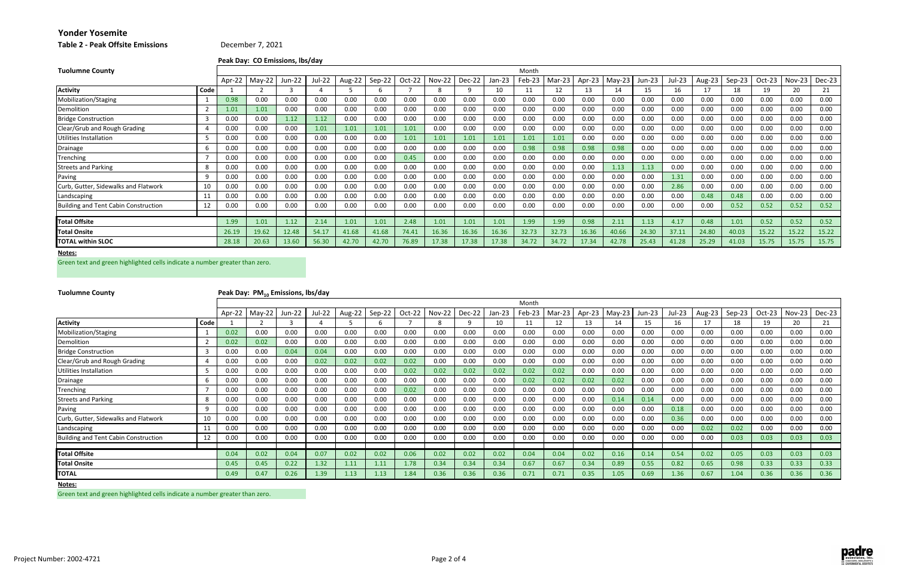# Yonder Yosemite

**Table 2 - Peak Offsite Emissions** December 7, 2021

**Peak Day: CO Emissions, lbs/day**

**Tuolumne County**

| Activity | Code | Apr-22 | May-22 | Jun-22 | Jul-22 | Aug-22 | Sep-22 | Oct-22 | Nov-22 | Dec-22 | Jan-23 | Feb-23 | Mar-23 | Apr-23 | May-23 | Jun-23 | Jul-23 | Aug-23 | Sep-23 | Oct-23 | Nov-23 | Dec-23 |
|---|---|---|---|---|---|---|---|---|---|---|---|---|---|---|---|---|---|---|---|---|---|---|
| | | 1 | 2 | 3 | 4 | 5 | 6 | 7 | 8 | 9 | 10 | 11 | 12 | 13 | 14 | 15 | 16 | 17 | 18 | 19 | 20 | 21 |
| Mobilization/Staging | 1 | 0.98 | 0.00 | 0.00 | 0.00 | 0.00 | 0.00 | 0.00 | 0.00 | 0.00 | 0.00 | 0.00 | 0.00 | 0.00 | 0.00 | 0.00 | 0.00 | 0.00 | 0.00 | 0.00 | 0.00 | 0.00 |
| Demolition | 2 | 1.01 | 1.01 | 0.00 | 0.00 | 0.00 | 0.00 | 0.00 | 0.00 | 0.00 | 0.00 | 0.00 | 0.00 | 0.00 | 0.00 | 0.00 | 0.00 | 0.00 | 0.00 | 0.00 | 0.00 | 0.00 |
| Bridge Construction | 3 | 0.00 | 0.00 | 1.12 | 1.12 | 0.00 | 0.00 | 0.00 | 0.00 | 0.00 | 0.00 | 0.00 | 0.00 | 0.00 | 0.00 | 0.00 | 0.00 | 0.00 | 0.00 | 0.00 | 0.00 | 0.00 |
| Clear/Grub and Rough Grading | 4 | 0.00 | 0.00 | 0.00 | 1.01 | 1.01 | 1.01 | 1.01 | 0.00 | 0.00 | 0.00 | 0.00 | 0.00 | 0.00 | 0.00 | 0.00 | 0.00 | 0.00 | 0.00 | 0.00 | 0.00 | 0.00 |
| Utilities Installation | 5 | 0.00 | 0.00 | 0.00 | 0.00 | 0.00 | 0.00 | 1.01 | 1.01 | 1.01 | 1.01 | 1.01 | 1.01 | 0.00 | 0.00 | 0.00 | 0.00 | 0.00 | 0.00 | 0.00 | 0.00 | 0.00 |
| Drainage | 6 | 0.00 | 0.00 | 0.00 | 0.00 | 0.00 | 0.00 | 0.00 | 0.00 | 0.00 | 0.00 | 0.98 | 0.98 | 0.98 | 0.98 | 0.00 | 0.00 | 0.00 | 0.00 | 0.00 | 0.00 | 0.00 |
| Trenching | 7 | 0.00 | 0.00 | 0.00 | 0.00 | 0.00 | 0.00 | 0.45 | 0.00 | 0.00 | 0.00 | 0.00 | 0.00 | 0.00 | 0.00 | 0.00 | 0.00 | 0.00 | 0.00 | 0.00 | 0.00 | 0.00 |
| Streets and Parking | 8 | 0.00 | 0.00 | 0.00 | 0.00 | 0.00 | 0.00 | 0.00 | 0.00 | 0.00 | 0.00 | 0.00 | 0.00 | 0.00 | 1.13 | 1.13 | 0.00 | 0.00 | 0.00 | 0.00 | 0.00 | 0.00 |
| Paving | 9 | 0.00 | 0.00 | 0.00 | 0.00 | 0.00 | 0.00 | 0.00 | 0.00 | 0.00 | 0.00 | 0.00 | 0.00 | 0.00 | 0.00 | 0.00 | 1.31 | 0.00 | 0.00 | 0.00 | 0.00 | 0.00 |
| Curb, Gutter, Sidewalks and Flatwork | 10 | 0.00 | 0.00 | 0.00 | 0.00 | 0.00 | 0.00 | 0.00 | 0.00 | 0.00 | 0.00 | 0.00 | 0.00 | 0.00 | 0.00 | 0.00 | 2.86 | 0.00 | 0.00 | 0.00 | 0.00 | 0.00 |
| Landscaping | 11 | 0.00 | 0.00 | 0.00 | 0.00 | 0.00 | 0.00 | 0.00 | 0.00 | 0.00 | 0.00 | 0.00 | 0.00 | 0.00 | 0.00 | 0.00 | 0.00 | 0.48 | 0.48 | 0.00 | 0.00 | 0.00 |
| Building and Tent Cabin Construction | 12 | 0.00 | 0.00 | 0.00 | 0.00 | 0.00 | 0.00 | 0.00 | 0.00 | 0.00 | 0.00 | 0.00 | 0.00 | 0.00 | 0.00 | 0.00 | 0.00 | 0.00 | 0.52 | 0.52 | 0.52 | 0.52 |
| **Total Offsite** | | 1.99 | 1.01 | 1.12 | 2.14 | 1.01 | 1.01 | 2.48 | 1.01 | 1.01 | 1.01 | 1.99 | 1.99 | 0.98 | 2.11 | 1.13 | 4.17 | 0.48 | 1.01 | 0.52 | 0.52 | 0.52 |
| **Total Onsite** | | 26.19 | 19.62 | 12.48 | 54.17 | 41.68 | 41.68 | 74.41 | 16.36 | 16.36 | 16.36 | 32.73 | 32.73 | 16.36 | 40.66 | 24.30 | 37.11 | 24.80 | 40.03 | 15.22 | 15.22 | 15.22 |
| **TOTAL within SLOC** | | 28.18 | 20.63 | 13.60 | 56.30 | 42.70 | 42.70 | 76.89 | 17.38 | 17.38 | 17.38 | 34.72 | 34.72 | 17.34 | 42.78 | 25.43 | 41.28 | 25.29 | 41.03 | 15.75 | 15.75 | 15.75 |

**Notes:**

Green text and green highlighted cells indicate a number greater than zero.

**Tuolumne County**

**Peak Day: $PM_{10}$ Emissions, lbs/day**

| Activity | Code | Apr-22 | May-22 | Jun-22 | Jul-22 | Aug-22 | Sep-22 | Oct-22 | Nov-22 | Dec-22 | Jan-23 | Feb-23 | Mar-23 | Apr-23 | May-23 | Jun-23 | Jul-23 | Aug-23 | Sep-23 | Oct-23 | Nov-23 | Dec-23 |
|---|---|---|---|---|---|---|---|---|---|---|---|---|---|---|---|---|---|---|---|---|---|---|
| | | 1 | 2 | 3 | 4 | 5 | 6 | 7 | 8 | 9 | 10 | 11 | 12 | 13 | 14 | 15 | 16 | 17 | 18 | 19 | 20 | 21 |
| Mobilization/Staging | 1 | 0.02 | 0.00 | 0.00 | 0.00 | 0.00 | 0.00 | 0.00 | 0.00 | 0.00 | 0.00 | 0.00 | 0.00 | 0.00 | 0.00 | 0.00 | 0.00 | 0.00 | 0.00 | 0.00 | 0.00 | 0.00 |
| Demolition | 2 | 0.02 | 0.02 | 0.00 | 0.00 | 0.00 | 0.00 | 0.00 | 0.00 | 0.00 | 0.00 | 0.00 | 0.00 | 0.00 | 0.00 | 0.00 | 0.00 | 0.00 | 0.00 | 0.00 | 0.00 | 0.00 |
| Bridge Construction | 3 | 0.00 | 0.00 | 0.04 | 0.04 | 0.00 | 0.00 | 0.00 | 0.00 | 0.00 | 0.00 | 0.00 | 0.00 | 0.00 | 0.00 | 0.00 | 0.00 | 0.00 | 0.00 | 0.00 | 0.00 | 0.00 |
| Clear/Grub and Rough Grading | 4 | 0.00 | 0.00 | 0.00 | 0.02 | 0.02 | 0.02 | 0.02 | 0.00 | 0.00 | 0.00 | 0.00 | 0.00 | 0.00 | 0.00 | 0.00 | 0.00 | 0.00 | 0.00 | 0.00 | 0.00 | 0.00 |
| Utilities Installation | 5 | 0.00 | 0.00 | 0.00 | 0.00 | 0.00 | 0.00 | 0.02 | 0.02 | 0.02 | 0.02 | 0.02 | 0.02 | 0.00 | 0.00 | 0.00 | 0.00 | 0.00 | 0.00 | 0.00 | 0.00 | 0.00 |
| Drainage | 6 | 0.00 | 0.00 | 0.00 | 0.00 | 0.00 | 0.00 | 0.00 | 0.00 | 0.00 | 0.00 | 0.02 | 0.02 | 0.02 | 0.02 | 0.00 | 0.00 | 0.00 | 0.00 | 0.00 | 0.00 | 0.00 |
| Trenching | 7 | 0.00 | 0.00 | 0.00 | 0.00 | 0.00 | 0.00 | 0.02 | 0.00 | 0.00 | 0.00 | 0.00 | 0.00 | 0.00 | 0.00 | 0.00 | 0.00 | 0.00 | 0.00 | 0.00 | 0.00 | 0.00 |
| Streets and Parking | 8 | 0.00 | 0.00 | 0.00 | 0.00 | 0.00 | 0.00 | 0.00 | 0.00 | 0.00 | 0.00 | 0.00 | 0.00 | 0.00 | 0.14 | 0.14 | 0.00 | 0.00 | 0.00 | 0.00 | 0.00 | 0.00 |
| Paving | 9 | 0.00 | 0.00 | 0.00 | 0.00 | 0.00 | 0.00 | 0.00 | 0.00 | 0.00 | 0.00 | 0.00 | 0.00 | 0.00 | 0.00 | 0.00 | 0.18 | 0.00 | 0.00 | 0.00 | 0.00 | 0.00 |
| Curb, Gutter, Sidewalks and Flatwork | 10 | 0.00 | 0.00 | 0.00 | 0.00 | 0.00 | 0.00 | 0.00 | 0.00 | 0.00 | 0.00 | 0.00 | 0.00 | 0.00 | 0.00 | 0.00 | 0.36 | 0.00 | 0.00 | 0.00 | 0.00 | 0.00 |
| Landscaping | 11 | 0.00 | 0.00 | 0.00 | 0.00 | 0.00 | 0.00 | 0.00 | 0.00 | 0.00 | 0.00 | 0.00 | 0.00 | 0.00 | 0.00 | 0.00 | 0.00 | 0.02 | 0.02 | 0.00 | 0.00 | 0.00 |
| Building and Tent Cabin Construction | 12 | 0.00 | 0.00 | 0.00 | 0.00 | 0.00 | 0.00 | 0.00 | 0.00 | 0.00 | 0.00 | 0.00 | 0.00 | 0.00 | 0.00 | 0.00 | 0.00 | 0.00 | 0.03 | 0.03 | 0.03 | 0.03 |
| **Total Offsite** | | 0.04 | 0.02 | 0.04 | 0.07 | 0.02 | 0.02 | 0.06 | 0.02 | 0.02 | 0.02 | 0.04 | 0.04 | 0.02 | 0.16 | 0.14 | 0.54 | 0.02 | 0.05 | 0.03 | 0.03 | 0.03 |
| **Total Onsite** | | 0.45 | 0.45 | 0.22 | 1.32 | 1.11 | 1.11 | 1.78 | 0.34 | 0.34 | 0.34 | 0.67 | 0.67 | 0.34 | 0.89 | 0.55 | 0.82 | 0.65 | 0.98 | 0.33 | 0.33 | 0.33 |
| **TOTAL** | | 0.49 | 0.47 | 0.26 | 1.39 | 1.13 | 1.13 | 1.84 | 0.36 | 0.36 | 0.36 | 0.71 | 0.71 | 0.35 | 1.05 | 0.69 | 1.36 | 0.67 | 1.04 | 0.36 | 0.36 | 0.36 |

**Notes:**

Green text and green highlighted cells indicate a number greater than zero.

Project Number: 2002-4721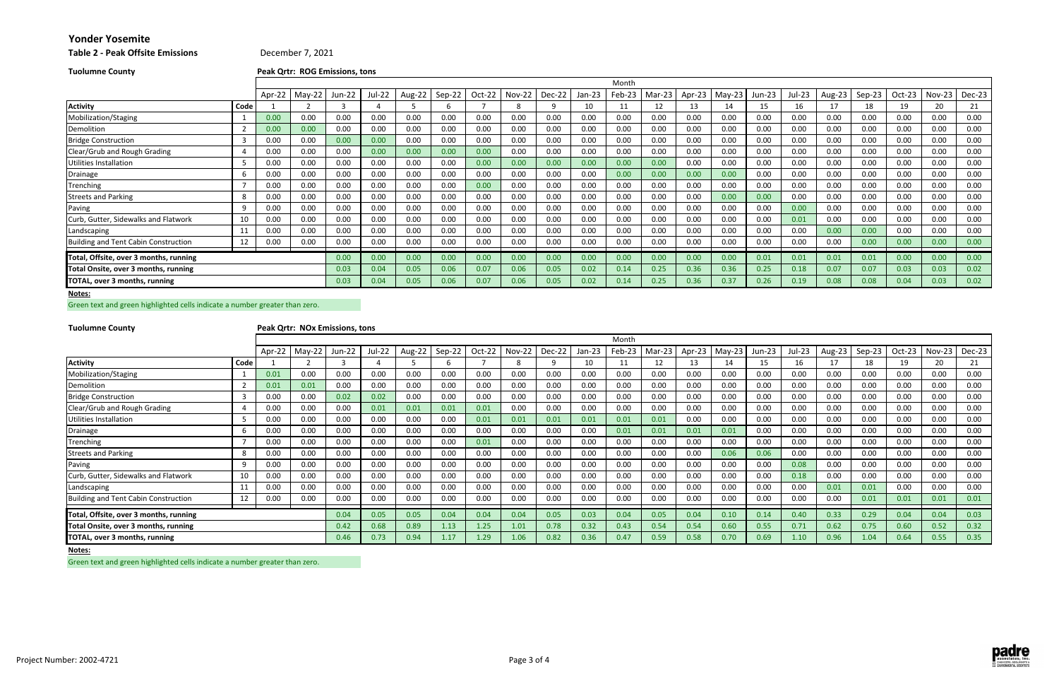# Yonder Yosemite

**Table 2 - Peak Offsite Emissions** December 7, 2021

**Tuolumne County**

**Peak Qrtr: ROG Emissions, tons**

| | | Month | | | | | | | | | | | | | | | | | | | | |
|---|---|---|---|---|---|---|---|---|---|---|---|---|---|---|---|---|---|---|---|---|---|---|
| | | Apr-22 | May-22 | Jun-22 | Jul-22 | Aug-22 | Sep-22 | Oct-22 | Nov-22 | Dec-22 | Jan-23 | Feb-23 | Mar-23 | Apr-23 | May-23 | Jun-23 | Jul-23 | Aug-23 | Sep-23 | Oct-23 | Nov-23 | Dec-23 |
| **Activity** | **Code** | 1 | 2 | 3 | 4 | 5 | 6 | 7 | 8 | 9 | 10 | 11 | 12 | 13 | 14 | 15 | 16 | 17 | 18 | 19 | 20 | 21 |
| Mobilization/Staging | 1 | 0.00 | 0.00 | 0.00 | 0.00 | 0.00 | 0.00 | 0.00 | 0.00 | 0.00 | 0.00 | 0.00 | 0.00 | 0.00 | 0.00 | 0.00 | 0.00 | 0.00 | 0.00 | 0.00 | 0.00 | 0.00 |
| Demolition | 2 | 0.00 | 0.00 | 0.00 | 0.00 | 0.00 | 0.00 | 0.00 | 0.00 | 0.00 | 0.00 | 0.00 | 0.00 | 0.00 | 0.00 | 0.00 | 0.00 | 0.00 | 0.00 | 0.00 | 0.00 | 0.00 |
| Bridge Construction | 3 | 0.00 | 0.00 | 0.00 | 0.00 | 0.00 | 0.00 | 0.00 | 0.00 | 0.00 | 0.00 | 0.00 | 0.00 | 0.00 | 0.00 | 0.00 | 0.00 | 0.00 | 0.00 | 0.00 | 0.00 | 0.00 |
| Clear/Grub and Rough Grading | 4 | 0.00 | 0.00 | 0.00 | 0.00 | 0.00 | 0.00 | 0.00 | 0.00 | 0.00 | 0.00 | 0.00 | 0.00 | 0.00 | 0.00 | 0.00 | 0.00 | 0.00 | 0.00 | 0.00 | 0.00 | 0.00 |
| Utilities Installation | 5 | 0.00 | 0.00 | 0.00 | 0.00 | 0.00 | 0.00 | 0.00 | 0.00 | 0.00 | 0.00 | 0.00 | 0.00 | 0.00 | 0.00 | 0.00 | 0.00 | 0.00 | 0.00 | 0.00 | 0.00 | 0.00 |
| Drainage | 6 | 0.00 | 0.00 | 0.00 | 0.00 | 0.00 | 0.00 | 0.00 | 0.00 | 0.00 | 0.00 | 0.00 | 0.00 | 0.00 | 0.00 | 0.00 | 0.00 | 0.00 | 0.00 | 0.00 | 0.00 | 0.00 |
| Trenching | 7 | 0.00 | 0.00 | 0.00 | 0.00 | 0.00 | 0.00 | 0.00 | 0.00 | 0.00 | 0.00 | 0.00 | 0.00 | 0.00 | 0.00 | 0.00 | 0.00 | 0.00 | 0.00 | 0.00 | 0.00 | 0.00 |
| Streets and Parking | 8 | 0.00 | 0.00 | 0.00 | 0.00 | 0.00 | 0.00 | 0.00 | 0.00 | 0.00 | 0.00 | 0.00 | 0.00 | 0.00 | 0.00 | 0.00 | 0.00 | 0.00 | 0.00 | 0.00 | 0.00 | 0.00 |
| Paving | 9 | 0.00 | 0.00 | 0.00 | 0.00 | 0.00 | 0.00 | 0.00 | 0.00 | 0.00 | 0.00 | 0.00 | 0.00 | 0.00 | 0.00 | 0.00 | 0.00 | 0.00 | 0.00 | 0.00 | 0.00 | 0.00 |
| Curb, Gutter, Sidewalks and Flatwork | 10 | 0.00 | 0.00 | 0.00 | 0.00 | 0.00 | 0.00 | 0.00 | 0.00 | 0.00 | 0.00 | 0.00 | 0.00 | 0.00 | 0.00 | 0.00 | 0.01 | 0.00 | 0.00 | 0.00 | 0.00 | 0.00 |
| Landscaping | 11 | 0.00 | 0.00 | 0.00 | 0.00 | 0.00 | 0.00 | 0.00 | 0.00 | 0.00 | 0.00 | 0.00 | 0.00 | 0.00 | 0.00 | 0.00 | 0.00 | 0.00 | 0.00 | 0.00 | 0.00 | 0.00 |
| Building and Tent Cabin Construction | 12 | 0.00 | 0.00 | 0.00 | 0.00 | 0.00 | 0.00 | 0.00 | 0.00 | 0.00 | 0.00 | 0.00 | 0.00 | 0.00 | 0.00 | 0.00 | 0.00 | 0.00 | 0.00 | 0.00 | 0.00 | 0.00 |
| **Total, Offsite, over 3 months, running** | | | | 0.00 | 0.00 | 0.00 | 0.00 | 0.00 | 0.00 | 0.00 | 0.00 | 0.00 | 0.00 | 0.00 | 0.00 | 0.01 | 0.01 | 0.01 | 0.01 | 0.00 | 0.00 | 0.00 |
| **Total Onsite, over 3 months, running** | | | | 0.03 | 0.04 | 0.05 | 0.06 | 0.07 | 0.06 | 0.05 | 0.02 | 0.14 | 0.25 | 0.36 | 0.36 | 0.25 | 0.18 | 0.07 | 0.07 | 0.03 | 0.03 | 0.02 |
| **TOTAL, over 3 months, running** | | | | 0.03 | 0.04 | 0.05 | 0.06 | 0.07 | 0.06 | 0.05 | 0.02 | 0.14 | 0.25 | 0.36 | 0.37 | 0.26 | 0.19 | 0.08 | 0.08 | 0.04 | 0.03 | 0.02 |

**Notes:**

Green text and green highlighted cells indicate a number greater than zero.

**Tuolumne County**

**Peak Qrtr: NOx Emissions, tons**

| | | Month | | | | | | | | | | | | | | | | | | | | |
|---|---|---|---|---|---|---|---|---|---|---|---|---|---|---|---|---|---|---|---|---|---|---|
| | | Apr-22 | May-22 | Jun-22 | Jul-22 | Aug-22 | Sep-22 | Oct-22 | Nov-22 | Dec-22 | Jan-23 | Feb-23 | Mar-23 | Apr-23 | May-23 | Jun-23 | Jul-23 | Aug-23 | Sep-23 | Oct-23 | Nov-23 | Dec-23 |
| **Activity** | **Code** | 1 | 2 | 3 | 4 | 5 | 6 | 7 | 8 | 9 | 10 | 11 | 12 | 13 | 14 | 15 | 16 | 17 | 18 | 19 | 20 | 21 |
| Mobilization/Staging | 1 | 0.01 | 0.00 | 0.00 | 0.00 | 0.00 | 0.00 | 0.00 | 0.00 | 0.00 | 0.00 | 0.00 | 0.00 | 0.00 | 0.00 | 0.00 | 0.00 | 0.00 | 0.00 | 0.00 | 0.00 | 0.00 |
| Demolition | 2 | 0.01 | 0.01 | 0.00 | 0.00 | 0.00 | 0.00 | 0.00 | 0.00 | 0.00 | 0.00 | 0.00 | 0.00 | 0.00 | 0.00 | 0.00 | 0.00 | 0.00 | 0.00 | 0.00 | 0.00 | 0.00 |
| Bridge Construction | 3 | 0.00 | 0.00 | 0.02 | 0.02 | 0.00 | 0.00 | 0.00 | 0.00 | 0.00 | 0.00 | 0.00 | 0.00 | 0.00 | 0.00 | 0.00 | 0.00 | 0.00 | 0.00 | 0.00 | 0.00 | 0.00 |
| Clear/Grub and Rough Grading | 4 | 0.00 | 0.00 | 0.00 | 0.01 | 0.01 | 0.01 | 0.01 | 0.00 | 0.00 | 0.00 | 0.00 | 0.00 | 0.00 | 0.00 | 0.00 | 0.00 | 0.00 | 0.00 | 0.00 | 0.00 | 0.00 |
| Utilities Installation | 5 | 0.00 | 0.00 | 0.00 | 0.00 | 0.00 | 0.00 | 0.01 | 0.01 | 0.01 | 0.01 | 0.01 | 0.01 | 0.00 | 0.00 | 0.00 | 0.00 | 0.00 | 0.00 | 0.00 | 0.00 | 0.00 |
| Drainage | 6 | 0.00 | 0.00 | 0.00 | 0.00 | 0.00 | 0.00 | 0.00 | 0.00 | 0.00 | 0.00 | 0.01 | 0.01 | 0.01 | 0.01 | 0.00 | 0.00 | 0.00 | 0.00 | 0.00 | 0.00 | 0.00 |
| Trenching | 7 | 0.00 | 0.00 | 0.00 | 0.00 | 0.00 | 0.00 | 0.01 | 0.00 | 0.00 | 0.00 | 0.00 | 0.00 | 0.00 | 0.00 | 0.00 | 0.00 | 0.00 | 0.00 | 0.00 | 0.00 | 0.00 |
| Streets and Parking | 8 | 0.00 | 0.00 | 0.00 | 0.00 | 0.00 | 0.00 | 0.00 | 0.00 | 0.00 | 0.00 | 0.00 | 0.00 | 0.00 | 0.06 | 0.06 | 0.00 | 0.00 | 0.00 | 0.00 | 0.00 | 0.00 |
| Paving | 9 | 0.00 | 0.00 | 0.00 | 0.00 | 0.00 | 0.00 | 0.00 | 0.00 | 0.00 | 0.00 | 0.00 | 0.00 | 0.00 | 0.00 | 0.00 | 0.08 | 0.00 | 0.00 | 0.00 | 0.00 | 0.00 |
| Curb, Gutter, Sidewalks and Flatwork | 10 | 0.00 | 0.00 | 0.00 | 0.00 | 0.00 | 0.00 | 0.00 | 0.00 | 0.00 | 0.00 | 0.00 | 0.00 | 0.00 | 0.00 | 0.00 | 0.18 | 0.00 | 0.00 | 0.00 | 0.00 | 0.00 |
| Landscaping | 11 | 0.00 | 0.00 | 0.00 | 0.00 | 0.00 | 0.00 | 0.00 | 0.00 | 0.00 | 0.00 | 0.00 | 0.00 | 0.00 | 0.00 | 0.00 | 0.00 | 0.01 | 0.01 | 0.00 | 0.00 | 0.00 |
| Building and Tent Cabin Construction | 12 | 0.00 | 0.00 | 0.00 | 0.00 | 0.00 | 0.00 | 0.00 | 0.00 | 0.00 | 0.00 | 0.00 | 0.00 | 0.00 | 0.00 | 0.00 | 0.00 | 0.00 | 0.01 | 0.01 | 0.01 | 0.01 |
| **Total, Offsite, over 3 months, running** | | | | 0.04 | 0.05 | 0.05 | 0.04 | 0.04 | 0.04 | 0.05 | 0.03 | 0.04 | 0.05 | 0.04 | 0.10 | 0.14 | 0.40 | 0.33 | 0.29 | 0.04 | 0.04 | 0.03 |
| **Total Onsite, over 3 months, running** | | | | 0.42 | 0.68 | 0.89 | 1.13 | 1.25 | 1.01 | 0.78 | 0.32 | 0.43 | 0.54 | 0.54 | 0.60 | 0.55 | 0.71 | 0.62 | 0.75 | 0.60 | 0.52 | 0.32 |
| **TOTAL, over 3 months, running** | | | | 0.46 | 0.73 | 0.94 | 1.17 | 1.29 | 1.06 | 0.82 | 0.36 | 0.47 | 0.59 | 0.58 | 0.70 | 0.69 | 1.10 | 0.96 | 1.04 | 0.64 | 0.55 | 0.35 |

**Notes:**

Green text and green highlighted cells indicate a number greater than zero.

Project Number: 2002-4721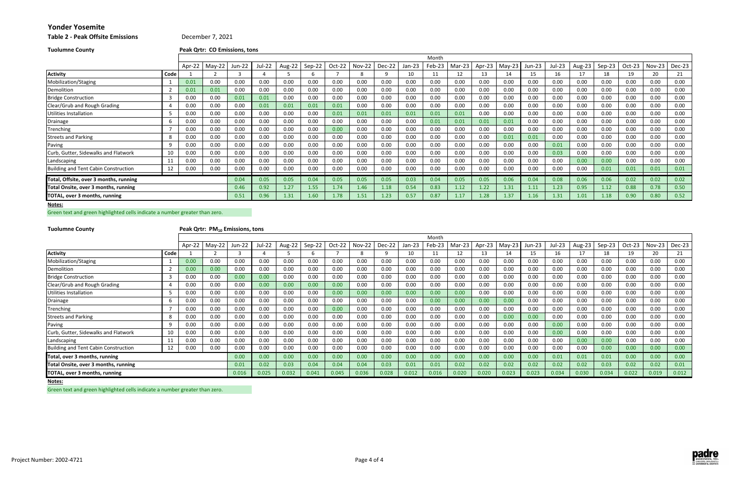# Yonder Yosemite

**Table 2 - Peak Offsite Emissions** December 7, 2021

**Tuolumne County** **Peak Qrtr: CO Emissions, tons**

| Activity | Code | Apr-22 | May-22 | Jun-22 | Jul-22 | Aug-22 | Sep-22 | Oct-22 | Nov-22 | Dec-22 | Jan-23 | Feb-23 | Mar-23 | Apr-23 | May-23 | Jun-23 | Jul-23 | Aug-23 | Sep-23 | Oct-23 | Nov-23 | Dec-23 |
|---|---|---|---|---|---|---|---|---|---|---|---|---|---|---|---|---|---|---|---|---|---|---|
| | | 1 | 2 | 3 | 4 | 5 | 6 | 7 | 8 | 9 | 10 | 11 | 12 | 13 | 14 | 15 | 16 | 17 | 18 | 19 | 20 | 21 |
| Mobilization/Staging | 1 | 0.01 | 0.00 | 0.00 | 0.00 | 0.00 | 0.00 | 0.00 | 0.00 | 0.00 | 0.00 | 0.00 | 0.00 | 0.00 | 0.00 | 0.00 | 0.00 | 0.00 | 0.00 | 0.00 | 0.00 | 0.00 |
| Demolition | 2 | 0.01 | 0.01 | 0.00 | 0.00 | 0.00 | 0.00 | 0.00 | 0.00 | 0.00 | 0.00 | 0.00 | 0.00 | 0.00 | 0.00 | 0.00 | 0.00 | 0.00 | 0.00 | 0.00 | 0.00 | 0.00 |
| Bridge Construction | 3 | 0.00 | 0.00 | 0.01 | 0.01 | 0.00 | 0.00 | 0.00 | 0.00 | 0.00 | 0.00 | 0.00 | 0.00 | 0.00 | 0.00 | 0.00 | 0.00 | 0.00 | 0.00 | 0.00 | 0.00 | 0.00 |
| Clear/Grub and Rough Grading | 4 | 0.00 | 0.00 | 0.00 | 0.01 | 0.01 | 0.01 | 0.01 | 0.00 | 0.00 | 0.00 | 0.00 | 0.00 | 0.00 | 0.00 | 0.00 | 0.00 | 0.00 | 0.00 | 0.00 | 0.00 | 0.00 |
| Utilities Installation | 5 | 0.00 | 0.00 | 0.00 | 0.00 | 0.00 | 0.00 | 0.01 | 0.01 | 0.01 | 0.01 | 0.01 | 0.01 | 0.00 | 0.00 | 0.00 | 0.00 | 0.00 | 0.00 | 0.00 | 0.00 | 0.00 |
| Drainage | 6 | 0.00 | 0.00 | 0.00 | 0.00 | 0.00 | 0.00 | 0.00 | 0.00 | 0.00 | 0.00 | 0.01 | 0.01 | 0.01 | 0.01 | 0.00 | 0.00 | 0.00 | 0.00 | 0.00 | 0.00 | 0.00 |
| Trenching | 7 | 0.00 | 0.00 | 0.00 | 0.00 | 0.00 | 0.00 | 0.00 | 0.00 | 0.00 | 0.00 | 0.00 | 0.00 | 0.00 | 0.00 | 0.00 | 0.00 | 0.00 | 0.00 | 0.00 | 0.00 | 0.00 |
| Streets and Parking | 8 | 0.00 | 0.00 | 0.00 | 0.00 | 0.00 | 0.00 | 0.00 | 0.00 | 0.00 | 0.00 | 0.00 | 0.00 | 0.00 | 0.01 | 0.01 | 0.00 | 0.00 | 0.00 | 0.00 | 0.00 | 0.00 |
| Paving | 9 | 0.00 | 0.00 | 0.00 | 0.00 | 0.00 | 0.00 | 0.00 | 0.00 | 0.00 | 0.00 | 0.00 | 0.00 | 0.00 | 0.00 | 0.00 | 0.01 | 0.00 | 0.00 | 0.00 | 0.00 | 0.00 |
| Curb, Gutter, Sidewalks and Flatwork | 10 | 0.00 | 0.00 | 0.00 | 0.00 | 0.00 | 0.00 | 0.00 | 0.00 | 0.00 | 0.00 | 0.00 | 0.00 | 0.00 | 0.00 | 0.00 | 0.03 | 0.00 | 0.00 | 0.00 | 0.00 | 0.00 |
| Landscaping | 11 | 0.00 | 0.00 | 0.00 | 0.00 | 0.00 | 0.00 | 0.00 | 0.00 | 0.00 | 0.00 | 0.00 | 0.00 | 0.00 | 0.00 | 0.00 | 0.00 | 0.00 | 0.00 | 0.00 | 0.00 | 0.00 |
| Building and Tent Cabin Construction | 12 | 0.00 | 0.00 | 0.00 | 0.00 | 0.00 | 0.00 | 0.00 | 0.00 | 0.00 | 0.00 | 0.00 | 0.00 | 0.00 | 0.00 | 0.00 | 0.00 | 0.00 | 0.01 | 0.01 | 0.01 | 0.01 |
| Total, Offsite, over 3 months, running | | | | 0.04 | 0.05 | 0.05 | 0.04 | 0.05 | 0.05 | 0.05 | 0.03 | 0.04 | 0.05 | 0.05 | 0.06 | 0.04 | 0.08 | 0.06 | 0.06 | 0.02 | 0.02 | 0.02 |
| Total Onsite, over 3 months, running | | | | 0.46 | 0.92 | 1.27 | 1.55 | 1.74 | 1.46 | 1.18 | 0.54 | 0.83 | 1.12 | 1.22 | 1.31 | 1.11 | 1.23 | 0.95 | 1.12 | 0.88 | 0.78 | 0.50 |
| TOTAL, over 3 months, running | | | | 0.51 | 0.96 | 1.31 | 1.60 | 1.78 | 1.51 | 1.23 | 0.57 | 0.87 | 1.17 | 1.28 | 1.37 | 1.16 | 1.31 | 1.01 | 1.18 | 0.90 | 0.80 | 0.52 |

**Notes:**

Green text and green highlighted cells indicate a number greater than zero.

**Tuolumne County** **Peak Qrtr: $PM_{10}$ Emissions, tons**

| Activity | Code | Apr-22 | May-22 | Jun-22 | Jul-22 | Aug-22 | Sep-22 | Oct-22 | Nov-22 | Dec-22 | Jan-23 | Feb-23 | Mar-23 | Apr-23 | May-23 | Jun-23 | Jul-23 | Aug-23 | Sep-23 | Oct-23 | Nov-23 | Dec-23 |
|---|---|---|---|---|---|---|---|---|---|---|---|---|---|---|---|---|---|---|---|---|---|---|
| | | 1 | 2 | 3 | 4 | 5 | 6 | 7 | 8 | 9 | 10 | 11 | 12 | 13 | 14 | 15 | 16 | 17 | 18 | 19 | 20 | 21 |
| Mobilization/Staging | 1 | 0.00 | 0.00 | 0.00 | 0.00 | 0.00 | 0.00 | 0.00 | 0.00 | 0.00 | 0.00 | 0.00 | 0.00 | 0.00 | 0.00 | 0.00 | 0.00 | 0.00 | 0.00 | 0.00 | 0.00 | 0.00 |
| Demolition | 2 | 0.00 | 0.00 | 0.00 | 0.00 | 0.00 | 0.00 | 0.00 | 0.00 | 0.00 | 0.00 | 0.00 | 0.00 | 0.00 | 0.00 | 0.00 | 0.00 | 0.00 | 0.00 | 0.00 | 0.00 | 0.00 |
| Bridge Construction | 3 | 0.00 | 0.00 | 0.00 | 0.00 | 0.00 | 0.00 | 0.00 | 0.00 | 0.00 | 0.00 | 0.00 | 0.00 | 0.00 | 0.00 | 0.00 | 0.00 | 0.00 | 0.00 | 0.00 | 0.00 | 0.00 |
| Clear/Grub and Rough Grading | 4 | 0.00 | 0.00 | 0.00 | 0.00 | 0.00 | 0.00 | 0.00 | 0.00 | 0.00 | 0.00 | 0.00 | 0.00 | 0.00 | 0.00 | 0.00 | 0.00 | 0.00 | 0.00 | 0.00 | 0.00 | 0.00 |
| Utilities Installation | 5 | 0.00 | 0.00 | 0.00 | 0.00 | 0.00 | 0.00 | 0.00 | 0.00 | 0.00 | 0.00 | 0.00 | 0.00 | 0.00 | 0.00 | 0.00 | 0.00 | 0.00 | 0.00 | 0.00 | 0.00 | 0.00 |
| Drainage | 6 | 0.00 | 0.00 | 0.00 | 0.00 | 0.00 | 0.00 | 0.00 | 0.00 | 0.00 | 0.00 | 0.00 | 0.00 | 0.00 | 0.00 | 0.00 | 0.00 | 0.00 | 0.00 | 0.00 | 0.00 | 0.00 |
| Trenching | 7 | 0.00 | 0.00 | 0.00 | 0.00 | 0.00 | 0.00 | 0.00 | 0.00 | 0.00 | 0.00 | 0.00 | 0.00 | 0.00 | 0.00 | 0.00 | 0.00 | 0.00 | 0.00 | 0.00 | 0.00 | 0.00 |
| Streets and Parking | 8 | 0.00 | 0.00 | 0.00 | 0.00 | 0.00 | 0.00 | 0.00 | 0.00 | 0.00 | 0.00 | 0.00 | 0.00 | 0.00 | 0.00 | 0.00 | 0.00 | 0.00 | 0.00 | 0.00 | 0.00 | 0.00 |
| Paving | 9 | 0.00 | 0.00 | 0.00 | 0.00 | 0.00 | 0.00 | 0.00 | 0.00 | 0.00 | 0.00 | 0.00 | 0.00 | 0.00 | 0.00 | 0.00 | 0.00 | 0.00 | 0.00 | 0.00 | 0.00 | 0.00 |
| Curb, Gutter, Sidewalks and Flatwork | 10 | 0.00 | 0.00 | 0.00 | 0.00 | 0.00 | 0.00 | 0.00 | 0.00 | 0.00 | 0.00 | 0.00 | 0.00 | 0.00 | 0.00 | 0.00 | 0.00 | 0.00 | 0.00 | 0.00 | 0.00 | 0.00 |
| Landscaping | 11 | 0.00 | 0.00 | 0.00 | 0.00 | 0.00 | 0.00 | 0.00 | 0.00 | 0.00 | 0.00 | 0.00 | 0.00 | 0.00 | 0.00 | 0.00 | 0.00 | 0.00 | 0.00 | 0.00 | 0.00 | 0.00 |
| Building and Tent Cabin Construction | 12 | 0.00 | 0.00 | 0.00 | 0.00 | 0.00 | 0.00 | 0.00 | 0.00 | 0.00 | 0.00 | 0.00 | 0.00 | 0.00 | 0.00 | 0.00 | 0.00 | 0.00 | 0.00 | 0.00 | 0.00 | 0.00 |
| Total, over 3 months, running | | | | 0.00 | 0.00 | 0.00 | 0.00 | 0.00 | 0.00 | 0.00 | 0.00 | 0.00 | 0.00 | 0.00 | 0.00 | 0.00 | 0.01 | 0.01 | 0.01 | 0.00 | 0.00 | 0.00 |
| Total Onsite, over 3 months, running | | | | 0.01 | 0.02 | 0.03 | 0.04 | 0.04 | 0.04 | 0.03 | 0.01 | 0.01 | 0.02 | 0.02 | 0.02 | 0.02 | 0.02 | 0.02 | 0.03 | 0.02 | 0.02 | 0.01 |
| TOTAL, over 3 months, running | | | | 0.016 | 0.025 | 0.032 | 0.041 | 0.045 | 0.036 | 0.028 | 0.012 | 0.016 | 0.020 | 0.020 | 0.023 | 0.023 | 0.034 | 0.030 | 0.034 | 0.022 | 0.019 | 0.012 |

**Notes:**

Green text and green highlighted cells indicate a number greater than zero.

Project Number: 2002-4721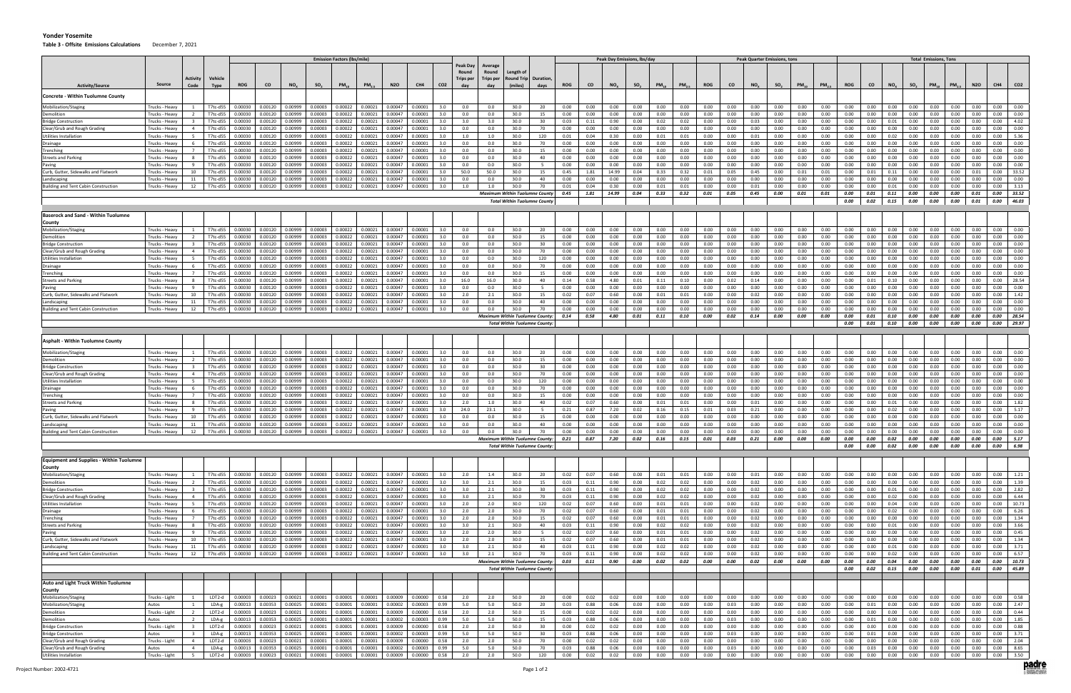# Yonder Yosemite

**Table 3 - Offsite Emissions Calculations** December 7, 2021

| Activity/Source | Source | Activity Code | Vehicle Type | Emission Factors (lbs/mile) ROG | CO | $NO_x$ | $SO_2$ | $PM_{10}$ | $PM_{2.5}$ | N2O | CH4 | CO2 | Peak Day Round Trips per day | Average Round Trips per day | Length of Round Trip (miles) | Duration, days | Peak Day Emissions, lbs/day ROG | CO | $NO_x$ | $SO_2$ | $PM_{10}$ | $PM_{2.5}$ | Peak Quarter Emissions, tons ROG | CO | $NO_x$ | $SO_2$ | $PM_{10}$ | $PM_{2.5}$ | Total Emissions, Tons ROG | CO | $NO_x$ | $SO_2$ | $PM_{10}$ | $PM_{2.5}$ | N2O | CH4 | CO2 |
|---|---|---|---|---|---|---|---|---|---|---|---|---|---|---|---|---|---|---|---|---|---|---|---|---|---|---|---|---|---|---|---|---|---|---|---|---|---|
| **Concrete - Within Tuolumne County** | | | | | | | | | | | | | | | | | | | | | | | | | | | | | | | | | | | | | |
| Mobilization/Staging | Trucks - Heavy | 1 | T7tc-dSL | 0.00030 | 0.00120 | 0.00999 | 0.00003 | 0.00022 | 0.00021 | 0.00047 | 0.00001 | 3.0 | 0.0 | 0.0 | 30.0 | 20 | 0.00 | 0.00 | 0.00 | 0.00 | 0.00 | 0.00 | 0.00 | 0.00 | 0.00 | 0.00 | 0.00 | 0.00 | 0.00 | 0.00 | 0.00 | 0.00 | 0.00 | 0.00 | 0.00 | 0.00 | 0.00 |
| Demolition | Trucks - Heavy | 2 | T7tc-dSL | 0.00030 | 0.00120 | 0.00999 | 0.00003 | 0.00022 | 0.00021 | 0.00047 | 0.00001 | 3.0 | 0.0 | 0.0 | 30.0 | 15 | 0.00 | 0.00 | 0.00 | 0.00 | 0.00 | 0.00 | 0.00 | 0.00 | 0.00 | 0.00 | 0.00 | 0.00 | 0.00 | 0.00 | 0.00 | 0.00 | 0.00 | 0.00 | 0.00 | 0.00 | 0.00 |
| Bridge Construction | Trucks - Heavy | 3 | T7tc-dSL | 0.00030 | 0.00120 | 0.00999 | 0.00003 | 0.00022 | 0.00021 | 0.00047 | 0.00001 | 3.0 | 3.0 | 3.0 | 30.0 | 30 | 0.03 | 0.11 | 0.90 | 0.00 | 0.02 | 0.02 | 0.00 | 0.00 | 0.03 | 0.00 | 0.00 | 0.00 | 0.00 | 0.00 | 0.01 | 0.00 | 0.00 | 0.00 | 0.00 | 0.00 | 4.02 |
| Clear/Grub and Rough Grading | Trucks - Heavy | 4 | T7tc-dSL | 0.00030 | 0.00120 | 0.00999 | 0.00003 | 0.00022 | 0.00021 | 0.00047 | 0.00001 | 3.0 | 0.0 | 0.0 | 30.0 | 70 | 0.00 | 0.00 | 0.00 | 0.00 | 0.00 | 0.00 | 0.00 | 0.00 | 0.00 | 0.00 | 0.00 | 0.00 | 0.00 | 0.00 | 0.00 | 0.00 | 0.00 | 0.00 | 0.00 | 0.00 | 0.00 |
| Utilities Installation | Trucks - Heavy | 5 | T7tc-dSL | 0.00030 | 0.00120 | 0.00999 | 0.00003 | 0.00022 | 0.00021 | 0.00047 | 0.00001 | 3.0 | 1.0 | 1.0 | 30.0 | 120 | 0.01 | 0.04 | 0.30 | 0.00 | 0.01 | 0.01 | 0.00 | 0.00 | 0.01 | 0.00 | 0.00 | 0.00 | 0.00 | 0.00 | 0.02 | 0.00 | 0.00 | 0.00 | 0.00 | 0.00 | 5.36 |
| Drainage | Trucks - Heavy | 6 | T7tc-dSL | 0.00030 | 0.00120 | 0.00999 | 0.00003 | 0.00022 | 0.00021 | 0.00047 | 0.00001 | 3.0 | 0.0 | 0.0 | 30.0 | 70 | 0.00 | 0.00 | 0.00 | 0.00 | 0.00 | 0.00 | 0.00 | 0.00 | 0.00 | 0.00 | 0.00 | 0.00 | 0.00 | 0.00 | 0.00 | 0.00 | 0.00 | 0.00 | 0.00 | 0.00 | 0.00 |
| Trenching | Trucks - Heavy | 7 | T7tc-dSL | 0.00030 | 0.00120 | 0.00999 | 0.00003 | 0.00022 | 0.00021 | 0.00047 | 0.00001 | 3.0 | 0.0 | 0.0 | 30.0 | 15 | 0.00 | 0.00 | 0.00 | 0.00 | 0.00 | 0.00 | 0.00 | 0.00 | 0.00 | 0.00 | 0.00 | 0.00 | 0.00 | 0.00 | 0.00 | 0.00 | 0.00 | 0.00 | 0.00 | 0.00 | 0.00 |
| Streets and Parking | Trucks - Heavy | 8 | T7tc-dSL | 0.00030 | 0.00120 | 0.00999 | 0.00003 | 0.00022 | 0.00021 | 0.00047 | 0.00001 | 3.0 | 0.0 | 0.0 | 30.0 | 40 | 0.00 | 0.00 | 0.00 | 0.00 | 0.00 | 0.00 | 0.00 | 0.00 | 0.00 | 0.00 | 0.00 | 0.00 | 0.00 | 0.00 | 0.00 | 0.00 | 0.00 | 0.00 | 0.00 | 0.00 | 0.00 |
| Paving | Trucks - Heavy | 9 | T7tc-dSL | 0.00030 | 0.00120 | 0.00999 | 0.00003 | 0.00022 | 0.00021 | 0.00047 | 0.00001 | 3.0 | 0.0 | 0.0 | 30.0 | 5 | 0.00 | 0.00 | 0.00 | 0.00 | 0.00 | 0.00 | 0.00 | 0.00 | 0.00 | 0.00 | 0.00 | 0.00 | 0.00 | 0.00 | 0.00 | 0.00 | 0.00 | 0.00 | 0.00 | 0.00 | 0.00 |
| Curb, Gutter, Sidewalks and Flatwork | Trucks - Heavy | 10 | T7tc-dSL | 0.00030 | 0.00120 | 0.00999 | 0.00003 | 0.00022 | 0.00021 | 0.00047 | 0.00001 | 3.0 | 50.0 | 50.0 | 30.0 | 15 | 0.45 | 1.81 | 14.99 | 0.04 | 0.33 | 0.32 | 0.01 | 0.05 | 0.45 | 0.00 | 0.01 | 0.01 | 0.00 | 0.01 | 0.11 | 0.00 | 0.00 | 0.00 | 0.01 | 0.00 | 33.52 |
| Landscaping | Trucks - Heavy | 11 | T7tc-dSL | 0.00030 | 0.00120 | 0.00999 | 0.00003 | 0.00022 | 0.00021 | 0.00047 | 0.00001 | 3.0 | 0.0 | 0.0 | 30.0 | 40 | 0.00 | 0.00 | 0.00 | 0.00 | 0.00 | 0.00 | 0.00 | 0.00 | 0.00 | 0.00 | 0.00 | 0.00 | 0.00 | 0.00 | 0.00 | 0.00 | 0.00 | 0.00 | 0.00 | 0.00 | 0.00 |
| Building and Tent Cabin Construction | Trucks - Heavy | 12 | T7tc-dSL | 0.00030 | 0.00120 | 0.00999 | 0.00003 | 0.00022 | 0.00021 | 0.00047 | 0.00001 | 3.0 | 1.0 | 1.0 | 30.0 | 70 | 0.01 | 0.04 | 0.30 | 0.00 | 0.01 | 0.01 | 0.00 | 0.00 | 0.01 | 0.00 | 0.00 | 0.00 | 0.00 | 0.00 | 0.01 | 0.00 | 0.00 | 0.00 | 0.00 | 0.00 | 3.13 |
| | | | | | | | | | | | | | | | *Maximum Within Tuolumne County* | | *0.45* | *1.81* | *14.99* | *0.04* | *0.33* | *0.32* | *0.01* | *0.05* | *0.45* | *0.00* | *0.01* | *0.01* | *0.00* | *0.01* | *0.11* | *0.00* | *0.00* | *0.00* | *0.01* | *0.000* | *33.52* |
| | | | | | | | | | | | | | | | *Total Within Tuolumne County* | | | | | | | | | | | | | | *0.00* | *0.02* | *0.15* | *0.00* | *0.00* | *0.00* | *0.01* | *0.000* | *46.03* |
| **Baserock and Sand - Within Tuolumne County** | | | | | | | | | | | | | | | | | | | | | | | | | | | | | | | | | | | | | |
| Mobilization/Staging | Trucks - Heavy | 1 | T7tc-dSL | 0.00030 | 0.00120 | 0.00999 | 0.00003 | 0.00022 | 0.00021 | 0.00047 | 0.00001 | 3.0 | 0.0 | 0.0 | 30.0 | 20 | 0.00 | 0.00 | 0.00 | 0.00 | 0.00 | 0.00 | 0.00 | 0.00 | 0.00 | 0.00 | 0.00 | 0.00 | 0.00 | 0.00 | 0.00 | 0.00 | 0.00 | 0.00 | 0.00 | 0.00 | 0.00 |
| Demolition | Trucks - Heavy | 2 | T7tc-dSL | 0.00030 | 0.00120 | 0.00999 | 0.00003 | 0.00022 | 0.00021 | 0.00047 | 0.00001 | 3.0 | 0.0 | 0.0 | 30.0 | 15 | 0.00 | 0.00 | 0.00 | 0.00 | 0.00 | 0.00 | 0.00 | 0.00 | 0.00 | 0.00 | 0.00 | 0.00 | 0.00 | 0.00 | 0.00 | 0.00 | 0.00 | 0.00 | 0.00 | 0.00 | 0.00 |
| Bridge Construction | Trucks - Heavy | 3 | T7tc-dSL | 0.00030 | 0.00120 | 0.00999 | 0.00003 | 0.00022 | 0.00021 | 0.00047 | 0.00001 | 3.0 | 0.0 | 0.0 | 30.0 | 30 | 0.00 | 0.00 | 0.00 | 0.00 | 0.00 | 0.00 | 0.00 | 0.00 | 0.00 | 0.00 | 0.00 | 0.00 | 0.00 | 0.00 | 0.00 | 0.00 | 0.00 | 0.00 | 0.00 | 0.00 | 0.00 |
| Clear/Grub and Rough Grading | Trucks - Heavy | 4 | T7tc-dSL | 0.00030 | 0.00120 | 0.00999 | 0.00003 | 0.00022 | 0.00021 | 0.00047 | 0.00001 | 3.0 | 0.0 | 0.0 | 30.0 | 70 | 0.00 | 0.00 | 0.00 | 0.00 | 0.00 | 0.00 | 0.00 | 0.00 | 0.00 | 0.00 | 0.00 | 0.00 | 0.00 | 0.00 | 0.00 | 0.00 | 0.00 | 0.00 | 0.00 | 0.00 | 0.00 |
| Utilities Installation | Trucks - Heavy | 5 | T7tc-dSL | 0.00030 | 0.00120 | 0.00999 | 0.00003 | 0.00022 | 0.00021 | 0.00047 | 0.00001 | 3.0 | 0.0 | 0.0 | 30.0 | 120 | 0.00 | 0.00 | 0.00 | 0.00 | 0.00 | 0.00 | 0.00 | 0.00 | 0.00 | 0.00 | 0.00 | 0.00 | 0.00 | 0.00 | 0.00 | 0.00 | 0.00 | 0.00 | 0.00 | 0.00 | 0.00 |
| Drainage | Trucks - Heavy | 6 | T7tc-dSL | 0.00030 | 0.00120 | 0.00999 | 0.00003 | 0.00022 | 0.00021 | 0.00047 | 0.00001 | 3.0 | 0.0 | 0.0 | 30.0 | 70 | 0.00 | 0.00 | 0.00 | 0.00 | 0.00 | 0.00 | 0.00 | 0.00 | 0.00 | 0.00 | 0.00 | 0.00 | 0.00 | 0.00 | 0.00 | 0.00 | 0.00 | 0.00 | 0.00 | 0.00 | 0.00 |
| Trenching | Trucks - Heavy | 7 | T7tc-dSL | 0.00030 | 0.00120 | 0.00999 | 0.00003 | 0.00022 | 0.00021 | 0.00047 | 0.00001 | 3.0 | 0.0 | 0.0 | 30.0 | 15 | 0.00 | 0.00 | 0.00 | 0.00 | 0.00 | 0.00 | 0.00 | 0.00 | 0.00 | 0.00 | 0.00 | 0.00 | 0.00 | 0.00 | 0.00 | 0.00 | 0.00 | 0.00 | 0.00 | 0.00 | 0.00 |
| Streets and Parking | Trucks - Heavy | 8 | T7tc-dSL | 0.00030 | 0.00120 | 0.00999 | 0.00003 | 0.00022 | 0.00021 | 0.00047 | 0.00001 | 3.0 | 16.0 | 16.0 | 30.0 | 40 | 0.14 | 0.58 | 4.80 | 0.01 | 0.11 | 0.10 | 0.00 | 0.02 | 0.14 | 0.00 | 0.00 | 0.00 | 0.00 | 0.01 | 0.10 | 0.00 | 0.00 | 0.00 | 0.00 | 0.00 | 28.54 |
| Paving | Trucks - Heavy | 9 | T7tc-dSL | 0.00030 | 0.00120 | 0.00999 | 0.00003 | 0.00022 | 0.00021 | 0.00047 | 0.00001 | 3.0 | 0.0 | 0.0 | 30.0 | 5 | 0.00 | 0.00 | 0.00 | 0.00 | 0.00 | 0.00 | 0.00 | 0.00 | 0.00 | 0.00 | 0.00 | 0.00 | 0.00 | 0.00 | 0.00 | 0.00 | 0.00 | 0.00 | 0.00 | 0.00 | 0.00 |
| Curb, Gutter, Sidewalks and Flatwork | Trucks - Heavy | 10 | T7tc-dSL | 0.00030 | 0.00120 | 0.00999 | 0.00003 | 0.00022 | 0.00021 | 0.00047 | 0.00001 | 3.0 | 2.0 | 2.1 | 30.0 | 15 | 0.02 | 0.07 | 0.60 | 0.00 | 0.01 | 0.01 | 0.00 | 0.00 | 0.02 | 0.00 | 0.00 | 0.00 | 0.00 | 0.00 | 0.00 | 0.00 | 0.00 | 0.00 | 0.00 | 0.00 | 1.42 |
| Landscaping | Trucks - Heavy | 11 | T7tc-dSL | 0.00030 | 0.00120 | 0.00999 | 0.00003 | 0.00022 | 0.00021 | 0.00047 | 0.00001 | 3.0 | 0.0 | 0.0 | 30.0 | 40 | 0.00 | 0.00 | 0.00 | 0.00 | 0.00 | 0.00 | 0.00 | 0.00 | 0.00 | 0.00 | 0.00 | 0.00 | 0.00 | 0.00 | 0.00 | 0.00 | 0.00 | 0.00 | 0.00 | 0.00 | 0.00 |
| Building and Tent Cabin Construction | Trucks - Heavy | 12 | T7tc-dSL | 0.00030 | 0.00120 | 0.00999 | 0.00003 | 0.00022 | 0.00021 | 0.00047 | 0.00001 | 3.0 | 0.0 | 0.0 | 30.0 | 70 | 0.00 | 0.00 | 0.00 | 0.00 | 0.00 | 0.00 | 0.00 | 0.00 | 0.00 | 0.00 | 0.00 | 0.00 | 0.00 | 0.00 | 0.00 | 0.00 | 0.00 | 0.00 | 0.00 | 0.00 | 0.00 |
| | | | | | | | | | | | | | | | *Maximum Within Tuolumne County:* | | *0.14* | *0.58* | *4.80* | *0.01* | *0.11* | *0.10* | *0.00* | *0.02* | *0.14* | *0.00* | *0.00* | *0.00* | *0.00* | *0.01* | *0.10* | *0.00* | *0.00* | *0.00* | *0.00* | *0.000* | *28.54* |
| | | | | | | | | | | | | | | | *Total Within Tuolumne County:* | | | | | | | | | | | | | | *0.00* | *0.01* | *0.10* | *0.00* | *0.00* | *0.00* | *0.00* | *0.000* | *29.97* |
| **Asphalt - Within Tuolumne County** | | | | | | | | | | | | | | | | | | | | | | | | | | | | | | | | | | | | | |
| Mobilization/Staging | Trucks - Heavy | 1 | T7tc-dSL | 0.00030 | 0.00120 | 0.00999 | 0.00003 | 0.00022 | 0.00021 | 0.00047 | 0.00001 | 3.0 | 0.0 | 0.0 | 30.0 | 20 | 0.00 | 0.00 | 0.00 | 0.00 | 0.00 | 0.00 | 0.00 | 0.00 | 0.00 | 0.00 | 0.00 | 0.00 | 0.00 | 0.00 | 0.00 | 0.00 | 0.00 | 0.00 | 0.00 | 0.00 | 0.00 |
| Demolition | Trucks - Heavy | 2 | T7tc-dSL | 0.00030 | 0.00120 | 0.00999 | 0.00003 | 0.00022 | 0.00021 | 0.00047 | 0.00001 | 3.0 | 0.0 | 0.0 | 30.0 | 15 | 0.00 | 0.00 | 0.00 | 0.00 | 0.00 | 0.00 | 0.00 | 0.00 | 0.00 | 0.00 | 0.00 | 0.00 | 0.00 | 0.00 | 0.00 | 0.00 | 0.00 | 0.00 | 0.00 | 0.00 | 0.00 |
| Bridge Construction | Trucks - Heavy | 3 | T7tc-dSL | 0.00030 | 0.00120 | 0.00999 | 0.00003 | 0.00022 | 0.00021 | 0.00047 | 0.00001 | 3.0 | 0.0 | 0.0 | 30.0 | 30 | 0.00 | 0.00 | 0.00 | 0.00 | 0.00 | 0.00 | 0.00 | 0.00 | 0.00 | 0.00 | 0.00 | 0.00 | 0.00 | 0.00 | 0.00 | 0.00 | 0.00 | 0.00 | 0.00 | 0.00 | 0.00 |
| Clear/Grub and Rough Grading | Trucks - Heavy | 4 | T7tc-dSL | 0.00030 | 0.00120 | 0.00999 | 0.00003 | 0.00022 | 0.00021 | 0.00047 | 0.00001 | 3.0 | 0.0 | 0.0 | 30.0 | 70 | 0.00 | 0.00 | 0.00 | 0.00 | 0.00 | 0.00 | 0.00 | 0.00 | 0.00 | 0.00 | 0.00 | 0.00 | 0.00 | 0.00 | 0.00 | 0.00 | 0.00 | 0.00 | 0.00 | 0.00 | 0.00 |
| Utilities Installation | Trucks - Heavy | 5 | T7tc-dSL | 0.00030 | 0.00120 | 0.00999 | 0.00003 | 0.00022 | 0.00021 | 0.00047 | 0.00001 | 3.0 | 0.0 | 0.0 | 30.0 | 120 | 0.00 | 0.00 | 0.00 | 0.00 | 0.00 | 0.00 | 0.00 | 0.00 | 0.00 | 0.00 | 0.00 | 0.00 | 0.00 | 0.00 | 0.00 | 0.00 | 0.00 | 0.00 | 0.00 | 0.00 | 0.00 |
| Drainage | Trucks - Heavy | 6 | T7tc-dSL | 0.00030 | 0.00120 | 0.00999 | 0.00003 | 0.00022 | 0.00021 | 0.00047 | 0.00001 | 3.0 | 0.0 | 0.0 | 30.0 | 70 | 0.00 | 0.00 | 0.00 | 0.00 | 0.00 | 0.00 | 0.00 | 0.00 | 0.00 | 0.00 | 0.00 | 0.00 | 0.00 | 0.00 | 0.00 | 0.00 | 0.00 | 0.00 | 0.00 | 0.00 | 0.00 |
| Trenching | Trucks - Heavy | 7 | T7tc-dSL | 0.00030 | 0.00120 | 0.00999 | 0.00003 | 0.00022 | 0.00021 | 0.00047 | 0.00001 | 3.0 | 0.0 | 0.0 | 30.0 | 15 | 0.00 | 0.00 | 0.00 | 0.00 | 0.00 | 0.00 | 0.00 | 0.00 | 0.00 | 0.00 | 0.00 | 0.00 | 0.00 | 0.00 | 0.00 | 0.00 | 0.00 | 0.00 | 0.00 | 0.00 | 0.00 |
| Streets and Parking | Trucks - Heavy | 8 | T7tc-dSL | 0.00030 | 0.00120 | 0.00999 | 0.00003 | 0.00022 | 0.00021 | 0.00047 | 0.00001 | 3.0 | 2.0 | 1.0 | 30.0 | 40 | 0.02 | 0.07 | 0.60 | 0.00 | 0.01 | 0.01 | 0.00 | 0.00 | 0.01 | 0.00 | 0.00 | 0.00 | 0.00 | 0.00 | 0.01 | 0.00 | 0.00 | 0.00 | 0.00 | 0.00 | 1.82 |
| Paving | Trucks - Heavy | 9 | T7tc-dSL | 0.00030 | 0.00120 | 0.00999 | 0.00003 | 0.00022 | 0.00021 | 0.00047 | 0.00001 | 3.0 | 24.0 | 23.1 | 30.0 | 5 | 0.21 | 0.87 | 7.20 | 0.02 | 0.16 | 0.15 | 0.01 | 0.03 | 0.21 | 0.00 | 0.00 | 0.00 | 0.00 | 0.00 | 0.02 | 0.00 | 0.00 | 0.00 | 0.00 | 0.00 | 5.17 |
| Curb, Gutter, Sidewalks and Flatwork | Trucks - Heavy | 10 | T7tc-dSL | 0.00030 | 0.00120 | 0.00999 | 0.00003 | 0.00022 | 0.00021 | 0.00047 | 0.00001 | 3.0 | 0.0 | 0.0 | 30.0 | 15 | 0.00 | 0.00 | 0.00 | 0.00 | 0.00 | 0.00 | 0.00 | 0.00 | 0.00 | 0.00 | 0.00 | 0.00 | 0.00 | 0.00 | 0.00 | 0.00 | 0.00 | 0.00 | 0.00 | 0.00 | 0.00 |
| Landscaping | Trucks - Heavy | 11 | T7tc-dSL | 0.00030 | 0.00120 | 0.00999 | 0.00003 | 0.00022 | 0.00021 | 0.00047 | 0.00001 | 3.0 | 0.0 | 0.0 | 30.0 | 40 | 0.00 | 0.00 | 0.00 | 0.00 | 0.00 | 0.00 | 0.00 | 0.00 | 0.00 | 0.00 | 0.00 | 0.00 | 0.00 | 0.00 | 0.00 | 0.00 | 0.00 | 0.00 | 0.00 | 0.00 | 0.00 |
| Building and Tent Cabin Construction | Trucks - Heavy | 12 | T7tc-dSL | 0.00030 | 0.00120 | 0.00999 | 0.00003 | 0.00022 | 0.00021 | 0.00047 | 0.00001 | 3.0 | 0.0 | 0.0 | 30.0 | 70 | 0.00 | 0.00 | 0.00 | 0.00 | 0.00 | 0.00 | 0.00 | 0.00 | 0.00 | 0.00 | 0.00 | 0.00 | 0.00 | 0.00 | 0.00 | 0.00 | 0.00 | 0.00 | 0.00 | 0.00 | 0.00 |
| | | | | | | | | | | | | | | | *Maximum Within Tuolumne County:* | | *0.21* | *0.87* | *7.20* | *0.02* | *0.16* | *0.15* | *0.01* | *0.03* | *0.21* | *0.00* | *0.00* | *0.00* | *0.00* | *0.00* | *0.02* | *0.00* | *0.00* | *0.00* | *0.00* | *0.000* | *5.17* |
| | | | | | | | | | | | | | | | *Total Within Tuolumne County:* | | | | | | | | | | | | | | *0.00* | *0.00* | *0.02* | *0.00* | *0.00* | *0.00* | *0.00* | *0.000* | *6.98* |
| **Equipment and Supplies - Within Tuolumne County** | | | | | | | | | | | | | | | | | | | | | | | | | | | | | | | | | | | | | |
| Mobilization/Staging | Trucks - Heavy | 1 | T7tc-dSL | 0.00030 | 0.00120 | 0.00999 | 0.00003 | 0.00022 | 0.00021 | 0.00047 | 0.00001 | 3.0 | 2.0 | 1.4 | 30.0 | 20 | 0.02 | 0.07 | 0.60 | 0.00 | 0.01 | 0.01 | 0.00 | 0.00 | 0.01 | 0.00 | 0.00 | 0.00 | 0.00 | 0.00 | 0.00 | 0.00 | 0.00 | 0.00 | 0.00 | 0.00 | 1.21 |
| Demolition | Trucks - Heavy | 2 | T7tc-dSL | 0.00030 | 0.00120 | 0.00999 | 0.00003 | 0.00022 | 0.00021 | 0.00047 | 0.00001 | 3.0 | 3.0 | 2.1 | 30.0 | 15 | 0.03 | 0.11 | 0.90 | 0.00 | 0.02 | 0.02 | 0.00 | 0.00 | 0.02 | 0.00 | 0.00 | 0.00 | 0.00 | 0.00 | 0.00 | 0.00 | 0.00 | 0.00 | 0.00 | 0.00 | 1.39 |
| Bridge Construction | Trucks - Heavy | 3 | T7tc-dSL | 0.00030 | 0.00120 | 0.00999 | 0.00003 | 0.00022 | 0.00021 | 0.00047 | 0.00001 | 3.0 | 3.0 | 2.1 | 30.0 | 30 | 0.03 | 0.11 | 0.90 | 0.00 | 0.02 | 0.02 | 0.00 | 0.00 | 0.02 | 0.00 | 0.00 | 0.00 | 0.00 | 0.00 | 0.01 | 0.00 | 0.00 | 0.00 | 0.00 | 0.00 | 2.82 |
| Clear/Grub and Rough Grading | Trucks - Heavy | 4 | T7tc-dSL | 0.00030 | 0.00120 | 0.00999 | 0.00003 | 0.00022 | 0.00021 | 0.00047 | 0.00001 | 3.0 | 3.0 | 2.1 | 30.0 | 70 | 0.03 | 0.11 | 0.90 | 0.00 | 0.02 | 0.02 | 0.00 | 0.00 | 0.02 | 0.00 | 0.00 | 0.00 | 0.00 | 0.00 | 0.02 | 0.00 | 0.00 | 0.00 | 0.00 | 0.00 | 6.44 |
| Utilities Installation | Trucks - Heavy | 5 | T7tc-dSL | 0.00030 | 0.00120 | 0.00999 | 0.00003 | 0.00022 | 0.00021 | 0.00047 | 0.00001 | 3.0 | 2.0 | 2.0 | 30.0 | 120 | 0.02 | 0.07 | 0.60 | 0.00 | 0.01 | 0.01 | 0.00 | 0.00 | 0.02 | 0.00 | 0.00 | 0.00 | 0.00 | 0.00 | 0.04 | 0.00 | 0.00 | 0.00 | 0.00 | 0.00 | 10.73 |
| Drainage | Trucks - Heavy | 6 | T7tc-dSL | 0.00030 | 0.00120 | 0.00999 | 0.00003 | 0.00022 | 0.00021 | 0.00047 | 0.00001 | 3.0 | 2.0 | 2.0 | 30.0 | 70 | 0.02 | 0.07 | 0.60 | 0.00 | 0.01 | 0.01 | 0.00 | 0.00 | 0.02 | 0.00 | 0.00 | 0.00 | 0.00 | 0.00 | 0.02 | 0.00 | 0.00 | 0.00 | 0.00 | 0.00 | 6.26 |
| Trenching | Trucks - Heavy | 7 | T7tc-dSL | 0.00030 | 0.00120 | 0.00999 | 0.00003 | 0.00022 | 0.00021 | 0.00047 | 0.00001 | 3.0 | 2.0 | 2.0 | 30.0 | 15 | 0.02 | 0.07 | 0.60 | 0.00 | 0.01 | 0.01 | 0.00 | 0.00 | 0.02 | 0.00 | 0.00 | 0.00 | 0.00 | 0.00 | 0.00 | 0.00 | 0.00 | 0.00 | 0.00 | 0.00 | 1.34 |
| Streets and Parking | Trucks - Heavy | 8 | T7tc-dSL | 0.00030 | 0.00120 | 0.00999 | 0.00003 | 0.00022 | 0.00021 | 0.00047 | 0.00001 | 3.0 | 3.0 | 2.1 | 30.0 | 40 | 0.03 | 0.11 | 0.90 | 0.00 | 0.02 | 0.02 | 0.00 | 0.00 | 0.02 | 0.00 | 0.00 | 0.00 | 0.00 | 0.00 | 0.01 | 0.00 | 0.00 | 0.00 | 0.00 | 0.00 | 3.66 |
| Paving | Trucks - Heavy | 9 | T7tc-dSL | 0.00030 | 0.00120 | 0.00999 | 0.00003 | 0.00022 | 0.00021 | 0.00047 | 0.00001 | 3.0 | 2.0 | 2.0 | 30.0 | 5 | 0.02 | 0.07 | 0.60 | 0.00 | 0.01 | 0.01 | 0.00 | 0.00 | 0.02 | 0.00 | 0.00 | 0.00 | 0.00 | 0.00 | 0.00 | 0.00 | 0.00 | 0.00 | 0.00 | 0.00 | 0.45 |
| Curb, Gutter, Sidewalks and Flatwork | Trucks - Heavy | 10 | T7tc-dSL | 0.00030 | 0.00120 | 0.00999 | 0.00003 | 0.00022 | 0.00021 | 0.00047 | 0.00001 | 3.0 | 2.0 | 2.0 | 30.0 | 15 | 0.02 | 0.07 | 0.60 | 0.00 | 0.01 | 0.01 | 0.00 | 0.00 | 0.02 | 0.00 | 0.00 | 0.00 | 0.00 | 0.00 | 0.00 | 0.00 | 0.00 | 0.00 | 0.00 | 0.00 | 1.34 |
| Landscaping | Trucks - Heavy | 11 | T7tc-dSL | 0.00030 | 0.00120 | 0.00999 | 0.00003 | 0.00022 | 0.00021 | 0.00047 | 0.00001 | 3.0 | 3.0 | 2.1 | 30.0 | 40 | 0.03 | 0.11 | 0.90 | 0.00 | 0.02 | 0.02 | 0.00 | 0.00 | 0.02 | 0.00 | 0.00 | 0.00 | 0.00 | 0.00 | 0.01 | 0.00 | 0.00 | 0.00 | 0.00 | 0.00 | 3.71 |
| Building and Tent Cabin Construction | Trucks - Heavy | 12 | T7tc-dSL | 0.00030 | 0.00120 | 0.00999 | 0.00003 | 0.00022 | 0.00021 | 0.00047 | 0.00001 | 3.0 | 3.0 | 2.1 | 30.0 | 70 | 0.03 | 0.11 | 0.90 | 0.00 | 0.02 | 0.02 | 0.00 | 0.00 | 0.02 | 0.00 | 0.00 | 0.00 | 0.00 | 0.00 | 0.02 | 0.00 | 0.00 | 0.00 | 0.00 | 0.00 | 6.57 |
| | | | | | | | | | | | | | | | *Maximum Within Tuolumne County:* | | *0.03* | *0.11* | *0.90* | *0.00* | *0.02* | *0.02* | *0.00* | *0.00* | *0.02* | *0.00* | *0.00* | *0.00* | *0.00* | *0.00* | *0.04* | *0.00* | *0.00* | *0.00* | *0.00* | *0.000* | *10.73* |
| | | | | | | | | | | | | | | | *Total Within Tuolumne County:* | | | | | | | | | | | | | | *0.00* | *0.02* | *0.15* | *0.00* | *0.00* | *0.00* | *0.01* | *0.000* | *45.89* |
| **Auto and Light Truck Within Tuolumne County** | | | | | | | | | | | | | | | | | | | | | | | | | | | | | | | | | | | | | |
| Mobilization/Staging | Trucks - Light | 1 | LDT2-d | 0.00003 | 0.00023 | 0.00021 | 0.00001 | 0.00001 | 0.00001 | 0.00009 | 0.00000 | 0.58 | 2.0 | 2.0 | 50.0 | 20 | 0.00 | 0.02 | 0.02 | 0.00 | 0.00 | 0.00 | 0.00 | 0.00 | 0.00 | 0.00 | 0.00 | 0.00 | 0.00 | 0.00 | 0.00 | 0.00 | 0.00 | 0.00 | 0.00 | 0.00 | 0.58 |
| Mobilization/Staging | Autos | 1 | LDA-g | 0.00013 | 0.00353 | 0.00025 | 0.00001 | 0.00001 | 0.00001 | 0.00002 | 0.00003 | 0.99 | 5.0 | 5.0 | 50.0 | 20 | 0.03 | 0.88 | 0.06 | 0.00 | 0.00 | 0.00 | 0.00 | 0.03 | 0.00 | 0.00 | 0.00 | 0.00 | 0.00 | 0.01 | 0.00 | 0.00 | 0.00 | 0.00 | 0.00 | 0.00 | 2.47 |
| Demolition | Trucks - Light | 2 | LDT2-d | 0.00003 | 0.00023 | 0.00021 | 0.00001 | 0.00001 | 0.00001 | 0.00009 | 0.00000 | 0.58 | 2.0 | 2.0 | 50.0 | 15 | 0.00 | 0.02 | 0.02 | 0.00 | 0.00 | 0.00 | 0.00 | 0.00 | 0.00 | 0.00 | 0.00 | 0.00 | 0.00 | 0.00 | 0.00 | 0.00 | 0.00 | 0.00 | 0.00 | 0.00 | 0.44 |
| Demolition | Autos | 2 | LDA-g | 0.00013 | 0.00353 | 0.00025 | 0.00001 | 0.00001 | 0.00001 | 0.00002 | 0.00003 | 0.99 | 5.0 | 5.0 | 50.0 | 15 | 0.03 | 0.88 | 0.06 | 0.00 | 0.00 | 0.00 | 0.00 | 0.03 | 0.00 | 0.00 | 0.00 | 0.00 | 0.00 | 0.01 | 0.00 | 0.00 | 0.00 | 0.00 | 0.00 | 0.00 | 1.85 |
| Bridge Construction | Trucks - Light | 3 | LDT2-d | 0.00003 | 0.00023 | 0.00021 | 0.00001 | 0.00001 | 0.00001 | 0.00009 | 0.00000 | 0.58 | 2.0 | 2.0 | 50.0 | 30 | 0.00 | 0.02 | 0.02 | 0.00 | 0.00 | 0.00 | 0.00 | 0.00 | 0.00 | 0.00 | 0.00 | 0.00 | 0.00 | 0.00 | 0.00 | 0.00 | 0.00 | 0.00 | 0.00 | 0.00 | 0.88 |
| Bridge Construction | Autos | 3 | LDA-g | 0.00013 | 0.00353 | 0.00025 | 0.00001 | 0.00001 | 0.00001 | 0.00002 | 0.00003 | 0.99 | 5.0 | 5.0 | 50.0 | 30 | 0.03 | 0.88 | 0.06 | 0.00 | 0.00 | 0.00 | 0.00 | 0.03 | 0.00 | 0.00 | 0.00 | 0.00 | 0.00 | 0.01 | 0.00 | 0.00 | 0.00 | 0.00 | 0.00 | 0.00 | 3.71 |
| Clear/Grub and Rough Grading | Trucks - Light | 4 | LDT2-d | 0.00003 | 0.00023 | 0.00021 | 0.00001 | 0.00001 | 0.00001 | 0.00009 | 0.00000 | 0.58 | 2.0 | 2.0 | 50.0 | 70 | 0.00 | 0.02 | 0.02 | 0.00 | 0.00 | 0.00 | 0.00 | 0.00 | 0.00 | 0.00 | 0.00 | 0.00 | 0.00 | 0.00 | 0.00 | 0.00 | 0.00 | 0.00 | 0.00 | 0.00 | 2.04 |
| Clear/Grub and Rough Grading | Autos | 4 | LDA-g | 0.00013 | 0.00353 | 0.00025 | 0.00001 | 0.00001 | 0.00001 | 0.00002 | 0.00003 | 0.99 | 5.0 | 5.0 | 50.0 | 70 | 0.03 | 0.88 | 0.06 | 0.00 | 0.00 | 0.00 | 0.00 | 0.03 | 0.00 | 0.00 | 0.00 | 0.00 | 0.00 | 0.03 | 0.00 | 0.00 | 0.00 | 0.00 | 0.00 | 0.00 | 8.65 |
| Utilities Installation | Trucks - Light | 5 | LDT2-d | 0.00003 | 0.00023 | 0.00021 | 0.00001 | 0.00001 | 0.00001 | 0.00009 | 0.00000 | 0.58 | 2.0 | 2.0 | 50.0 | 120 | 0.00 | 0.02 | 0.02 | 0.00 | 0.00 | 0.00 | 0.00 | 0.00 | 0.00 | 0.00 | 0.00 | 0.00 | 0.00 | 0.00 | 0.00 | 0.00 | 0.00 | 0.00 | 0.00 | 0.00 | 3.50 |

Project Number: 2002-4721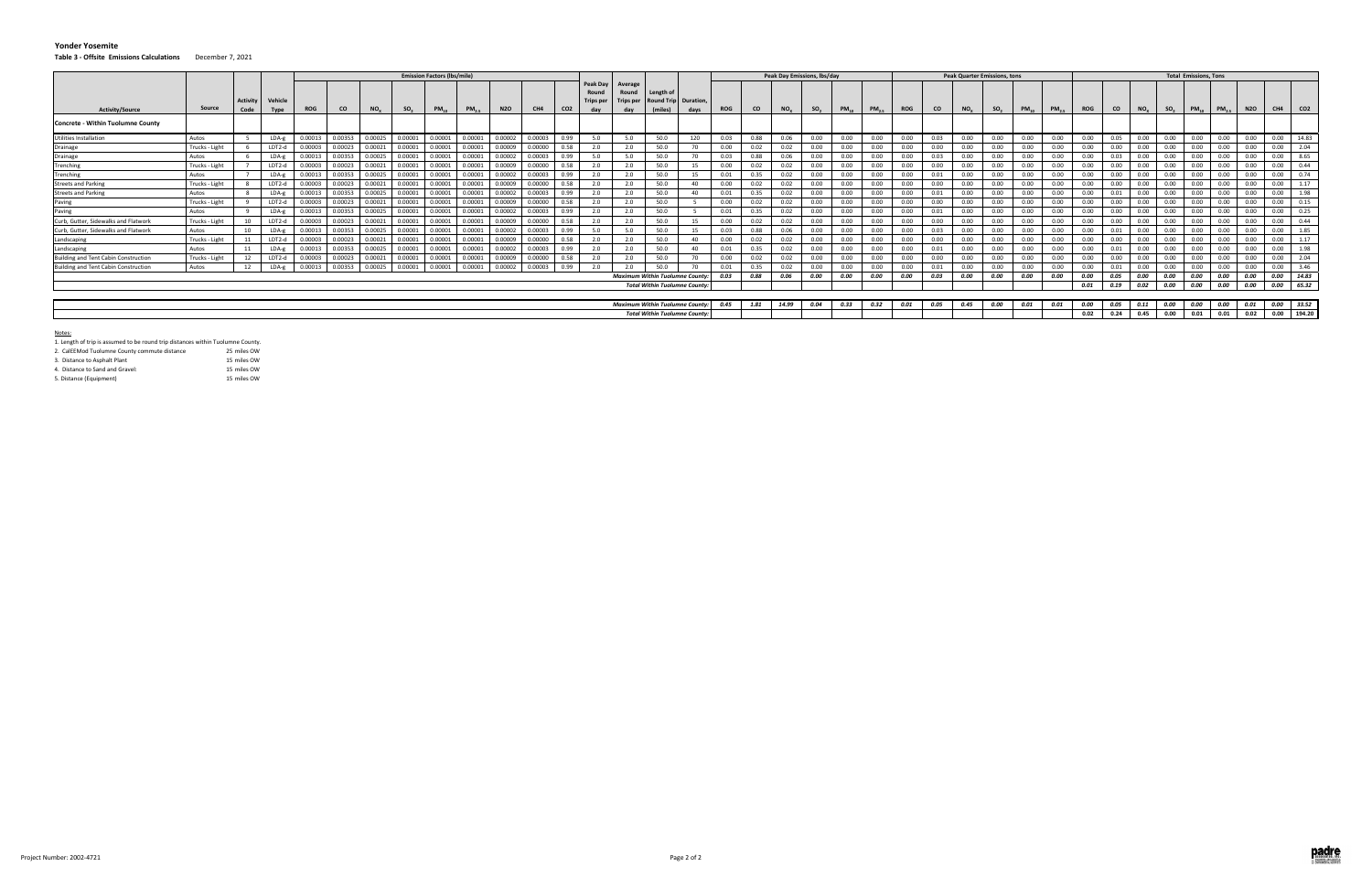# Yonder Yosemite

**Table 3 - Offsite Emissions Calculations** December 7, 2021

| | | | | Emission Factors (lbs/mile) | | | | | | | | | | | | | | Peak Day Emissions, lbs/day | | | | | | Peak Quarter Emissions, tons | | | | | | Total Emissions, Tons | | | | | | | | |
|---|---|---|---|---|---|---|---|---|---|---|---|---|---|---|---|---|---|---|---|---|---|---|---|---|---|---|---|---|---|---|---|---|---|---|---|---|---|---|
| **Activity/Source** | **Source** | **Activity Code** | **Vehicle Type** | **ROG** | **CO** | **$NO_x$** | **$SO_x$** | **$PM_{10}$** | **$PM_{2.5}$** | **N2O** | **CH4** | **CO2** | **Peak Day Round Trips per day** | **Average Round Trips per day** | **Length of Round Trip (miles)** | **Duration, days** | **ROG** | **CO** | **$NO_x$** | **$SO_x$** | **$PM_{10}$** | **$PM_{2.5}$** | **ROG** | **CO** | **$NO_x$** | **$SO_x$** | **$PM_{10}$** | **$PM_{2.5}$** | **ROG** | **CO** | **$NO_x$** | **$SO_x$** | **$PM_{10}$** | **$PM_{2.5}$** | **N2O** | **CH4** | **CO2** |
| **Concrete - Within Tuolumne County** | | | | | | | | | | | | | | | | | | | | | | | | | | | | | | | | | | | | | |
| Utilities Installation | Autos | 5 | LDA-g | 0.00013 | 0.00353 | 0.00025 | 0.00001 | 0.00001 | 0.00001 | 0.00002 | 0.00003 | 0.99 | 5.0 | 5.0 | 50.0 | 120 | 0.03 | 0.88 | 0.06 | 0.00 | 0.00 | 0.00 | 0.00 | 0.03 | 0.00 | 0.00 | 0.00 | 0.00 | 0.00 | 0.05 | 0.00 | 0.00 | 0.00 | 0.00 | 0.00 | 0.00 | 14.83 |
| Drainage | Trucks - Light | 6 | LDT2-d | 0.00003 | 0.00023 | 0.00021 | 0.00001 | 0.00001 | 0.00001 | 0.00009 | 0.00000 | 0.58 | 2.0 | 2.0 | 50.0 | 70 | 0.00 | 0.02 | 0.02 | 0.00 | 0.00 | 0.00 | 0.00 | 0.00 | 0.00 | 0.00 | 0.00 | 0.00 | 0.00 | 0.00 | 0.00 | 0.00 | 0.00 | 0.00 | 0.00 | 0.00 | 2.04 |
| Drainage | Autos | 6 | LDA-g | 0.00013 | 0.00353 | 0.00025 | 0.00001 | 0.00001 | 0.00001 | 0.00002 | 0.00003 | 0.99 | 5.0 | 5.0 | 50.0 | 70 | 0.03 | 0.88 | 0.06 | 0.00 | 0.00 | 0.00 | 0.00 | 0.03 | 0.00 | 0.00 | 0.00 | 0.00 | 0.00 | 0.03 | 0.00 | 0.00 | 0.00 | 0.00 | 0.00 | 0.00 | 8.65 |
| Trenching | Trucks - Light | 7 | LDT2-d | 0.00003 | 0.00023 | 0.00021 | 0.00001 | 0.00001 | 0.00001 | 0.00009 | 0.00000 | 0.58 | 2.0 | 2.0 | 50.0 | 15 | 0.00 | 0.02 | 0.02 | 0.00 | 0.00 | 0.00 | 0.00 | 0.00 | 0.00 | 0.00 | 0.00 | 0.00 | 0.00 | 0.00 | 0.00 | 0.00 | 0.00 | 0.00 | 0.00 | 0.00 | 0.44 |
| Trenching | Autos | 7 | LDA-g | 0.00013 | 0.00353 | 0.00025 | 0.00001 | 0.00001 | 0.00001 | 0.00002 | 0.00003 | 0.99 | 2.0 | 2.0 | 50.0 | 15 | 0.01 | 0.35 | 0.02 | 0.00 | 0.00 | 0.00 | 0.00 | 0.01 | 0.00 | 0.00 | 0.00 | 0.00 | 0.00 | 0.00 | 0.00 | 0.00 | 0.00 | 0.00 | 0.00 | 0.00 | 0.74 |
| Streets and Parking | Trucks - Light | 8 | LDT2-d | 0.00003 | 0.00023 | 0.00021 | 0.00001 | 0.00001 | 0.00001 | 0.00009 | 0.00000 | 0.58 | 2.0 | 2.0 | 50.0 | 40 | 0.00 | 0.02 | 0.02 | 0.00 | 0.00 | 0.00 | 0.00 | 0.00 | 0.00 | 0.00 | 0.00 | 0.00 | 0.00 | 0.00 | 0.00 | 0.00 | 0.00 | 0.00 | 0.00 | 0.00 | 1.17 |
| Streets and Parking | Autos | 8 | LDA-g | 0.00013 | 0.00353 | 0.00025 | 0.00001 | 0.00001 | 0.00001 | 0.00002 | 0.00003 | 0.99 | 2.0 | 2.0 | 50.0 | 40 | 0.01 | 0.35 | 0.02 | 0.00 | 0.00 | 0.00 | 0.00 | 0.01 | 0.00 | 0.00 | 0.00 | 0.00 | 0.00 | 0.01 | 0.00 | 0.00 | 0.00 | 0.00 | 0.00 | 0.00 | 1.98 |
| Paving | Trucks - Light | 9 | LDT2-d | 0.00003 | 0.00023 | 0.00021 | 0.00001 | 0.00001 | 0.00001 | 0.00009 | 0.00000 | 0.58 | 2.0 | 2.0 | 50.0 | 5 | 0.00 | 0.02 | 0.02 | 0.00 | 0.00 | 0.00 | 0.00 | 0.00 | 0.00 | 0.00 | 0.00 | 0.00 | 0.00 | 0.00 | 0.00 | 0.00 | 0.00 | 0.00 | 0.00 | 0.00 | 0.15 |
| Paving | Autos | 9 | LDA-g | 0.00013 | 0.00353 | 0.00025 | 0.00001 | 0.00001 | 0.00001 | 0.00002 | 0.00003 | 0.99 | 2.0 | 2.0 | 50.0 | 5 | 0.01 | 0.35 | 0.02 | 0.00 | 0.00 | 0.00 | 0.00 | 0.01 | 0.00 | 0.00 | 0.00 | 0.00 | 0.00 | 0.00 | 0.00 | 0.00 | 0.00 | 0.00 | 0.00 | 0.00 | 0.25 |
| Curb, Gutter, Sidewalks and Flatwork | Trucks - Light | 10 | LDT2-d | 0.00003 | 0.00023 | 0.00021 | 0.00001 | 0.00001 | 0.00001 | 0.00009 | 0.00000 | 0.58 | 2.0 | 2.0 | 50.0 | 15 | 0.00 | 0.02 | 0.02 | 0.00 | 0.00 | 0.00 | 0.00 | 0.00 | 0.00 | 0.00 | 0.00 | 0.00 | 0.00 | 0.00 | 0.00 | 0.00 | 0.00 | 0.00 | 0.00 | 0.00 | 0.44 |
| Curb, Gutter, Sidewalks and Flatwork | Autos | 10 | LDA-g | 0.00013 | 0.00353 | 0.00025 | 0.00001 | 0.00001 | 0.00001 | 0.00002 | 0.00003 | 0.99 | 5.0 | 5.0 | 50.0 | 15 | 0.03 | 0.88 | 0.06 | 0.00 | 0.00 | 0.00 | 0.00 | 0.03 | 0.00 | 0.00 | 0.00 | 0.00 | 0.00 | 0.01 | 0.00 | 0.00 | 0.00 | 0.00 | 0.00 | 0.00 | 1.85 |
| Landscaping | Trucks - Light | 11 | LDT2-d | 0.00003 | 0.00023 | 0.00021 | 0.00001 | 0.00001 | 0.00001 | 0.00009 | 0.00000 | 0.58 | 2.0 | 2.0 | 50.0 | 40 | 0.00 | 0.02 | 0.02 | 0.00 | 0.00 | 0.00 | 0.00 | 0.00 | 0.00 | 0.00 | 0.00 | 0.00 | 0.00 | 0.00 | 0.00 | 0.00 | 0.00 | 0.00 | 0.00 | 0.00 | 1.17 |
| Landscaping | Autos | 11 | LDA-g | 0.00013 | 0.00353 | 0.00025 | 0.00001 | 0.00001 | 0.00001 | 0.00002 | 0.00003 | 0.99 | 2.0 | 2.0 | 50.0 | 40 | 0.01 | 0.35 | 0.02 | 0.00 | 0.00 | 0.00 | 0.00 | 0.01 | 0.00 | 0.00 | 0.00 | 0.00 | 0.00 | 0.01 | 0.00 | 0.00 | 0.00 | 0.00 | 0.00 | 0.00 | 1.98 |
| Building and Tent Cabin Construction | Trucks - Light | 12 | LDT2-d | 0.00003 | 0.00023 | 0.00021 | 0.00001 | 0.00001 | 0.00001 | 0.00009 | 0.00000 | 0.58 | 2.0 | 2.0 | 50.0 | 70 | 0.00 | 0.02 | 0.02 | 0.00 | 0.00 | 0.00 | 0.00 | 0.00 | 0.00 | 0.00 | 0.00 | 0.00 | 0.00 | 0.00 | 0.00 | 0.00 | 0.00 | 0.00 | 0.00 | 0.00 | 2.04 |
| Building and Tent Cabin Construction | Autos | 12 | LDA-g | 0.00013 | 0.00353 | 0.00025 | 0.00001 | 0.00001 | 0.00001 | 0.00002 | 0.00003 | 0.99 | 2.0 | 2.0 | 50.0 | 70 | 0.01 | 0.35 | 0.02 | 0.00 | 0.00 | 0.00 | 0.00 | 0.01 | 0.00 | 0.00 | 0.00 | 0.00 | 0.00 | 0.01 | 0.00 | 0.00 | 0.00 | 0.00 | 0.00 | 0.00 | 3.46 |
| | | | | | | | | | | | | | | | *Maximum Within Tuolumne County:* | | *0.03* | *0.88* | *0.06* | *0.00* | *0.00* | *0.00* | *0.00* | *0.03* | *0.00* | *0.00* | *0.00* | *0.00* | *0.00* | *0.05* | *0.00* | *0.00* | *0.00* | *0.00* | *0.00* | *0.00* | *14.83* |
| | | | | | | | | | | | | | | | *Total Within Tuolumne County:* | | | | | | | | | | | | | | *0.01* | *0.19* | *0.02* | *0.00* | *0.00* | *0.00* | *0.00* | *0.00* | *65.32* |
| | | | | | | | | | | | | | | | *Maximum Within Tuolumne County:* | | *0.45* | *1.81* | *14.99* | *0.04* | *0.33* | *0.32* | *0.01* | *0.05* | *0.45* | *0.00* | *0.01* | *0.01* | *0.00* | *0.05* | *0.11* | *0.00* | *0.00* | *0.00* | *0.01* | *0.00* | *33.52* |
| | | | | | | | | | | | | | | | *Total Within Tuolumne County:* | | | | | | | | | | | | | | 0.02 | 0.24 | 0.45 | 0.00 | 0.01 | 0.01 | 0.02 | 0.00 | 194.20 |

Notes:

1. Length of trip is assumed to be round trip distances within Tuolumne County.
2. CalEEMod Tuolumne County commute distance 25 miles OW
3. Distance to Asphalt Plant 15 miles OW
4. Distance to Sand and Gravel: 15 miles OW
5. Distance (Equipment) 15 miles OW

Project Number: 2002-4721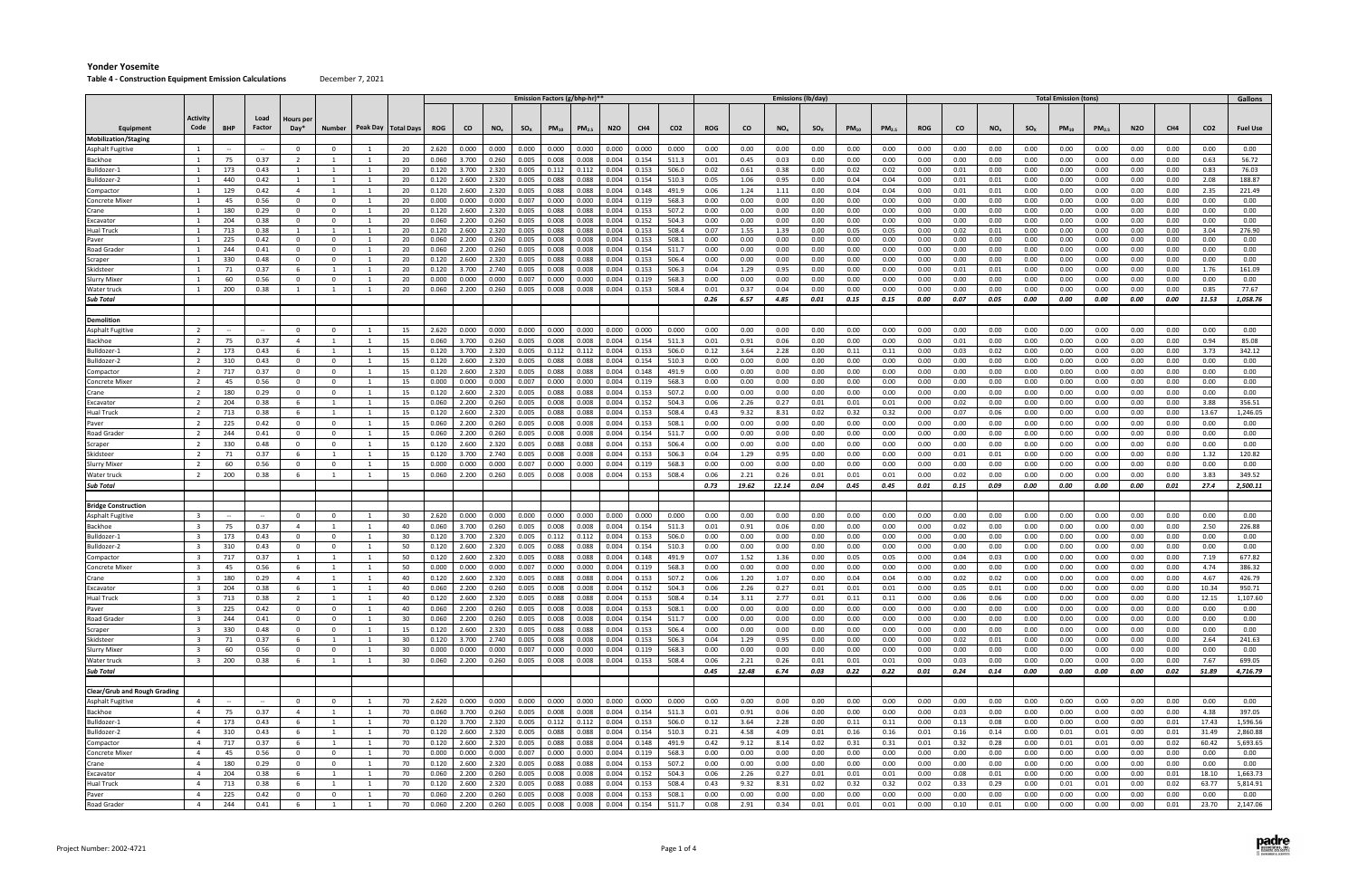# Yonder Yosemite

**Table 4 - Construction Equipment Emission Calculations** December 7, 2021

| | | | | | | | | Emission Factors (g/bhp-hr)** | | | | | | | | | Emissions (lb/day) | | | | | | | | | Total Emission (tons) | | | | | | | | | Gallons |
|---|---|---|---|---|---|---|---|---|---|---|---|---|---|---|---|---|---|---|---|---|---|---|---|---|---|---|---|---|---|---|---|---|---|---|---|
| Equipment | Activity Code | BHP | Load Factor | Hours per Day* | Number | Peak Day | Total Days | ROG | CO | $NO_x$ | $SO_x$ | $PM_{10}$ | $PM_{2.5}$ | N2O | CH4 | CO2 | ROG | CO | $NO_x$ | $SO_x$ | $PM_{10}$ | $PM_{2.5}$ | N2O | CH4 | CO2 | ROG | CO | $NO_x$ | $SO_x$ | $PM_{10}$ | $PM_{2.5}$ | N2O | CH4 | CO2 | Fuel Use |
| **Mobilization/Staging** | | | | | | | | | | | | | | | | | | | | | | | | | | | | | | | | | | | |
| Asphalt Fugitive | 1 | -- | -- | 0 | 0 | 1 | 20 | 2.620 | 0.000 | 0.000 | 0.000 | 0.000 | 0.000 | 0.000 | 0.000 | 0.000 | 0.00 | 0.00 | 0.00 | 0.00 | 0.00 | 0.00 | 0.00 | 0.00 | 0.00 | 0.00 | 0.00 | 0.00 | 0.00 | 0.00 | 0.00 | 0.00 | 0.00 | 0.00 | 0.00 |
| Backhoe | 1 | 75 | 0.37 | 2 | 1 | 1 | 20 | 0.060 | 3.700 | 0.260 | 0.005 | 0.008 | 0.008 | 0.004 | 0.154 | 511.3 | 0.01 | 0.45 | 0.03 | 0.00 | 0.00 | 0.00 | 0.00 | 0.00 | 0.00 | 0.00 | 0.00 | 0.00 | 0.00 | 0.00 | 0.00 | 0.00 | 0.00 | 0.63 | 56.72 |
| Bulldozer-1 | 1 | 173 | 0.43 | 1 | 1 | 1 | 20 | 0.120 | 3.700 | 2.320 | 0.005 | 0.112 | 0.112 | 0.004 | 0.153 | 506.0 | 0.02 | 0.61 | 0.38 | 0.00 | 0.02 | 0.02 | 0.00 | 0.00 | 0.00 | 0.00 | 0.01 | 0.00 | 0.00 | 0.00 | 0.00 | 0.00 | 0.00 | 0.83 | 76.03 |
| Bulldozer-2 | 1 | 440 | 0.42 | 1 | 1 | 1 | 20 | 0.120 | 2.600 | 2.320 | 0.005 | 0.088 | 0.088 | 0.004 | 0.154 | 510.3 | 0.05 | 1.06 | 0.95 | 0.00 | 0.04 | 0.04 | 0.00 | 0.00 | 0.00 | 0.00 | 0.01 | 0.01 | 0.00 | 0.00 | 0.00 | 0.00 | 0.00 | 2.08 | 188.87 |
| Compactor | 1 | 129 | 0.42 | 4 | 1 | 1 | 20 | 0.120 | 2.600 | 2.320 | 0.005 | 0.088 | 0.088 | 0.004 | 0.148 | 491.9 | 0.06 | 1.24 | 1.11 | 0.00 | 0.04 | 0.04 | 0.00 | 0.00 | 0.00 | 0.00 | 0.01 | 0.01 | 0.00 | 0.00 | 0.00 | 0.00 | 0.00 | 2.35 | 221.49 |
| Concrete Mixer | 1 | 45 | 0.56 | 0 | 0 | 1 | 20 | 0.000 | 0.000 | 0.000 | 0.007 | 0.000 | 0.000 | 0.004 | 0.119 | 568.3 | 0.00 | 0.00 | 0.00 | 0.00 | 0.00 | 0.00 | 0.00 | 0.00 | 0.00 | 0.00 | 0.00 | 0.00 | 0.00 | 0.00 | 0.00 | 0.00 | 0.00 | 0.00 | 0.00 |
| Crane | 1 | 180 | 0.29 | 0 | 0 | 1 | 20 | 0.120 | 2.600 | 2.320 | 0.005 | 0.088 | 0.088 | 0.004 | 0.153 | 507.2 | 0.00 | 0.00 | 0.00 | 0.00 | 0.00 | 0.00 | 0.00 | 0.00 | 0.00 | 0.00 | 0.00 | 0.00 | 0.00 | 0.00 | 0.00 | 0.00 | 0.00 | 0.00 | 0.00 |
| Excavator | 1 | 204 | 0.38 | 0 | 0 | 1 | 20 | 0.060 | 2.200 | 0.260 | 0.005 | 0.008 | 0.008 | 0.004 | 0.152 | 504.3 | 0.00 | 0.00 | 0.00 | 0.00 | 0.00 | 0.00 | 0.00 | 0.00 | 0.00 | 0.00 | 0.00 | 0.00 | 0.00 | 0.00 | 0.00 | 0.00 | 0.00 | 0.00 | 0.00 |
| Hual Truck | 1 | 713 | 0.38 | 1 | 1 | 1 | 20 | 0.120 | 2.600 | 2.320 | 0.005 | 0.088 | 0.088 | 0.004 | 0.153 | 508.4 | 0.07 | 1.55 | 1.39 | 0.00 | 0.05 | 0.05 | 0.00 | 0.00 | 0.00 | 0.00 | 0.02 | 0.01 | 0.00 | 0.00 | 0.00 | 0.00 | 0.00 | 3.04 | 276.90 |
| Paver | 1 | 225 | 0.42 | 0 | 0 | 1 | 20 | 0.060 | 2.200 | 0.260 | 0.005 | 0.008 | 0.008 | 0.004 | 0.153 | 508.1 | 0.00 | 0.00 | 0.00 | 0.00 | 0.00 | 0.00 | 0.00 | 0.00 | 0.00 | 0.00 | 0.00 | 0.00 | 0.00 | 0.00 | 0.00 | 0.00 | 0.00 | 0.00 | 0.00 |
| Road Grader | 1 | 244 | 0.41 | 0 | 0 | 1 | 20 | 0.060 | 2.200 | 0.260 | 0.005 | 0.008 | 0.008 | 0.004 | 0.154 | 511.7 | 0.00 | 0.00 | 0.00 | 0.00 | 0.00 | 0.00 | 0.00 | 0.00 | 0.00 | 0.00 | 0.00 | 0.00 | 0.00 | 0.00 | 0.00 | 0.00 | 0.00 | 0.00 | 0.00 |
| Scraper | 1 | 330 | 0.48 | 0 | 0 | 1 | 20 | 0.120 | 2.600 | 2.320 | 0.005 | 0.088 | 0.088 | 0.004 | 0.153 | 506.4 | 0.00 | 0.00 | 0.00 | 0.00 | 0.00 | 0.00 | 0.00 | 0.00 | 0.00 | 0.00 | 0.00 | 0.00 | 0.00 | 0.00 | 0.00 | 0.00 | 0.00 | 0.00 | 0.00 |
| Skidsteer | 1 | 71 | 0.37 | 6 | 1 | 1 | 20 | 0.120 | 3.700 | 2.740 | 0.005 | 0.008 | 0.008 | 0.004 | 0.153 | 506.3 | 0.04 | 1.29 | 0.95 | 0.00 | 0.00 | 0.00 | 0.00 | 0.00 | 0.00 | 0.00 | 0.01 | 0.01 | 0.00 | 0.00 | 0.00 | 0.00 | 0.00 | 1.76 | 161.09 |
| Slurry Mixer | 1 | 60 | 0.56 | 0 | 0 | 1 | 20 | 0.000 | 0.000 | 0.000 | 0.007 | 0.000 | 0.000 | 0.004 | 0.119 | 568.3 | 0.00 | 0.00 | 0.00 | 0.00 | 0.00 | 0.00 | 0.00 | 0.00 | 0.00 | 0.00 | 0.00 | 0.00 | 0.00 | 0.00 | 0.00 | 0.00 | 0.00 | 0.00 | 0.00 |
| Water truck | 1 | 200 | 0.38 | 1 | 1 | 1 | 20 | 0.060 | 2.200 | 0.260 | 0.005 | 0.008 | 0.008 | 0.004 | 0.153 | 508.4 | 0.01 | 0.37 | 0.04 | 0.00 | 0.00 | 0.00 | 0.00 | 0.00 | 0.00 | 0.00 | 0.00 | 0.00 | 0.00 | 0.00 | 0.00 | 0.00 | 0.00 | 0.85 | 77.67 |
| ***Sub Total*** | | | | | | | | | | | | | | | | | *0.26* | *6.57* | *4.85* | *0.01* | *0.15* | *0.15* | | | | *0.00* | *0.07* | *0.05* | *0.00* | *0.00* | *0.00* | *0.00* | *0.00* | *11.53* | *1,058.76* |
| **Demolition** | | | | | | | | | | | | | | | | | | | | | | | | | | | | | | | | | | | |
| Asphalt Fugitive | 2 | -- | -- | 0 | 0 | 1 | 15 | 2.620 | 0.000 | 0.000 | 0.000 | 0.000 | 0.000 | 0.000 | 0.000 | 0.000 | 0.00 | 0.00 | 0.00 | 0.00 | 0.00 | 0.00 | 0.00 | 0.00 | 0.00 | 0.00 | 0.00 | 0.00 | 0.00 | 0.00 | 0.00 | 0.00 | 0.00 | 0.00 | 0.00 |
| Backhoe | 2 | 75 | 0.37 | 4 | 1 | 1 | 15 | 0.060 | 3.700 | 0.260 | 0.005 | 0.008 | 0.008 | 0.004 | 0.154 | 511.3 | 0.01 | 0.91 | 0.06 | 0.00 | 0.00 | 0.00 | 0.00 | 0.00 | 0.00 | 0.00 | 0.01 | 0.00 | 0.00 | 0.00 | 0.00 | 0.00 | 0.00 | 0.94 | 85.08 |
| Bulldozer-1 | 2 | 173 | 0.43 | 6 | 1 | 1 | 15 | 0.120 | 3.700 | 2.320 | 0.005 | 0.112 | 0.112 | 0.004 | 0.153 | 506.0 | 0.12 | 3.64 | 2.28 | 0.00 | 0.11 | 0.11 | 0.00 | 0.00 | 0.00 | 0.00 | 0.03 | 0.02 | 0.00 | 0.00 | 0.00 | 0.00 | 0.00 | 3.73 | 342.12 |
| Bulldozer-2 | 2 | 310 | 0.43 | 0 | 0 | 1 | 15 | 0.120 | 2.600 | 2.320 | 0.005 | 0.088 | 0.088 | 0.004 | 0.154 | 510.3 | 0.00 | 0.00 | 0.00 | 0.00 | 0.00 | 0.00 | 0.00 | 0.00 | 0.00 | 0.00 | 0.00 | 0.00 | 0.00 | 0.00 | 0.00 | 0.00 | 0.00 | 0.00 | 0.00 |
| Compactor | 2 | 717 | 0.37 | 0 | 0 | 1 | 15 | 0.120 | 2.600 | 2.320 | 0.005 | 0.088 | 0.088 | 0.004 | 0.148 | 491.9 | 0.00 | 0.00 | 0.00 | 0.00 | 0.00 | 0.00 | 0.00 | 0.00 | 0.00 | 0.00 | 0.00 | 0.00 | 0.00 | 0.00 | 0.00 | 0.00 | 0.00 | 0.00 | 0.00 |
| Concrete Mixer | 2 | 45 | 0.56 | 0 | 0 | 1 | 15 | 0.000 | 0.000 | 0.000 | 0.007 | 0.000 | 0.000 | 0.004 | 0.119 | 568.3 | 0.00 | 0.00 | 0.00 | 0.00 | 0.00 | 0.00 | 0.00 | 0.00 | 0.00 | 0.00 | 0.00 | 0.00 | 0.00 | 0.00 | 0.00 | 0.00 | 0.00 | 0.00 | 0.00 |
| Crane | 2 | 180 | 0.29 | 0 | 0 | 1 | 15 | 0.120 | 2.600 | 2.320 | 0.005 | 0.088 | 0.088 | 0.004 | 0.153 | 507.2 | 0.00 | 0.00 | 0.00 | 0.00 | 0.00 | 0.00 | 0.00 | 0.00 | 0.00 | 0.00 | 0.00 | 0.00 | 0.00 | 0.00 | 0.00 | 0.00 | 0.00 | 0.00 | 0.00 |
| Excavator | 2 | 204 | 0.38 | 6 | 1 | 1 | 15 | 0.060 | 2.200 | 0.260 | 0.005 | 0.008 | 0.008 | 0.004 | 0.152 | 504.3 | 0.06 | 2.26 | 0.27 | 0.01 | 0.01 | 0.01 | 0.00 | 0.00 | 0.00 | 0.00 | 0.02 | 0.00 | 0.00 | 0.00 | 0.00 | 0.00 | 0.00 | 3.88 | 356.51 |
| Hual Truck | 2 | 713 | 0.38 | 6 | 1 | 1 | 15 | 0.120 | 2.600 | 2.320 | 0.005 | 0.088 | 0.088 | 0.004 | 0.153 | 508.4 | 0.43 | 9.32 | 8.31 | 0.02 | 0.32 | 0.32 | 0.00 | 0.00 | 0.00 | 0.00 | 0.07 | 0.06 | 0.00 | 0.00 | 0.00 | 0.00 | 0.00 | 13.67 | 1,246.05 |
| Paver | 2 | 225 | 0.42 | 0 | 0 | 1 | 15 | 0.060 | 2.200 | 0.260 | 0.005 | 0.008 | 0.008 | 0.004 | 0.153 | 508.1 | 0.00 | 0.00 | 0.00 | 0.00 | 0.00 | 0.00 | 0.00 | 0.00 | 0.00 | 0.00 | 0.00 | 0.00 | 0.00 | 0.00 | 0.00 | 0.00 | 0.00 | 0.00 | 0.00 |
| Road Grader | 2 | 244 | 0.41 | 0 | 0 | 1 | 15 | 0.060 | 2.200 | 0.260 | 0.005 | 0.008 | 0.008 | 0.004 | 0.154 | 511.7 | 0.00 | 0.00 | 0.00 | 0.00 | 0.00 | 0.00 | 0.00 | 0.00 | 0.00 | 0.00 | 0.00 | 0.00 | 0.00 | 0.00 | 0.00 | 0.00 | 0.00 | 0.00 | 0.00 |
| Scraper | 2 | 330 | 0.48 | 0 | 0 | 1 | 15 | 0.120 | 2.600 | 2.320 | 0.005 | 0.088 | 0.088 | 0.004 | 0.153 | 506.4 | 0.00 | 0.00 | 0.00 | 0.00 | 0.00 | 0.00 | 0.00 | 0.00 | 0.00 | 0.00 | 0.00 | 0.00 | 0.00 | 0.00 | 0.00 | 0.00 | 0.00 | 0.00 | 0.00 |
| Skidsteer | 2 | 71 | 0.37 | 6 | 1 | 1 | 15 | 0.120 | 3.700 | 2.740 | 0.005 | 0.008 | 0.008 | 0.004 | 0.153 | 506.3 | 0.04 | 1.29 | 0.95 | 0.00 | 0.00 | 0.00 | 0.00 | 0.00 | 0.00 | 0.00 | 0.01 | 0.01 | 0.00 | 0.00 | 0.00 | 0.00 | 0.00 | 1.32 | 120.82 |
| Slurry Mixer | 2 | 60 | 0.56 | 0 | 0 | 1 | 15 | 0.000 | 0.000 | 0.000 | 0.007 | 0.000 | 0.000 | 0.004 | 0.119 | 568.3 | 0.00 | 0.00 | 0.00 | 0.00 | 0.00 | 0.00 | 0.00 | 0.00 | 0.00 | 0.00 | 0.00 | 0.00 | 0.00 | 0.00 | 0.00 | 0.00 | 0.00 | 0.00 | 0.00 |
| Water truck | 2 | 200 | 0.38 | 6 | 1 | 1 | 15 | 0.060 | 2.200 | 0.260 | 0.005 | 0.008 | 0.008 | 0.004 | 0.153 | 508.4 | 0.06 | 2.21 | 0.26 | 0.01 | 0.01 | 0.01 | 0.00 | 0.00 | 0.00 | 0.00 | 0.02 | 0.00 | 0.00 | 0.00 | 0.00 | 0.00 | 0.00 | 3.83 | 349.52 |
| ***Sub Total*** | | | | | | | | | | | | | | | | | *0.73* | *19.62* | *12.14* | *0.04* | *0.45* | *0.45* | | | | *0.01* | *0.15* | *0.09* | *0.00* | *0.00* | *0.00* | *0.00* | *0.01* | *27.4* | *2,500.11* |
| **Bridge Construction** | | | | | | | | | | | | | | | | | | | | | | | | | | | | | | | | | | | |
| Asphalt Fugitive | 3 | -- | -- | 0 | 0 | 1 | 30 | 2.620 | 0.000 | 0.000 | 0.000 | 0.000 | 0.000 | 0.000 | 0.000 | 0.000 | 0.00 | 0.00 | 0.00 | 0.00 | 0.00 | 0.00 | 0.00 | 0.00 | 0.00 | 0.00 | 0.00 | 0.00 | 0.00 | 0.00 | 0.00 | 0.00 | 0.00 | 0.00 | 0.00 |
| Backhoe | 3 | 75 | 0.37 | 4 | 1 | 1 | 40 | 0.060 | 3.700 | 0.260 | 0.005 | 0.008 | 0.008 | 0.004 | 0.154 | 511.3 | 0.01 | 0.91 | 0.06 | 0.00 | 0.00 | 0.00 | 0.00 | 0.00 | 0.00 | 0.00 | 0.02 | 0.00 | 0.00 | 0.00 | 0.00 | 0.00 | 0.00 | 2.50 | 226.88 |
| Bulldozer-1 | 3 | 173 | 0.43 | 0 | 0 | 1 | 30 | 0.120 | 3.700 | 2.320 | 0.005 | 0.112 | 0.112 | 0.004 | 0.153 | 506.0 | 0.00 | 0.00 | 0.00 | 0.00 | 0.00 | 0.00 | 0.00 | 0.00 | 0.00 | 0.00 | 0.00 | 0.00 | 0.00 | 0.00 | 0.00 | 0.00 | 0.00 | 0.00 | 0.00 |
| Bulldozer-2 | 3 | 310 | 0.43 | 0 | 0 | 1 | 50 | 0.120 | 2.600 | 2.320 | 0.005 | 0.088 | 0.088 | 0.004 | 0.154 | 510.3 | 0.00 | 0.00 | 0.00 | 0.00 | 0.00 | 0.00 | 0.00 | 0.00 | 0.00 | 0.00 | 0.00 | 0.00 | 0.00 | 0.00 | 0.00 | 0.00 | 0.00 | 0.00 | 0.00 |
| Compactor | 3 | 717 | 0.37 | 1 | 1 | 1 | 50 | 0.120 | 2.600 | 2.320 | 0.005 | 0.088 | 0.088 | 0.004 | 0.148 | 491.9 | 0.07 | 1.52 | 1.36 | 0.00 | 0.05 | 0.05 | 0.00 | 0.00 | 0.00 | 0.00 | 0.04 | 0.03 | 0.00 | 0.00 | 0.00 | 0.00 | 0.00 | 7.19 | 677.82 |
| Concrete Mixer | 3 | 45 | 0.56 | 6 | 1 | 1 | 50 | 0.000 | 0.000 | 0.000 | 0.007 | 0.000 | 0.000 | 0.004 | 0.119 | 568.3 | 0.00 | 0.00 | 0.00 | 0.00 | 0.00 | 0.00 | 0.00 | 0.00 | 0.00 | 0.00 | 0.00 | 0.00 | 0.00 | 0.00 | 0.00 | 0.00 | 0.00 | 4.74 | 386.32 |
| Crane | 3 | 180 | 0.29 | 4 | 1 | 1 | 40 | 0.120 | 2.600 | 2.320 | 0.005 | 0.088 | 0.088 | 0.004 | 0.153 | 507.2 | 0.06 | 1.20 | 1.07 | 0.00 | 0.04 | 0.04 | 0.00 | 0.00 | 0.00 | 0.00 | 0.02 | 0.02 | 0.00 | 0.00 | 0.00 | 0.00 | 0.00 | 4.67 | 426.79 |
| Excavator | 3 | 204 | 0.38 | 6 | 1 | 1 | 40 | 0.060 | 2.200 | 0.260 | 0.005 | 0.008 | 0.008 | 0.004 | 0.152 | 504.3 | 0.06 | 2.26 | 0.27 | 0.01 | 0.01 | 0.01 | 0.00 | 0.00 | 0.00 | 0.00 | 0.05 | 0.01 | 0.00 | 0.00 | 0.00 | 0.00 | 0.00 | 10.34 | 950.71 |
| Hual Truck | 3 | 713 | 0.38 | 2 | 1 | 1 | 40 | 0.120 | 2.600 | 2.320 | 0.005 | 0.088 | 0.088 | 0.004 | 0.153 | 508.4 | 0.14 | 3.11 | 2.77 | 0.01 | 0.11 | 0.11 | 0.00 | 0.00 | 0.00 | 0.00 | 0.06 | 0.06 | 0.00 | 0.00 | 0.00 | 0.00 | 0.00 | 12.15 | 1,107.60 |
| Paver | 3 | 225 | 0.42 | 0 | 0 | 1 | 40 | 0.060 | 2.200 | 0.260 | 0.005 | 0.008 | 0.008 | 0.004 | 0.153 | 508.1 | 0.00 | 0.00 | 0.00 | 0.00 | 0.00 | 0.00 | 0.00 | 0.00 | 0.00 | 0.00 | 0.00 | 0.00 | 0.00 | 0.00 | 0.00 | 0.00 | 0.00 | 0.00 | 0.00 |
| Road Grader | 3 | 244 | 0.41 | 0 | 0 | 1 | 30 | 0.060 | 2.200 | 0.260 | 0.005 | 0.008 | 0.008 | 0.004 | 0.154 | 511.7 | 0.00 | 0.00 | 0.00 | 0.00 | 0.00 | 0.00 | 0.00 | 0.00 | 0.00 | 0.00 | 0.00 | 0.00 | 0.00 | 0.00 | 0.00 | 0.00 | 0.00 | 0.00 | 0.00 |
| Scraper | 3 | 330 | 0.48 | 0 | 0 | 1 | 15 | 0.120 | 2.600 | 2.320 | 0.005 | 0.088 | 0.088 | 0.004 | 0.153 | 506.4 | 0.00 | 0.00 | 0.00 | 0.00 | 0.00 | 0.00 | 0.00 | 0.00 | 0.00 | 0.00 | 0.00 | 0.00 | 0.00 | 0.00 | 0.00 | 0.00 | 0.00 | 0.00 | 0.00 |
| Skidsteer | 3 | 71 | 0.37 | 6 | 1 | 1 | 30 | 0.120 | 3.700 | 2.740 | 0.005 | 0.008 | 0.008 | 0.004 | 0.153 | 506.3 | 0.04 | 1.29 | 0.95 | 0.00 | 0.00 | 0.00 | 0.00 | 0.00 | 0.00 | 0.00 | 0.02 | 0.01 | 0.00 | 0.00 | 0.00 | 0.00 | 0.00 | 2.64 | 241.63 |
| Slurry Mixer | 3 | 60 | 0.56 | 0 | 0 | 1 | 30 | 0.000 | 0.000 | 0.000 | 0.007 | 0.000 | 0.000 | 0.004 | 0.119 | 568.3 | 0.00 | 0.00 | 0.00 | 0.00 | 0.00 | 0.00 | 0.00 | 0.00 | 0.00 | 0.00 | 0.00 | 0.00 | 0.00 | 0.00 | 0.00 | 0.00 | 0.00 | 0.00 | 0.00 |
| Water truck | 3 | 200 | 0.38 | 6 | 1 | 1 | 30 | 0.060 | 2.200 | 0.260 | 0.005 | 0.008 | 0.008 | 0.004 | 0.153 | 508.4 | 0.06 | 2.21 | 0.26 | 0.01 | 0.01 | 0.01 | 0.00 | 0.00 | 0.00 | 0.00 | 0.03 | 0.00 | 0.00 | 0.00 | 0.00 | 0.00 | 0.00 | 7.67 | 699.05 |
| ***Sub Total*** | | | | | | | | | | | | | | | | | *0.45* | *12.48* | *6.74* | *0.03* | *0.22* | *0.22* | | | | *0.01* | *0.24* | *0.14* | *0.00* | *0.00* | *0.00* | *0.00* | *0.02* | *51.89* | *4,716.79* |
| **Clear/Grub and Rough Grading** | | | | | | | | | | | | | | | | | | | | | | | | | | | | | | | | | | | |
| Asphalt Fugitive | 4 | -- | -- | 0 | 0 | 1 | 70 | 2.620 | 0.000 | 0.000 | 0.000 | 0.000 | 0.000 | 0.000 | 0.000 | 0.000 | 0.00 | 0.00 | 0.00 | 0.00 | 0.00 | 0.00 | 0.00 | 0.00 | 0.00 | 0.00 | 0.00 | 0.00 | 0.00 | 0.00 | 0.00 | 0.00 | 0.00 | 0.00 | 0.00 |
| Backhoe | 4 | 75 | 0.37 | 4 | 1 | 1 | 70 | 0.060 | 3.700 | 0.260 | 0.005 | 0.008 | 0.008 | 0.004 | 0.154 | 511.3 | 0.01 | 0.91 | 0.06 | 0.00 | 0.00 | 0.00 | 0.00 | 0.00 | 0.00 | 0.00 | 0.03 | 0.00 | 0.00 | 0.00 | 0.00 | 0.00 | 0.00 | 4.38 | 397.05 |
| Bulldozer-1 | 4 | 173 | 0.43 | 6 | 1 | 1 | 70 | 0.120 | 3.700 | 2.320 | 0.005 | 0.112 | 0.112 | 0.004 | 0.153 | 506.0 | 0.12 | 3.64 | 2.28 | 0.00 | 0.11 | 0.11 | 0.00 | 0.00 | 0.00 | 0.00 | 0.13 | 0.08 | 0.00 | 0.00 | 0.00 | 0.00 | 0.01 | 17.43 | 1,596.56 |
| Bulldozer-2 | 4 | 310 | 0.43 | 6 | 1 | 1 | 70 | 0.120 | 2.600 | 2.320 | 0.005 | 0.088 | 0.088 | 0.004 | 0.154 | 510.3 | 0.21 | 4.58 | 4.09 | 0.01 | 0.16 | 0.16 | 0.00 | 0.00 | 0.00 | 0.01 | 0.16 | 0.14 | 0.00 | 0.01 | 0.01 | 0.00 | 0.01 | 31.49 | 2,860.88 |
| Compactor | 4 | 717 | 0.37 | 6 | 1 | 1 | 70 | 0.120 | 2.600 | 2.320 | 0.005 | 0.088 | 0.088 | 0.004 | 0.148 | 491.9 | 0.42 | 9.12 | 8.14 | 0.02 | 0.31 | 0.31 | 0.00 | 0.00 | 0.00 | 0.01 | 0.32 | 0.28 | 0.00 | 0.01 | 0.01 | 0.00 | 0.02 | 60.42 | 5,693.65 |
| Concrete Mixer | 4 | 45 | 0.56 | 0 | 0 | 1 | 70 | 0.000 | 0.000 | 0.000 | 0.007 | 0.000 | 0.000 | 0.004 | 0.119 | 568.3 | 0.00 | 0.00 | 0.00 | 0.00 | 0.00 | 0.00 | 0.00 | 0.00 | 0.00 | 0.00 | 0.00 | 0.00 | 0.00 | 0.00 | 0.00 | 0.00 | 0.00 | 0.00 | 0.00 |
| Crane | 4 | 180 | 0.29 | 0 | 0 | 1 | 70 | 0.120 | 2.600 | 2.320 | 0.005 | 0.088 | 0.088 | 0.004 | 0.153 | 507.2 | 0.00 | 0.00 | 0.00 | 0.00 | 0.00 | 0.00 | 0.00 | 0.00 | 0.00 | 0.00 | 0.00 | 0.00 | 0.00 | 0.00 | 0.00 | 0.00 | 0.00 | 0.00 | 0.00 |
| Excavator | 4 | 204 | 0.38 | 6 | 1 | 1 | 70 | 0.060 | 2.200 | 0.260 | 0.005 | 0.008 | 0.008 | 0.004 | 0.152 | 504.3 | 0.06 | 2.26 | 0.27 | 0.01 | 0.01 | 0.01 | 0.00 | 0.00 | 0.00 | 0.00 | 0.08 | 0.01 | 0.00 | 0.00 | 0.00 | 0.00 | 0.01 | 18.10 | 1,663.73 |
| Hual Truck | 4 | 713 | 0.38 | 6 | 1 | 1 | 70 | 0.120 | 2.600 | 2.320 | 0.005 | 0.088 | 0.088 | 0.004 | 0.153 | 508.4 | 0.43 | 9.32 | 8.31 | 0.02 | 0.32 | 0.32 | 0.00 | 0.00 | 0.00 | 0.02 | 0.33 | 0.29 | 0.00 | 0.01 | 0.01 | 0.00 | 0.02 | 63.77 | 5,814.91 |
| Paver | 4 | 225 | 0.42 | 0 | 0 | 1 | 70 | 0.060 | 2.200 | 0.260 | 0.005 | 0.008 | 0.008 | 0.004 | 0.153 | 508.1 | 0.00 | 0.00 | 0.00 | 0.00 | 0.00 | 0.00 | 0.00 | 0.00 | 0.00 | 0.00 | 0.00 | 0.00 | 0.00 | 0.00 | 0.00 | 0.00 | 0.00 | 0.00 | 0.00 |
| Road Grader | 4 | 244 | 0.41 | 6 | 1 | 1 | 70 | 0.060 | 2.200 | 0.260 | 0.005 | 0.008 | 0.008 | 0.004 | 0.154 | 511.7 | 0.08 | 2.91 | 0.34 | 0.01 | 0.01 | 0.01 | 0.00 | 0.00 | 0.00 | 0.00 | 0.10 | 0.01 | 0.00 | 0.00 | 0.00 | 0.00 | 0.01 | 23.70 | 2,147.06 |

Project Number: 2002-4721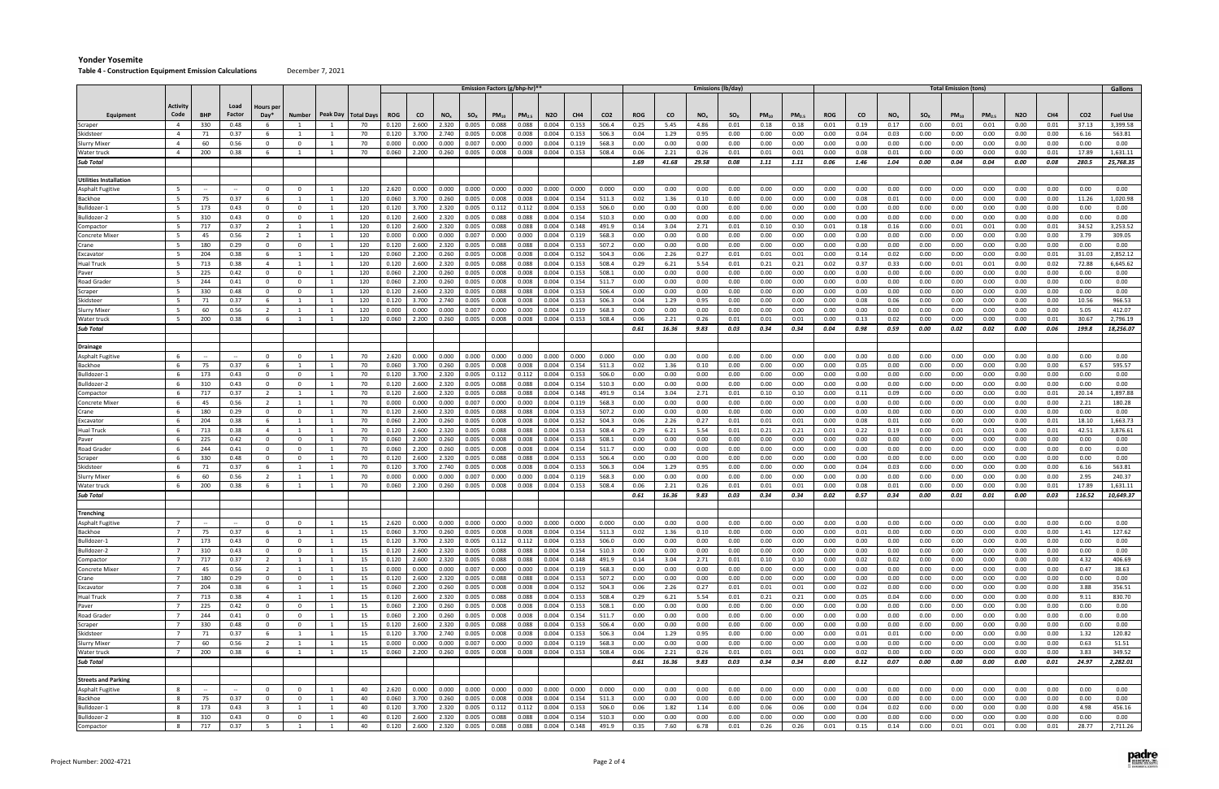# Yonder Yosemite

**Table 4 - Construction Equipment Emission Calculations** December 7, 2021

| | | | | | | | | Emission Factors (g/bhp-hr)** | | | | | | | | | | Emissions (lb/day) | | | | | | | | | | Total Emission (tons) | | | | | | | | | | Gallons |
|---|---|---|---|---|---|---|---|---|---|---|---|---|---|---|---|---|---|---|---|---|---|---|---|---|---|---|---|---|---|---|---|---|---|---|---|---|---|---|
| Equipment | Activity Code | BHP | Load Factor | Hours per Day* | Number | Peak Day | Total Days | ROG | CO | $NO_x$ | $SO_x$ | $PM_{10}$ | $PM_{2.5}$ | N2O | CH4 | CO2 | ROG | CO | $NO_x$ | $SO_x$ | $PM_{10}$ | $PM_{2.5}$ | ROG | CO | $NO_x$ | $SO_x$ | $PM_{10}$ | $PM_{2.5}$ | N2O | CH4 | CO2 | Fuel Use |
| Scraper | 4 | 330 | 0.48 | 6 | 1 | 1 | 70 | 0.120 | 2.600 | 2.320 | 0.005 | 0.088 | 0.088 | 0.004 | 0.153 | 506.4 | 0.25 | 5.45 | 4.86 | 0.01 | 0.18 | 0.18 | 0.01 | 0.19 | 0.17 | 0.00 | 0.01 | 0.01 | 0.00 | 0.01 | 37.13 | 3,399.58 |
| Skidsteer | 4 | 71 | 0.37 | 6 | 1 | 1 | 70 | 0.120 | 3.700 | 2.740 | 0.005 | 0.008 | 0.008 | 0.004 | 0.153 | 506.3 | 0.04 | 1.29 | 0.95 | 0.00 | 0.00 | 0.00 | 0.00 | 0.04 | 0.03 | 0.00 | 0.00 | 0.00 | 0.00 | 0.00 | 6.16 | 563.81 |
| Slurry Mixer | 4 | 60 | 0.56 | 0 | 0 | 1 | 70 | 0.000 | 0.000 | 0.000 | 0.007 | 0.000 | 0.000 | 0.004 | 0.119 | 568.3 | 0.00 | 0.00 | 0.00 | 0.00 | 0.00 | 0.00 | 0.00 | 0.00 | 0.00 | 0.00 | 0.00 | 0.00 | 0.00 | 0.00 | 0.00 | 0.00 |
| Water truck | 4 | 200 | 0.38 | 6 | 1 | 1 | 70 | 0.060 | 2.200 | 0.260 | 0.005 | 0.008 | 0.008 | 0.004 | 0.153 | 508.4 | 0.06 | 2.21 | 0.26 | 0.01 | 0.01 | 0.01 | 0.00 | 0.08 | 0.01 | 0.00 | 0.00 | 0.00 | 0.00 | 0.01 | 17.89 | 1,631.11 |
| **Sub Total** | | | | | | | | | | | | | | | | | ***1.69*** | ***41.68*** | ***29.58*** | ***0.08*** | ***1.11*** | ***1.11*** | ***0.06*** | ***1.46*** | ***1.04*** | ***0.00*** | ***0.04*** | ***0.04*** | ***0.00*** | ***0.08*** | ***280.5*** | ***25,768.35*** |
| | | | | | | | | | | | | | | | | | | | | | | | | | | | | | | | | |
| **Utilities Installation** | | | | | | | | | | | | | | | | | | | | | | | | | | | | | | | | |
| Asphalt Fugitive | 5 | -- | -- | 0 | 0 | 1 | 120 | 2.620 | 0.000 | 0.000 | 0.000 | 0.000 | 0.000 | 0.000 | 0.000 | 0.000 | 0.00 | 0.00 | 0.00 | 0.00 | 0.00 | 0.00 | 0.00 | 0.00 | 0.00 | 0.00 | 0.00 | 0.00 | 0.00 | 0.00 | 0.00 | 0.00 |
| Backhoe | 5 | 75 | 0.37 | 6 | 1 | 1 | 120 | 0.060 | 3.700 | 0.260 | 0.005 | 0.008 | 0.008 | 0.004 | 0.154 | 511.3 | 0.02 | 1.36 | 0.10 | 0.00 | 0.00 | 0.00 | 0.00 | 0.08 | 0.01 | 0.00 | 0.00 | 0.00 | 0.00 | 0.00 | 11.26 | 1,020.98 |
| Bulldozer-1 | 5 | 173 | 0.43 | 0 | 0 | 1 | 120 | 0.120 | 3.700 | 2.320 | 0.005 | 0.112 | 0.112 | 0.004 | 0.153 | 506.0 | 0.00 | 0.00 | 0.00 | 0.00 | 0.00 | 0.00 | 0.00 | 0.00 | 0.00 | 0.00 | 0.00 | 0.00 | 0.00 | 0.00 | 0.00 | 0.00 |
| Bulldozer-2 | 5 | 310 | 0.43 | 0 | 0 | 1 | 120 | 0.120 | 2.600 | 2.320 | 0.005 | 0.088 | 0.088 | 0.004 | 0.154 | 510.3 | 0.00 | 0.00 | 0.00 | 0.00 | 0.00 | 0.00 | 0.00 | 0.00 | 0.00 | 0.00 | 0.00 | 0.00 | 0.00 | 0.00 | 0.00 | 0.00 |
| Compactor | 5 | 717 | 0.37 | 2 | 1 | 1 | 120 | 0.120 | 2.600 | 2.320 | 0.005 | 0.088 | 0.088 | 0.004 | 0.148 | 491.9 | 0.14 | 3.04 | 2.71 | 0.01 | 0.10 | 0.10 | 0.01 | 0.18 | 0.16 | 0.00 | 0.01 | 0.01 | 0.00 | 0.01 | 34.52 | 3,253.52 |
| Concrete Mixer | 5 | 45 | 0.56 | 2 | 1 | 1 | 120 | 0.000 | 0.000 | 0.000 | 0.007 | 0.000 | 0.000 | 0.004 | 0.119 | 568.3 | 0.00 | 0.00 | 0.00 | 0.00 | 0.00 | 0.00 | 0.00 | 0.00 | 0.00 | 0.00 | 0.00 | 0.00 | 0.00 | 0.00 | 3.79 | 309.05 |
| Crane | 5 | 180 | 0.29 | 0 | 0 | 1 | 120 | 0.120 | 2.600 | 2.320 | 0.005 | 0.088 | 0.088 | 0.004 | 0.153 | 507.2 | 0.00 | 0.00 | 0.00 | 0.00 | 0.00 | 0.00 | 0.00 | 0.00 | 0.00 | 0.00 | 0.00 | 0.00 | 0.00 | 0.00 | 0.00 | 0.00 |
| Excavator | 5 | 204 | 0.38 | 6 | 1 | 1 | 120 | 0.060 | 2.200 | 0.260 | 0.005 | 0.008 | 0.008 | 0.004 | 0.152 | 504.3 | 0.06 | 2.26 | 0.27 | 0.01 | 0.01 | 0.01 | 0.00 | 0.14 | 0.02 | 0.00 | 0.00 | 0.00 | 0.00 | 0.01 | 31.03 | 2,852.12 |
| Hual Truck | 5 | 713 | 0.38 | 4 | 1 | 1 | 120 | 0.120 | 2.600 | 2.320 | 0.005 | 0.088 | 0.088 | 0.004 | 0.153 | 508.4 | 0.29 | 6.21 | 5.54 | 0.01 | 0.21 | 0.21 | 0.02 | 0.37 | 0.33 | 0.00 | 0.01 | 0.01 | 0.00 | 0.02 | 72.88 | 6,645.62 |
| Paver | 5 | 225 | 0.42 | 0 | 0 | 1 | 120 | 0.060 | 2.200 | 0.260 | 0.005 | 0.008 | 0.008 | 0.004 | 0.153 | 508.1 | 0.00 | 0.00 | 0.00 | 0.00 | 0.00 | 0.00 | 0.00 | 0.00 | 0.00 | 0.00 | 0.00 | 0.00 | 0.00 | 0.00 | 0.00 | 0.00 |
| Road Grader | 5 | 244 | 0.41 | 0 | 0 | 1 | 120 | 0.060 | 2.200 | 0.260 | 0.005 | 0.008 | 0.008 | 0.004 | 0.154 | 511.7 | 0.00 | 0.00 | 0.00 | 0.00 | 0.00 | 0.00 | 0.00 | 0.00 | 0.00 | 0.00 | 0.00 | 0.00 | 0.00 | 0.00 | 0.00 | 0.00 |
| Scraper | 5 | 330 | 0.48 | 0 | 0 | 1 | 120 | 0.120 | 2.600 | 2.320 | 0.005 | 0.088 | 0.088 | 0.004 | 0.153 | 506.4 | 0.00 | 0.00 | 0.00 | 0.00 | 0.00 | 0.00 | 0.00 | 0.00 | 0.00 | 0.00 | 0.00 | 0.00 | 0.00 | 0.00 | 0.00 | 0.00 |
| Skidsteer | 5 | 71 | 0.37 | 6 | 1 | 1 | 120 | 0.120 | 3.700 | 2.740 | 0.005 | 0.008 | 0.008 | 0.004 | 0.153 | 506.3 | 0.04 | 1.29 | 0.95 | 0.00 | 0.00 | 0.00 | 0.00 | 0.08 | 0.06 | 0.00 | 0.00 | 0.00 | 0.00 | 0.00 | 10.56 | 966.53 |
| Slurry Mixer | 5 | 60 | 0.56 | 2 | 1 | 1 | 120 | 0.000 | 0.000 | 0.000 | 0.007 | 0.000 | 0.000 | 0.004 | 0.119 | 568.3 | 0.00 | 0.00 | 0.00 | 0.00 | 0.00 | 0.00 | 0.00 | 0.00 | 0.00 | 0.00 | 0.00 | 0.00 | 0.00 | 0.00 | 5.05 | 412.07 |
| Water truck | 5 | 200 | 0.38 | 6 | 1 | 1 | 120 | 0.060 | 2.200 | 0.260 | 0.005 | 0.008 | 0.008 | 0.004 | 0.153 | 508.4 | 0.06 | 2.21 | 0.26 | 0.01 | 0.01 | 0.01 | 0.00 | 0.13 | 0.02 | 0.00 | 0.00 | 0.00 | 0.00 | 0.01 | 30.67 | 2,796.19 |
| **Sub Total** | | | | | | | | | | | | | | | | | ***0.61*** | ***16.36*** | ***9.83*** | ***0.03*** | ***0.34*** | ***0.34*** | ***0.04*** | ***0.98*** | ***0.59*** | ***0.00*** | ***0.02*** | ***0.02*** | ***0.00*** | ***0.06*** | ***199.8*** | ***18,256.07*** |
| | | | | | | | | | | | | | | | | | | | | | | | | | | | | | | | | |
| **Drainage** | | | | | | | | | | | | | | | | | | | | | | | | | | | | | | | | |
| Asphalt Fugitive | 6 | -- | -- | 0 | 0 | 1 | 70 | 2.620 | 0.000 | 0.000 | 0.000 | 0.000 | 0.000 | 0.000 | 0.000 | 0.000 | 0.00 | 0.00 | 0.00 | 0.00 | 0.00 | 0.00 | 0.00 | 0.00 | 0.00 | 0.00 | 0.00 | 0.00 | 0.00 | 0.00 | 0.00 | 0.00 |
| Backhoe | 6 | 75 | 0.37 | 6 | 1 | 1 | 70 | 0.060 | 3.700 | 0.260 | 0.005 | 0.008 | 0.008 | 0.004 | 0.154 | 511.3 | 0.02 | 1.36 | 0.10 | 0.00 | 0.00 | 0.00 | 0.00 | 0.05 | 0.00 | 0.00 | 0.00 | 0.00 | 0.00 | 0.00 | 6.57 | 595.57 |
| Bulldozer-1 | 6 | 173 | 0.43 | 0 | 0 | 1 | 70 | 0.120 | 3.700 | 2.320 | 0.005 | 0.112 | 0.112 | 0.004 | 0.153 | 506.0 | 0.00 | 0.00 | 0.00 | 0.00 | 0.00 | 0.00 | 0.00 | 0.00 | 0.00 | 0.00 | 0.00 | 0.00 | 0.00 | 0.00 | 0.00 | 0.00 |
| Bulldozer-2 | 6 | 310 | 0.43 | 0 | 0 | 1 | 70 | 0.120 | 2.600 | 2.320 | 0.005 | 0.088 | 0.088 | 0.004 | 0.154 | 510.3 | 0.00 | 0.00 | 0.00 | 0.00 | 0.00 | 0.00 | 0.00 | 0.00 | 0.00 | 0.00 | 0.00 | 0.00 | 0.00 | 0.00 | 0.00 | 0.00 |
| Compactor | 6 | 717 | 0.37 | 2 | 1 | 1 | 70 | 0.120 | 2.600 | 2.320 | 0.005 | 0.088 | 0.088 | 0.004 | 0.148 | 491.9 | 0.14 | 3.04 | 2.71 | 0.01 | 0.10 | 0.10 | 0.00 | 0.11 | 0.09 | 0.00 | 0.00 | 0.00 | 0.00 | 0.01 | 20.14 | 1,897.88 |
| Concrete Mixer | 6 | 45 | 0.56 | 2 | 1 | 1 | 70 | 0.000 | 0.000 | 0.000 | 0.007 | 0.000 | 0.000 | 0.004 | 0.119 | 568.3 | 0.00 | 0.00 | 0.00 | 0.00 | 0.00 | 0.00 | 0.00 | 0.00 | 0.00 | 0.00 | 0.00 | 0.00 | 0.00 | 0.00 | 2.21 | 180.28 |
| Crane | 6 | 180 | 0.29 | 0 | 0 | 1 | 70 | 0.120 | 2.600 | 2.320 | 0.005 | 0.088 | 0.088 | 0.004 | 0.153 | 507.2 | 0.00 | 0.00 | 0.00 | 0.00 | 0.00 | 0.00 | 0.00 | 0.00 | 0.00 | 0.00 | 0.00 | 0.00 | 0.00 | 0.00 | 0.00 | 0.00 |
| Excavator | 6 | 204 | 0.38 | 6 | 1 | 1 | 70 | 0.060 | 2.200 | 0.260 | 0.005 | 0.008 | 0.008 | 0.004 | 0.152 | 504.3 | 0.06 | 2.26 | 0.27 | 0.01 | 0.01 | 0.01 | 0.00 | 0.08 | 0.01 | 0.00 | 0.00 | 0.00 | 0.00 | 0.01 | 18.10 | 1,663.73 |
| Hual Truck | 6 | 713 | 0.38 | 4 | 1 | 1 | 70 | 0.120 | 2.600 | 2.320 | 0.005 | 0.088 | 0.088 | 0.004 | 0.153 | 508.4 | 0.29 | 6.21 | 5.54 | 0.01 | 0.21 | 0.21 | 0.01 | 0.22 | 0.19 | 0.00 | 0.01 | 0.01 | 0.00 | 0.01 | 42.51 | 3,876.61 |
| Paver | 6 | 225 | 0.42 | 0 | 0 | 1 | 70 | 0.060 | 2.200 | 0.260 | 0.005 | 0.008 | 0.008 | 0.004 | 0.153 | 508.1 | 0.00 | 0.00 | 0.00 | 0.00 | 0.00 | 0.00 | 0.00 | 0.00 | 0.00 | 0.00 | 0.00 | 0.00 | 0.00 | 0.00 | 0.00 | 0.00 |
| Road Grader | 6 | 244 | 0.41 | 0 | 0 | 1 | 70 | 0.060 | 2.200 | 0.260 | 0.005 | 0.008 | 0.008 | 0.004 | 0.154 | 511.7 | 0.00 | 0.00 | 0.00 | 0.00 | 0.00 | 0.00 | 0.00 | 0.00 | 0.00 | 0.00 | 0.00 | 0.00 | 0.00 | 0.00 | 0.00 | 0.00 |
| Scraper | 6 | 330 | 0.48 | 0 | 0 | 1 | 70 | 0.120 | 2.600 | 2.320 | 0.005 | 0.088 | 0.088 | 0.004 | 0.153 | 506.4 | 0.00 | 0.00 | 0.00 | 0.00 | 0.00 | 0.00 | 0.00 | 0.00 | 0.00 | 0.00 | 0.00 | 0.00 | 0.00 | 0.00 | 0.00 | 0.00 |
| Skidsteer | 6 | 71 | 0.37 | 6 | 1 | 1 | 70 | 0.120 | 3.700 | 2.740 | 0.005 | 0.008 | 0.008 | 0.004 | 0.153 | 506.3 | 0.04 | 1.29 | 0.95 | 0.00 | 0.00 | 0.00 | 0.00 | 0.04 | 0.03 | 0.00 | 0.00 | 0.00 | 0.00 | 0.00 | 6.16 | 563.81 |
| Slurry Mixer | 6 | 60 | 0.56 | 2 | 1 | 1 | 70 | 0.000 | 0.000 | 0.000 | 0.007 | 0.000 | 0.000 | 0.004 | 0.119 | 568.3 | 0.00 | 0.00 | 0.00 | 0.00 | 0.00 | 0.00 | 0.00 | 0.00 | 0.00 | 0.00 | 0.00 | 0.00 | 0.00 | 0.00 | 2.95 | 240.37 |
| Water truck | 6 | 200 | 0.38 | 6 | 1 | 1 | 70 | 0.060 | 2.200 | 0.260 | 0.005 | 0.008 | 0.008 | 0.004 | 0.153 | 508.4 | 0.06 | 2.21 | 0.26 | 0.01 | 0.01 | 0.01 | 0.00 | 0.08 | 0.01 | 0.00 | 0.00 | 0.00 | 0.00 | 0.01 | 17.89 | 1,631.11 |
| **Sub Total** | | | | | | | | | | | | | | | | | ***0.61*** | ***16.36*** | ***9.83*** | ***0.03*** | ***0.34*** | ***0.34*** | ***0.02*** | ***0.57*** | ***0.34*** | ***0.00*** | ***0.01*** | ***0.01*** | ***0.00*** | ***0.03*** | ***116.52*** | ***10,649.37*** |
| | | | | | | | | | | | | | | | | | | | | | | | | | | | | | | | | |
| **Trenching** | | | | | | | | | | | | | | | | | | | | | | | | | | | | | | | | |
| Asphalt Fugitive | 7 | -- | -- | 0 | 0 | 1 | 15 | 2.620 | 0.000 | 0.000 | 0.000 | 0.000 | 0.000 | 0.000 | 0.000 | 0.000 | 0.00 | 0.00 | 0.00 | 0.00 | 0.00 | 0.00 | 0.00 | 0.00 | 0.00 | 0.00 | 0.00 | 0.00 | 0.00 | 0.00 | 0.00 | 0.00 |
| Backhoe | 7 | 75 | 0.37 | 6 | 1 | 1 | 15 | 0.060 | 3.700 | 0.260 | 0.005 | 0.008 | 0.008 | 0.004 | 0.154 | 511.3 | 0.02 | 1.36 | 0.10 | 0.00 | 0.00 | 0.00 | 0.00 | 0.01 | 0.00 | 0.00 | 0.00 | 0.00 | 0.00 | 0.00 | 1.41 | 127.62 |
| Bulldozer-1 | 7 | 173 | 0.43 | 0 | 0 | 1 | 15 | 0.120 | 3.700 | 2.320 | 0.005 | 0.112 | 0.112 | 0.004 | 0.153 | 506.0 | 0.00 | 0.00 | 0.00 | 0.00 | 0.00 | 0.00 | 0.00 | 0.00 | 0.00 | 0.00 | 0.00 | 0.00 | 0.00 | 0.00 | 0.00 | 0.00 |
| Bulldozer-2 | 7 | 310 | 0.43 | 0 | 0 | 1 | 15 | 0.120 | 2.600 | 2.320 | 0.005 | 0.088 | 0.088 | 0.004 | 0.154 | 510.3 | 0.00 | 0.00 | 0.00 | 0.00 | 0.00 | 0.00 | 0.00 | 0.00 | 0.00 | 0.00 | 0.00 | 0.00 | 0.00 | 0.00 | 0.00 | 0.00 |
| Compactor | 7 | 717 | 0.37 | 2 | 1 | 1 | 15 | 0.120 | 2.600 | 2.320 | 0.005 | 0.088 | 0.088 | 0.004 | 0.148 | 491.9 | 0.14 | 3.04 | 2.71 | 0.01 | 0.10 | 0.10 | 0.00 | 0.02 | 0.02 | 0.00 | 0.00 | 0.00 | 0.00 | 0.00 | 4.32 | 406.69 |
| Concrete Mixer | 7 | 45 | 0.56 | 2 | 1 | 1 | 15 | 0.000 | 0.000 | 0.000 | 0.007 | 0.000 | 0.000 | 0.004 | 0.119 | 568.3 | 0.00 | 0.00 | 0.00 | 0.00 | 0.00 | 0.00 | 0.00 | 0.00 | 0.00 | 0.00 | 0.00 | 0.00 | 0.00 | 0.00 | 0.47 | 38.63 |
| Crane | 7 | 180 | 0.29 | 0 | 0 | 1 | 15 | 0.120 | 2.600 | 2.320 | 0.005 | 0.088 | 0.088 | 0.004 | 0.153 | 507.2 | 0.00 | 0.00 | 0.00 | 0.00 | 0.00 | 0.00 | 0.00 | 0.00 | 0.00 | 0.00 | 0.00 | 0.00 | 0.00 | 0.00 | 0.00 | 0.00 |
| Excavator | 7 | 204 | 0.38 | 6 | 1 | 1 | 15 | 0.060 | 2.200 | 0.260 | 0.005 | 0.008 | 0.008 | 0.004 | 0.152 | 504.3 | 0.06 | 2.26 | 0.27 | 0.01 | 0.01 | 0.01 | 0.00 | 0.02 | 0.00 | 0.00 | 0.00 | 0.00 | 0.00 | 0.00 | 3.88 | 356.51 |
| Hual Truck | 7 | 713 | 0.38 | 4 | 1 | 1 | 15 | 0.120 | 2.600 | 2.320 | 0.005 | 0.088 | 0.088 | 0.004 | 0.153 | 508.4 | 0.29 | 6.21 | 5.54 | 0.01 | 0.21 | 0.21 | 0.00 | 0.05 | 0.04 | 0.00 | 0.00 | 0.00 | 0.00 | 0.00 | 9.11 | 830.70 |
| Paver | 7 | 225 | 0.42 | 0 | 0 | 1 | 15 | 0.060 | 2.200 | 0.260 | 0.005 | 0.008 | 0.008 | 0.004 | 0.153 | 508.1 | 0.00 | 0.00 | 0.00 | 0.00 | 0.00 | 0.00 | 0.00 | 0.00 | 0.00 | 0.00 | 0.00 | 0.00 | 0.00 | 0.00 | 0.00 | 0.00 |
| Road Grader | 7 | 244 | 0.41 | 0 | 0 | 1 | 15 | 0.060 | 2.200 | 0.260 | 0.005 | 0.008 | 0.008 | 0.004 | 0.154 | 511.7 | 0.00 | 0.00 | 0.00 | 0.00 | 0.00 | 0.00 | 0.00 | 0.00 | 0.00 | 0.00 | 0.00 | 0.00 | 0.00 | 0.00 | 0.00 | 0.00 |
| Scraper | 7 | 330 | 0.48 | 0 | 0 | 1 | 15 | 0.120 | 2.600 | 2.320 | 0.005 | 0.088 | 0.088 | 0.004 | 0.153 | 506.4 | 0.00 | 0.00 | 0.00 | 0.00 | 0.00 | 0.00 | 0.00 | 0.00 | 0.00 | 0.00 | 0.00 | 0.00 | 0.00 | 0.00 | 0.00 | 0.00 |
| Skidsteer | 7 | 71 | 0.37 | 6 | 1 | 1 | 15 | 0.120 | 3.700 | 2.740 | 0.005 | 0.008 | 0.008 | 0.004 | 0.153 | 506.3 | 0.04 | 1.29 | 0.95 | 0.00 | 0.00 | 0.00 | 0.00 | 0.01 | 0.01 | 0.00 | 0.00 | 0.00 | 0.00 | 0.00 | 1.32 | 120.82 |
| Slurry Mixer | 7 | 60 | 0.56 | 2 | 1 | 1 | 15 | 0.000 | 0.000 | 0.000 | 0.007 | 0.000 | 0.000 | 0.004 | 0.119 | 568.3 | 0.00 | 0.00 | 0.00 | 0.00 | 0.00 | 0.00 | 0.00 | 0.00 | 0.00 | 0.00 | 0.00 | 0.00 | 0.00 | 0.00 | 0.63 | 51.51 |
| Water truck | 7 | 200 | 0.38 | 6 | 1 | 1 | 15 | 0.060 | 2.200 | 0.260 | 0.005 | 0.008 | 0.008 | 0.004 | 0.153 | 508.4 | 0.06 | 2.21 | 0.26 | 0.01 | 0.01 | 0.01 | 0.00 | 0.02 | 0.00 | 0.00 | 0.00 | 0.00 | 0.00 | 0.00 | 3.83 | 349.52 |
| **Sub Total** | | | | | | | | | | | | | | | | | ***0.61*** | ***16.36*** | ***9.83*** | ***0.03*** | ***0.34*** | ***0.34*** | ***0.00*** | ***0.12*** | ***0.07*** | ***0.00*** | ***0.00*** | ***0.00*** | ***0.00*** | ***0.01*** | ***24.97*** | ***2,282.01*** |
| | | | | | | | | | | | | | | | | | | | | | | | | | | | | | | | | |
| **Streets and Parking** | | | | | | | | | | | | | | | | | | | | | | | | | | | | | | | | |
| Asphalt Fugitive | 8 | -- | -- | 0 | 0 | 1 | 40 | 2.620 | 0.000 | 0.000 | 0.000 | 0.000 | 0.000 | 0.000 | 0.000 | 0.000 | 0.00 | 0.00 | 0.00 | 0.00 | 0.00 | 0.00 | 0.00 | 0.00 | 0.00 | 0.00 | 0.00 | 0.00 | 0.00 | 0.00 | 0.00 | 0.00 |
| Backhoe | 8 | 75 | 0.37 | 0 | 0 | 1 | 40 | 0.060 | 3.700 | 0.260 | 0.005 | 0.008 | 0.008 | 0.004 | 0.154 | 511.3 | 0.00 | 0.00 | 0.00 | 0.00 | 0.00 | 0.00 | 0.00 | 0.00 | 0.00 | 0.00 | 0.00 | 0.00 | 0.00 | 0.00 | 0.00 | 0.00 |
| Bulldozer-1 | 8 | 173 | 0.43 | 3 | 1 | 1 | 40 | 0.120 | 3.700 | 2.320 | 0.005 | 0.112 | 0.112 | 0.004 | 0.153 | 506.0 | 0.06 | 1.82 | 1.14 | 0.00 | 0.06 | 0.06 | 0.00 | 0.04 | 0.02 | 0.00 | 0.00 | 0.00 | 0.00 | 0.00 | 4.98 | 456.16 |
| Bulldozer-2 | 8 | 310 | 0.43 | 0 | 0 | 1 | 40 | 0.120 | 2.600 | 2.320 | 0.005 | 0.088 | 0.088 | 0.004 | 0.154 | 510.3 | 0.00 | 0.00 | 0.00 | 0.00 | 0.00 | 0.00 | 0.00 | 0.00 | 0.00 | 0.00 | 0.00 | 0.00 | 0.00 | 0.00 | 0.00 | 0.00 |
| Compactor | 8 | 717 | 0.37 | 5 | 1 | 1 | 40 | 0.120 | 2.600 | 2.320 | 0.005 | 0.088 | 0.088 | 0.004 | 0.148 | 491.9 | 0.35 | 7.60 | 6.78 | 0.01 | 0.26 | 0.26 | 0.01 | 0.15 | 0.14 | 0.00 | 0.01 | 0.01 | 0.00 | 0.01 | 28.77 | 2,711.26 |

Project Number: 2002-4721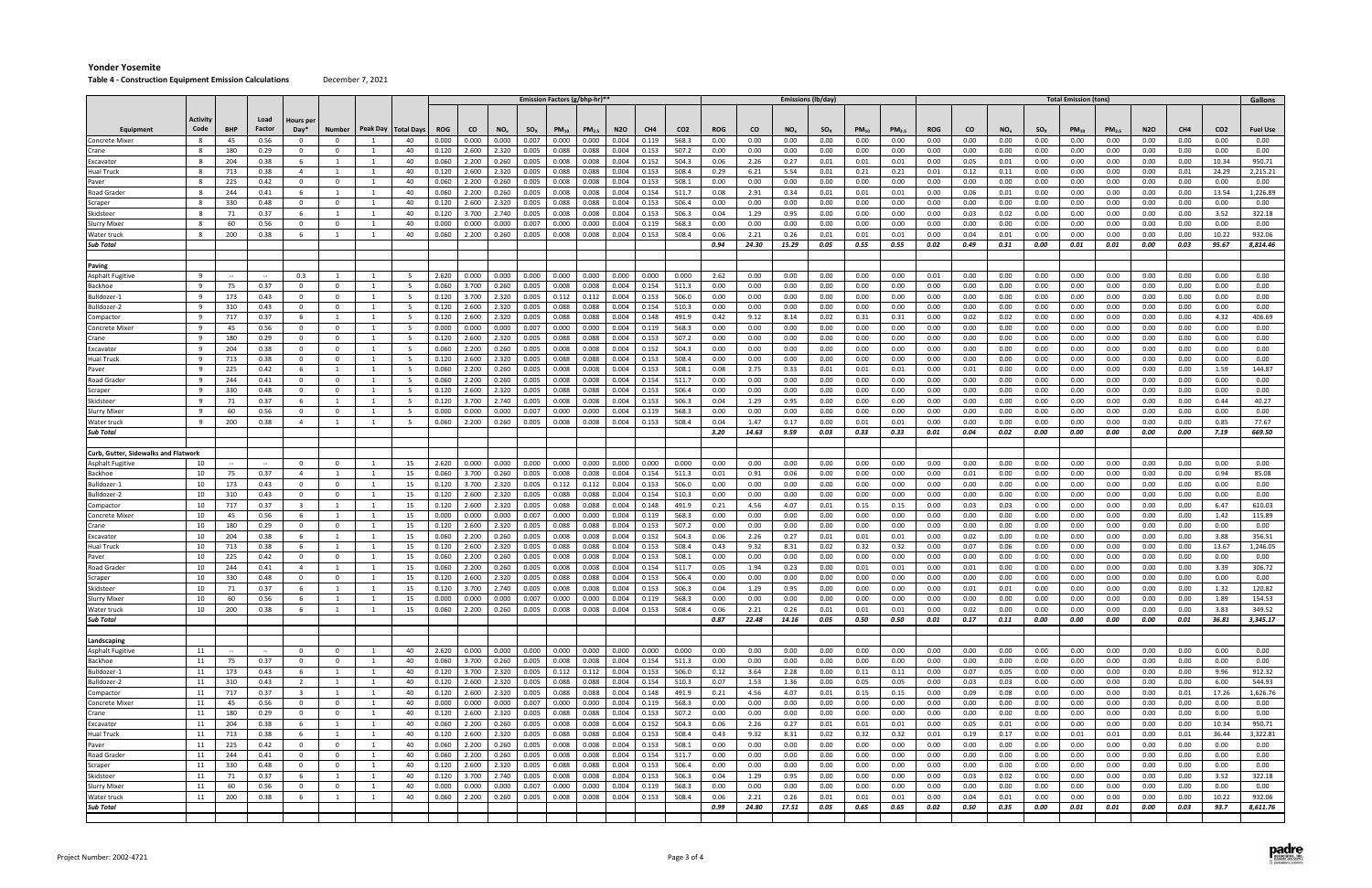# Yonder Yosemite

**Table 4 - Construction Equipment Emission Calculations** December 7, 2021

| | | | | | | | | Emission Factors (g/bhp-hr)** | | | | | | | | | Emissions (lb/day) | | | | | | Total Emission (tons) | | | | | | | | | Gallons |
|---|---|---|---|---|---|---|---|---|---|---|---|---|---|---|---|---|---|---|---|---|---|---|---|---|---|---|---|---|---|---|---|---|
| Equipment | Activity Code | BHP | Load Factor | Hours per Day* | Number | Peak Day | Total Days | ROG | CO | $NO_x$ | $SO_x$ | $PM_{10}$ | $PM_{2.5}$ | N2O | CH4 | CO2 | ROG | CO | $NO_x$ | $SO_x$ | $PM_{10}$ | $PM_{2.5}$ | ROG | CO | $NO_x$ | $SO_x$ | $PM_{10}$ | $PM_{2.5}$ | N2O | CH4 | CO2 | Fuel Use |
| Concrete Mixer | 8 | 45 | 0.56 | 0 | 0 | 1 | 40 | 0.000 | 0.000 | 0.000 | 0.007 | 0.000 | 0.000 | 0.004 | 0.119 | 568.3 | 0.00 | 0.00 | 0.00 | 0.00 | 0.00 | 0.00 | 0.00 | 0.00 | 0.00 | 0.00 | 0.00 | 0.00 | 0.00 | 0.00 | 0.00 | 0.00 |
| Crane | 8 | 180 | 0.29 | 0 | 0 | 1 | 40 | 0.120 | 2.600 | 2.320 | 0.005 | 0.088 | 0.088 | 0.004 | 0.153 | 507.2 | 0.00 | 0.00 | 0.00 | 0.00 | 0.00 | 0.00 | 0.00 | 0.00 | 0.00 | 0.00 | 0.00 | 0.00 | 0.00 | 0.00 | 0.00 | 0.00 |
| Excavator | 8 | 204 | 0.38 | 6 | 1 | 1 | 40 | 0.060 | 2.200 | 0.260 | 0.005 | 0.008 | 0.008 | 0.004 | 0.152 | 504.3 | 0.06 | 2.26 | 0.27 | 0.01 | 0.01 | 0.01 | 0.00 | 0.05 | 0.01 | 0.00 | 0.00 | 0.00 | 0.00 | 0.00 | 10.34 | 950.71 |
| Hual Truck | 8 | 713 | 0.38 | 4 | 1 | 1 | 40 | 0.120 | 2.600 | 2.320 | 0.005 | 0.088 | 0.088 | 0.004 | 0.153 | 508.4 | 0.29 | 6.21 | 5.54 | 0.01 | 0.21 | 0.21 | 0.01 | 0.12 | 0.11 | 0.00 | 0.00 | 0.00 | 0.00 | 0.01 | 24.29 | 2,215.21 |
| Paver | 8 | 225 | 0.42 | 0 | 0 | 1 | 40 | 0.060 | 2.200 | 0.260 | 0.005 | 0.008 | 0.008 | 0.004 | 0.153 | 508.1 | 0.00 | 0.00 | 0.00 | 0.00 | 0.00 | 0.00 | 0.00 | 0.00 | 0.00 | 0.00 | 0.00 | 0.00 | 0.00 | 0.00 | 0.00 | 0.00 |
| Road Grader | 8 | 244 | 0.41 | 6 | 1 | 1 | 40 | 0.060 | 2.200 | 0.260 | 0.005 | 0.008 | 0.008 | 0.004 | 0.154 | 511.7 | 0.08 | 2.91 | 0.34 | 0.01 | 0.01 | 0.01 | 0.00 | 0.06 | 0.01 | 0.00 | 0.00 | 0.00 | 0.00 | 0.00 | 13.54 | 1,226.89 |
| Scraper | 8 | 330 | 0.48 | 0 | 0 | 1 | 40 | 0.120 | 2.600 | 2.320 | 0.005 | 0.088 | 0.088 | 0.004 | 0.153 | 506.4 | 0.00 | 0.00 | 0.00 | 0.00 | 0.00 | 0.00 | 0.00 | 0.00 | 0.00 | 0.00 | 0.00 | 0.00 | 0.00 | 0.00 | 0.00 | 0.00 |
| Skidsteer | 8 | 71 | 0.37 | 6 | 1 | 1 | 40 | 0.120 | 3.700 | 2.740 | 0.005 | 0.008 | 0.008 | 0.004 | 0.153 | 506.3 | 0.04 | 1.29 | 0.95 | 0.00 | 0.00 | 0.00 | 0.00 | 0.03 | 0.02 | 0.00 | 0.00 | 0.00 | 0.00 | 0.00 | 3.52 | 322.18 |
| Slurry Mixer | 8 | 60 | 0.56 | 0 | 0 | 1 | 40 | 0.000 | 0.000 | 0.000 | 0.007 | 0.000 | 0.000 | 0.004 | 0.119 | 568.3 | 0.00 | 0.00 | 0.00 | 0.00 | 0.00 | 0.00 | 0.00 | 0.00 | 0.00 | 0.00 | 0.00 | 0.00 | 0.00 | 0.00 | 0.00 | 0.00 |
| Water truck | 8 | 200 | 0.38 | 6 | 1 | 1 | 40 | 0.060 | 2.200 | 0.260 | 0.005 | 0.008 | 0.008 | 0.004 | 0.153 | 508.4 | 0.06 | 2.21 | 0.26 | 0.01 | 0.01 | 0.01 | 0.00 | 0.04 | 0.01 | 0.00 | 0.00 | 0.00 | 0.00 | 0.00 | 10.22 | 932.06 |
| ***Sub Total*** | | | | | | | | | | | | | | | | | ***0.94*** | ***24.30*** | ***15.29*** | ***0.05*** | ***0.55*** | ***0.55*** | ***0.02*** | ***0.49*** | ***0.31*** | ***0.00*** | ***0.01*** | ***0.01*** | ***0.00*** | ***0.03*** | ***95.67*** | ***8,814.46*** |
| **Paving** | | | | | | | | | | | | | | | | | | | | | | | | | | | | | | | | |
| Asphalt Fugitive | 9 | -- | -- | 0.3 | 1 | 1 | 5 | 2.620 | 0.000 | 0.000 | 0.000 | 0.000 | 0.000 | 0.000 | 0.000 | 0.000 | 2.62 | 0.00 | 0.00 | 0.00 | 0.00 | 0.00 | 0.01 | 0.00 | 0.00 | 0.00 | 0.00 | 0.00 | 0.00 | 0.00 | 0.00 | 0.00 |
| Backhoe | 9 | 75 | 0.37 | 0 | 0 | 1 | 5 | 0.060 | 3.700 | 0.260 | 0.005 | 0.008 | 0.008 | 0.004 | 0.154 | 511.3 | 0.00 | 0.00 | 0.00 | 0.00 | 0.00 | 0.00 | 0.00 | 0.00 | 0.00 | 0.00 | 0.00 | 0.00 | 0.00 | 0.00 | 0.00 | 0.00 |
| Bulldozer-1 | 9 | 173 | 0.43 | 0 | 0 | 1 | 5 | 0.120 | 3.700 | 2.320 | 0.005 | 0.112 | 0.112 | 0.004 | 0.153 | 506.0 | 0.00 | 0.00 | 0.00 | 0.00 | 0.00 | 0.00 | 0.00 | 0.00 | 0.00 | 0.00 | 0.00 | 0.00 | 0.00 | 0.00 | 0.00 | 0.00 |
| Bulldozer-2 | 9 | 310 | 0.43 | 0 | 0 | 1 | 5 | 0.120 | 2.600 | 2.320 | 0.005 | 0.088 | 0.088 | 0.004 | 0.154 | 510.3 | 0.00 | 0.00 | 0.00 | 0.00 | 0.00 | 0.00 | 0.00 | 0.00 | 0.00 | 0.00 | 0.00 | 0.00 | 0.00 | 0.00 | 0.00 | 0.00 |
| Compactor | 9 | 717 | 0.37 | 6 | 1 | 1 | 5 | 0.120 | 2.600 | 2.320 | 0.005 | 0.088 | 0.088 | 0.004 | 0.148 | 491.9 | 0.42 | 9.12 | 8.14 | 0.02 | 0.31 | 0.31 | 0.00 | 0.02 | 0.02 | 0.00 | 0.00 | 0.00 | 0.00 | 0.00 | 4.32 | 406.69 |
| Concrete Mixer | 9 | 45 | 0.56 | 0 | 0 | 1 | 5 | 0.000 | 0.000 | 0.000 | 0.007 | 0.000 | 0.000 | 0.004 | 0.119 | 568.3 | 0.00 | 0.00 | 0.00 | 0.00 | 0.00 | 0.00 | 0.00 | 0.00 | 0.00 | 0.00 | 0.00 | 0.00 | 0.00 | 0.00 | 0.00 | 0.00 |
| Crane | 9 | 180 | 0.29 | 0 | 0 | 1 | 5 | 0.120 | 2.600 | 2.320 | 0.005 | 0.088 | 0.088 | 0.004 | 0.153 | 507.2 | 0.00 | 0.00 | 0.00 | 0.00 | 0.00 | 0.00 | 0.00 | 0.00 | 0.00 | 0.00 | 0.00 | 0.00 | 0.00 | 0.00 | 0.00 | 0.00 |
| Excavator | 9 | 204 | 0.38 | 0 | 0 | 1 | 5 | 0.060 | 2.200 | 0.260 | 0.005 | 0.008 | 0.008 | 0.004 | 0.152 | 504.3 | 0.00 | 0.00 | 0.00 | 0.00 | 0.00 | 0.00 | 0.00 | 0.00 | 0.00 | 0.00 | 0.00 | 0.00 | 0.00 | 0.00 | 0.00 | 0.00 |
| Hual Truck | 9 | 713 | 0.38 | 0 | 0 | 1 | 5 | 0.120 | 2.600 | 2.320 | 0.005 | 0.088 | 0.088 | 0.004 | 0.153 | 508.4 | 0.00 | 0.00 | 0.00 | 0.00 | 0.00 | 0.00 | 0.00 | 0.00 | 0.00 | 0.00 | 0.00 | 0.00 | 0.00 | 0.00 | 0.00 | 0.00 |
| Paver | 9 | 225 | 0.42 | 6 | 1 | 1 | 5 | 0.060 | 2.200 | 0.260 | 0.005 | 0.008 | 0.008 | 0.004 | 0.153 | 508.1 | 0.08 | 2.75 | 0.33 | 0.01 | 0.01 | 0.01 | 0.00 | 0.01 | 0.00 | 0.00 | 0.00 | 0.00 | 0.00 | 0.00 | 1.59 | 144.87 |
| Road Grader | 9 | 244 | 0.41 | 0 | 0 | 1 | 5 | 0.060 | 2.200 | 0.260 | 0.005 | 0.008 | 0.008 | 0.004 | 0.154 | 511.7 | 0.00 | 0.00 | 0.00 | 0.00 | 0.00 | 0.00 | 0.00 | 0.00 | 0.00 | 0.00 | 0.00 | 0.00 | 0.00 | 0.00 | 0.00 | 0.00 |
| Scraper | 9 | 330 | 0.48 | 0 | 0 | 1 | 5 | 0.120 | 2.600 | 2.320 | 0.005 | 0.088 | 0.088 | 0.004 | 0.153 | 506.4 | 0.00 | 0.00 | 0.00 | 0.00 | 0.00 | 0.00 | 0.00 | 0.00 | 0.00 | 0.00 | 0.00 | 0.00 | 0.00 | 0.00 | 0.00 | 0.00 |
| Skidsteer | 9 | 71 | 0.37 | 6 | 1 | 1 | 5 | 0.120 | 3.700 | 2.740 | 0.005 | 0.008 | 0.008 | 0.004 | 0.153 | 506.3 | 0.04 | 1.29 | 0.95 | 0.00 | 0.00 | 0.00 | 0.00 | 0.00 | 0.00 | 0.00 | 0.00 | 0.00 | 0.00 | 0.00 | 0.44 | 40.27 |
| Slurry Mixer | 9 | 60 | 0.56 | 0 | 0 | 1 | 5 | 0.000 | 0.000 | 0.000 | 0.007 | 0.000 | 0.000 | 0.004 | 0.119 | 568.3 | 0.00 | 0.00 | 0.00 | 0.00 | 0.00 | 0.00 | 0.00 | 0.00 | 0.00 | 0.00 | 0.00 | 0.00 | 0.00 | 0.00 | 0.00 | 0.00 |
| Water truck | 9 | 200 | 0.38 | 4 | 1 | 1 | 5 | 0.060 | 2.200 | 0.260 | 0.005 | 0.008 | 0.008 | 0.004 | 0.153 | 508.4 | 0.04 | 1.47 | 0.17 | 0.00 | 0.01 | 0.01 | 0.00 | 0.00 | 0.00 | 0.00 | 0.00 | 0.00 | 0.00 | 0.00 | 0.85 | 77.67 |
| ***Sub Total*** | | | | | | | | | | | | | | | | | ***3.20*** | ***14.63*** | ***9.59*** | ***0.03*** | ***0.33*** | ***0.33*** | ***0.01*** | ***0.04*** | ***0.02*** | ***0.00*** | ***0.00*** | ***0.00*** | ***0.00*** | ***0.00*** | ***7.19*** | ***669.50*** |
| **Curb, Gutter, Sidewalks and Flatwork** | | | | | | | | | | | | | | | | | | | | | | | | | | | | | | | | |
| Asphalt Fugitive | 10 | -- | -- | 0 | 0 | 1 | 15 | 2.620 | 0.000 | 0.000 | 0.000 | 0.000 | 0.000 | 0.000 | 0.000 | 0.000 | 0.00 | 0.00 | 0.00 | 0.00 | 0.00 | 0.00 | 0.00 | 0.00 | 0.00 | 0.00 | 0.00 | 0.00 | 0.00 | 0.00 | 0.00 | 0.00 |
| Backhoe | 10 | 75 | 0.37 | 4 | 1 | 1 | 15 | 0.060 | 3.700 | 0.260 | 0.005 | 0.008 | 0.008 | 0.004 | 0.154 | 511.3 | 0.01 | 0.91 | 0.06 | 0.00 | 0.00 | 0.00 | 0.00 | 0.01 | 0.00 | 0.00 | 0.00 | 0.00 | 0.00 | 0.00 | 0.94 | 85.08 |
| Bulldozer-1 | 10 | 173 | 0.43 | 0 | 0 | 1 | 15 | 0.120 | 3.700 | 2.320 | 0.005 | 0.112 | 0.112 | 0.004 | 0.153 | 506.0 | 0.00 | 0.00 | 0.00 | 0.00 | 0.00 | 0.00 | 0.00 | 0.00 | 0.00 | 0.00 | 0.00 | 0.00 | 0.00 | 0.00 | 0.00 | 0.00 |
| Bulldozer-2 | 10 | 310 | 0.43 | 0 | 0 | 1 | 15 | 0.120 | 2.600 | 2.320 | 0.005 | 0.088 | 0.088 | 0.004 | 0.154 | 510.3 | 0.00 | 0.00 | 0.00 | 0.00 | 0.00 | 0.00 | 0.00 | 0.00 | 0.00 | 0.00 | 0.00 | 0.00 | 0.00 | 0.00 | 0.00 | 0.00 |
| Compactor | 10 | 717 | 0.37 | 3 | 1 | 1 | 15 | 0.120 | 2.600 | 2.320 | 0.005 | 0.088 | 0.088 | 0.004 | 0.148 | 491.9 | 0.21 | 4.56 | 4.07 | 0.01 | 0.15 | 0.15 | 0.00 | 0.03 | 0.03 | 0.00 | 0.00 | 0.00 | 0.00 | 0.00 | 6.47 | 610.03 |
| Concrete Mixer | 10 | 45 | 0.56 | 6 | 1 | 1 | 15 | 0.000 | 0.000 | 0.000 | 0.007 | 0.000 | 0.000 | 0.004 | 0.119 | 568.3 | 0.00 | 0.00 | 0.00 | 0.00 | 0.00 | 0.00 | 0.00 | 0.00 | 0.00 | 0.00 | 0.00 | 0.00 | 0.00 | 0.00 | 1.42 | 115.89 |
| Crane | 10 | 180 | 0.29 | 0 | 0 | 1 | 15 | 0.120 | 2.600 | 2.320 | 0.005 | 0.088 | 0.088 | 0.004 | 0.153 | 507.2 | 0.00 | 0.00 | 0.00 | 0.00 | 0.00 | 0.00 | 0.00 | 0.00 | 0.00 | 0.00 | 0.00 | 0.00 | 0.00 | 0.00 | 0.00 | 0.00 |
| Excavator | 10 | 204 | 0.38 | 6 | 1 | 1 | 15 | 0.060 | 2.200 | 0.260 | 0.005 | 0.008 | 0.008 | 0.004 | 0.152 | 504.3 | 0.06 | 2.26 | 0.27 | 0.01 | 0.01 | 0.01 | 0.00 | 0.02 | 0.00 | 0.00 | 0.00 | 0.00 | 0.00 | 0.00 | 3.88 | 356.51 |
| Hual Truck | 10 | 713 | 0.38 | 6 | 1 | 1 | 15 | 0.120 | 2.600 | 2.320 | 0.005 | 0.088 | 0.088 | 0.004 | 0.153 | 508.4 | 0.43 | 9.32 | 8.31 | 0.02 | 0.32 | 0.32 | 0.00 | 0.07 | 0.06 | 0.00 | 0.00 | 0.00 | 0.00 | 0.00 | 13.67 | 1,246.05 |
| Paver | 10 | 225 | 0.42 | 0 | 0 | 1 | 15 | 0.060 | 2.200 | 0.260 | 0.005 | 0.008 | 0.008 | 0.004 | 0.153 | 508.1 | 0.00 | 0.00 | 0.00 | 0.00 | 0.00 | 0.00 | 0.00 | 0.00 | 0.00 | 0.00 | 0.00 | 0.00 | 0.00 | 0.00 | 0.00 | 0.00 |
| Road Grader | 10 | 244 | 0.41 | 4 | 1 | 1 | 15 | 0.060 | 2.200 | 0.260 | 0.005 | 0.008 | 0.008 | 0.004 | 0.154 | 511.7 | 0.05 | 1.94 | 0.23 | 0.00 | 0.01 | 0.01 | 0.00 | 0.01 | 0.00 | 0.00 | 0.00 | 0.00 | 0.00 | 0.00 | 3.39 | 306.72 |
| Scraper | 10 | 330 | 0.48 | 0 | 0 | 1 | 15 | 0.120 | 2.600 | 2.320 | 0.005 | 0.088 | 0.088 | 0.004 | 0.153 | 506.4 | 0.00 | 0.00 | 0.00 | 0.00 | 0.00 | 0.00 | 0.00 | 0.00 | 0.00 | 0.00 | 0.00 | 0.00 | 0.00 | 0.00 | 0.00 | 0.00 |
| Skidsteer | 10 | 71 | 0.37 | 6 | 1 | 1 | 15 | 0.120 | 3.700 | 2.740 | 0.005 | 0.008 | 0.008 | 0.004 | 0.153 | 506.3 | 0.04 | 1.29 | 0.95 | 0.00 | 0.00 | 0.00 | 0.00 | 0.01 | 0.01 | 0.00 | 0.00 | 0.00 | 0.00 | 0.00 | 1.32 | 120.82 |
| Slurry Mixer | 10 | 60 | 0.56 | 6 | 1 | 1 | 15 | 0.000 | 0.000 | 0.000 | 0.007 | 0.000 | 0.000 | 0.004 | 0.119 | 568.3 | 0.00 | 0.00 | 0.00 | 0.00 | 0.00 | 0.00 | 0.00 | 0.00 | 0.00 | 0.00 | 0.00 | 0.00 | 0.00 | 0.00 | 1.89 | 154.53 |
| Water truck | 10 | 200 | 0.38 | 6 | 1 | 1 | 15 | 0.060 | 2.200 | 0.260 | 0.005 | 0.008 | 0.008 | 0.004 | 0.153 | 508.4 | 0.06 | 2.21 | 0.26 | 0.01 | 0.01 | 0.01 | 0.00 | 0.02 | 0.00 | 0.00 | 0.00 | 0.00 | 0.00 | 0.00 | 3.83 | 349.52 |
| ***Sub Total*** | | | | | | | | | | | | | | | | | ***0.87*** | ***22.48*** | ***14.16*** | ***0.05*** | ***0.50*** | ***0.50*** | ***0.01*** | ***0.17*** | ***0.11*** | ***0.00*** | ***0.00*** | ***0.00*** | ***0.00*** | ***0.01*** | ***36.81*** | ***3,345.17*** |
| **Landscaping** | | | | | | | | | | | | | | | | | | | | | | | | | | | | | | | | |
| Asphalt Fugitive | 11 | -- | -- | 0 | 0 | 1 | 40 | 2.620 | 0.000 | 0.000 | 0.000 | 0.000 | 0.000 | 0.000 | 0.000 | 0.000 | 0.00 | 0.00 | 0.00 | 0.00 | 0.00 | 0.00 | 0.00 | 0.00 | 0.00 | 0.00 | 0.00 | 0.00 | 0.00 | 0.00 | 0.00 | 0.00 |
| Backhoe | 11 | 75 | 0.37 | 0 | 0 | 1 | 40 | 0.060 | 3.700 | 0.260 | 0.005 | 0.008 | 0.008 | 0.004 | 0.154 | 511.3 | 0.00 | 0.00 | 0.00 | 0.00 | 0.00 | 0.00 | 0.00 | 0.00 | 0.00 | 0.00 | 0.00 | 0.00 | 0.00 | 0.00 | 0.00 | 0.00 |
| Bulldozer-1 | 11 | 173 | 0.43 | 6 | 1 | 1 | 40 | 0.120 | 3.700 | 2.320 | 0.005 | 0.112 | 0.112 | 0.004 | 0.153 | 506.0 | 0.12 | 3.64 | 2.28 | 0.00 | 0.11 | 0.11 | 0.00 | 0.07 | 0.05 | 0.00 | 0.00 | 0.00 | 0.00 | 0.00 | 9.96 | 912.32 |
| Bulldozer-2 | 11 | 310 | 0.43 | 2 | 1 | 1 | 40 | 0.120 | 2.600 | 2.320 | 0.005 | 0.088 | 0.088 | 0.004 | 0.154 | 510.3 | 0.07 | 1.53 | 1.36 | 0.00 | 0.05 | 0.05 | 0.00 | 0.03 | 0.03 | 0.00 | 0.00 | 0.00 | 0.00 | 0.00 | 6.00 | 544.93 |
| Compactor | 11 | 717 | 0.37 | 3 | 1 | 1 | 40 | 0.120 | 2.600 | 2.320 | 0.005 | 0.088 | 0.088 | 0.004 | 0.148 | 491.9 | 0.21 | 4.56 | 4.07 | 0.01 | 0.15 | 0.15 | 0.00 | 0.09 | 0.08 | 0.00 | 0.00 | 0.00 | 0.00 | 0.01 | 17.26 | 1,626.76 |
| Concrete Mixer | 11 | 45 | 0.56 | 0 | 0 | 1 | 40 | 0.000 | 0.000 | 0.000 | 0.007 | 0.000 | 0.000 | 0.004 | 0.119 | 568.3 | 0.00 | 0.00 | 0.00 | 0.00 | 0.00 | 0.00 | 0.00 | 0.00 | 0.00 | 0.00 | 0.00 | 0.00 | 0.00 | 0.00 | 0.00 | 0.00 |
| Crane | 11 | 180 | 0.29 | 0 | 0 | 1 | 40 | 0.120 | 2.600 | 2.320 | 0.005 | 0.088 | 0.088 | 0.004 | 0.153 | 507.2 | 0.00 | 0.00 | 0.00 | 0.00 | 0.00 | 0.00 | 0.00 | 0.00 | 0.00 | 0.00 | 0.00 | 0.00 | 0.00 | 0.00 | 0.00 | 0.00 |
| Excavator | 11 | 204 | 0.38 | 6 | 1 | 1 | 40 | 0.060 | 2.200 | 0.260 | 0.005 | 0.008 | 0.008 | 0.004 | 0.152 | 504.3 | 0.06 | 2.26 | 0.27 | 0.01 | 0.01 | 0.01 | 0.00 | 0.05 | 0.01 | 0.00 | 0.00 | 0.00 | 0.00 | 0.00 | 10.34 | 950.71 |
| Hual Truck | 11 | 713 | 0.38 | 6 | 1 | 1 | 40 | 0.120 | 2.600 | 2.320 | 0.005 | 0.088 | 0.088 | 0.004 | 0.153 | 508.4 | 0.43 | 9.32 | 8.31 | 0.02 | 0.32 | 0.32 | 0.01 | 0.19 | 0.17 | 0.00 | 0.01 | 0.01 | 0.00 | 0.01 | 36.44 | 3,322.81 |
| Paver | 11 | 225 | 0.42 | 0 | 0 | 1 | 40 | 0.060 | 2.200 | 0.260 | 0.005 | 0.008 | 0.008 | 0.004 | 0.153 | 508.1 | 0.00 | 0.00 | 0.00 | 0.00 | 0.00 | 0.00 | 0.00 | 0.00 | 0.00 | 0.00 | 0.00 | 0.00 | 0.00 | 0.00 | 0.00 | 0.00 |
| Road Grader | 11 | 244 | 0.41 | 0 | 0 | 1 | 40 | 0.060 | 2.200 | 0.260 | 0.005 | 0.008 | 0.008 | 0.004 | 0.154 | 511.7 | 0.00 | 0.00 | 0.00 | 0.00 | 0.00 | 0.00 | 0.00 | 0.00 | 0.00 | 0.00 | 0.00 | 0.00 | 0.00 | 0.00 | 0.00 | 0.00 |
| Scraper | 11 | 330 | 0.48 | 0 | 0 | 1 | 40 | 0.120 | 2.600 | 2.320 | 0.005 | 0.088 | 0.088 | 0.004 | 0.153 | 506.4 | 0.00 | 0.00 | 0.00 | 0.00 | 0.00 | 0.00 | 0.00 | 0.00 | 0.00 | 0.00 | 0.00 | 0.00 | 0.00 | 0.00 | 0.00 | 0.00 |
| Skidsteer | 11 | 71 | 0.37 | 6 | 1 | 1 | 40 | 0.120 | 3.700 | 2.740 | 0.005 | 0.008 | 0.008 | 0.004 | 0.153 | 506.3 | 0.04 | 1.29 | 0.95 | 0.00 | 0.00 | 0.00 | 0.00 | 0.03 | 0.02 | 0.00 | 0.00 | 0.00 | 0.00 | 0.00 | 3.52 | 322.18 |
| Slurry Mixer | 11 | 60 | 0.56 | 0 | 0 | 1 | 40 | 0.000 | 0.000 | 0.000 | 0.007 | 0.000 | 0.000 | 0.004 | 0.119 | 568.3 | 0.00 | 0.00 | 0.00 | 0.00 | 0.00 | 0.00 | 0.00 | 0.00 | 0.00 | 0.00 | 0.00 | 0.00 | 0.00 | 0.00 | 0.00 | 0.00 |
| Water truck | 11 | 200 | 0.38 | 6 | 1 | 1 | 40 | 0.060 | 2.200 | 0.260 | 0.005 | 0.008 | 0.008 | 0.004 | 0.153 | 508.4 | 0.06 | 2.21 | 0.26 | 0.01 | 0.01 | 0.01 | 0.00 | 0.04 | 0.01 | 0.00 | 0.00 | 0.00 | 0.00 | 0.00 | 10.22 | 932.06 |
| ***Sub Total*** | | | | | | | | | | | | | | | | | ***0.99*** | ***24.80*** | ***17.51*** | ***0.05*** | ***0.65*** | ***0.65*** | ***0.02*** | ***0.50*** | ***0.35*** | ***0.00*** | ***0.01*** | ***0.01*** | ***0.00*** | ***0.03*** | ***93.7*** | ***8,611.76*** |

Project Number: 2002-4721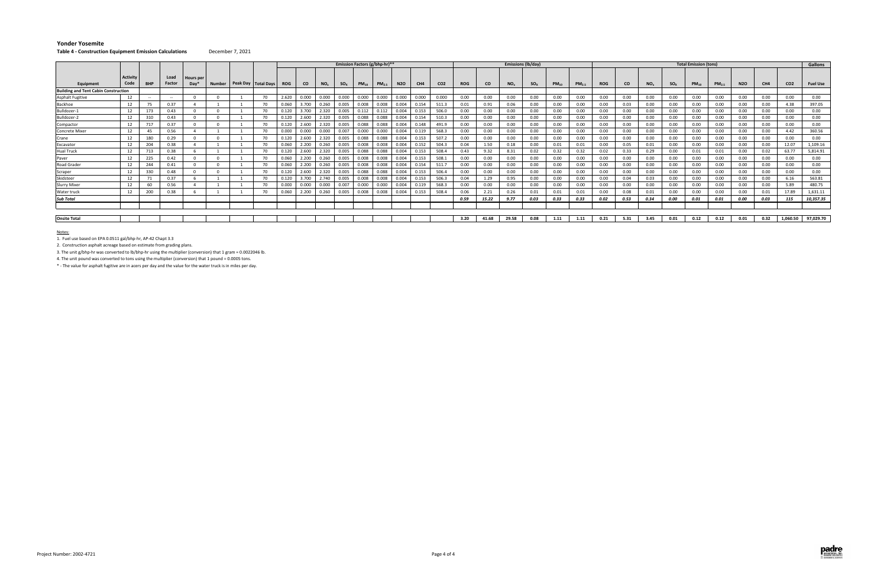**Yonder Yosemite**

**Table 4 - Construction Equipment Emission Calculations** December 7, 2021

| | | | | | | | Emission Factors (g/bhp-hr)** | | | | | | | | | Emissions (lb/day) | | | | | | Total Emission (tons) | | | | | | | | | Gallons |
|---|---|---|---|---|---|---|---|---|---|---|---|---|---|---|---|---|---|---|---|---|---|---|---|---|---|---|---|---|---|---|---|
| Equipment | Activity Code | BHP | Load Factor | Hours per Day* | Number | Peak Day | Total Days | ROG | CO | $NO_x$ | $SO_X$ | $PM_{10}$ | $PM_{2.5}$ | N2O | CH4 | CO2 | ROG | CO | $NO_x$ | $SO_X$ | $PM_{10}$ | $PM_{2.5}$ | ROG | CO | $NO_x$ | $SO_X$ | $PM_{10}$ | $PM_{2.5}$ | N2O | CH4 | CO2 | Fuel Use |
| **Building and Tent Cabin Construction** | | | | | | | | | | | | | | | | | | | | | | | | | | | | | | | | |
| Asphalt Fugitive | 12 | -- | -- | 0 | 0 | 1 | 70 | 2.620 | 0.000 | 0.000 | 0.000 | 0.000 | 0.000 | 0.000 | 0.000 | 0.000 | 0.00 | 0.00 | 0.00 | 0.00 | 0.00 | 0.00 | 0.00 | 0.00 | 0.00 | 0.00 | 0.00 | 0.00 | 0.00 | 0.00 | 0.00 | 0.00 |
| Backhoe | 12 | 75 | 0.37 | 4 | 1 | 1 | 70 | 0.060 | 3.700 | 0.260 | 0.005 | 0.008 | 0.008 | 0.004 | 0.154 | 511.3 | 0.01 | 0.91 | 0.06 | 0.00 | 0.00 | 0.00 | 0.00 | 0.03 | 0.00 | 0.00 | 0.00 | 0.00 | 0.00 | 0.00 | 4.38 | 397.05 |
| Bulldozer-1 | 12 | 173 | 0.43 | 0 | 0 | 1 | 70 | 0.120 | 3.700 | 2.320 | 0.005 | 0.112 | 0.112 | 0.004 | 0.153 | 506.0 | 0.00 | 0.00 | 0.00 | 0.00 | 0.00 | 0.00 | 0.00 | 0.00 | 0.00 | 0.00 | 0.00 | 0.00 | 0.00 | 0.00 | 0.00 | 0.00 |
| Bulldozer-2 | 12 | 310 | 0.43 | 0 | 0 | 1 | 70 | 0.120 | 2.600 | 2.320 | 0.005 | 0.088 | 0.088 | 0.004 | 0.154 | 510.3 | 0.00 | 0.00 | 0.00 | 0.00 | 0.00 | 0.00 | 0.00 | 0.00 | 0.00 | 0.00 | 0.00 | 0.00 | 0.00 | 0.00 | 0.00 | 0.00 |
| Compactor | 12 | 717 | 0.37 | 0 | 0 | 1 | 70 | 0.120 | 2.600 | 2.320 | 0.005 | 0.088 | 0.088 | 0.004 | 0.148 | 491.9 | 0.00 | 0.00 | 0.00 | 0.00 | 0.00 | 0.00 | 0.00 | 0.00 | 0.00 | 0.00 | 0.00 | 0.00 | 0.00 | 0.00 | 0.00 | 0.00 |
| Concrete Mixer | 12 | 45 | 0.56 | 4 | 1 | 1 | 70 | 0.000 | 0.000 | 0.000 | 0.007 | 0.000 | 0.000 | 0.004 | 0.119 | 568.3 | 0.00 | 0.00 | 0.00 | 0.00 | 0.00 | 0.00 | 0.00 | 0.00 | 0.00 | 0.00 | 0.00 | 0.00 | 0.00 | 0.00 | 4.42 | 360.56 |
| Crane | 12 | 180 | 0.29 | 0 | 0 | 1 | 70 | 0.120 | 2.600 | 2.320 | 0.005 | 0.088 | 0.088 | 0.004 | 0.153 | 507.2 | 0.00 | 0.00 | 0.00 | 0.00 | 0.00 | 0.00 | 0.00 | 0.00 | 0.00 | 0.00 | 0.00 | 0.00 | 0.00 | 0.00 | 0.00 | 0.00 |
| Excavator | 12 | 204 | 0.38 | 4 | 1 | 1 | 70 | 0.060 | 2.200 | 0.260 | 0.005 | 0.008 | 0.008 | 0.004 | 0.152 | 504.3 | 0.04 | 1.50 | 0.18 | 0.00 | 0.01 | 0.01 | 0.00 | 0.05 | 0.01 | 0.00 | 0.00 | 0.00 | 0.00 | 0.00 | 12.07 | 1,109.16 |
| Hual Truck | 12 | 713 | 0.38 | 6 | 1 | 1 | 70 | 0.120 | 2.600 | 2.320 | 0.005 | 0.088 | 0.088 | 0.004 | 0.153 | 508.4 | 0.43 | 9.32 | 8.31 | 0.02 | 0.32 | 0.32 | 0.02 | 0.33 | 0.29 | 0.00 | 0.01 | 0.01 | 0.00 | 0.02 | 63.77 | 5,814.91 |
| Paver | 12 | 225 | 0.42 | 0 | 0 | 1 | 70 | 0.060 | 2.200 | 0.260 | 0.005 | 0.008 | 0.008 | 0.004 | 0.153 | 508.1 | 0.00 | 0.00 | 0.00 | 0.00 | 0.00 | 0.00 | 0.00 | 0.00 | 0.00 | 0.00 | 0.00 | 0.00 | 0.00 | 0.00 | 0.00 | 0.00 |
| Road Grader | 12 | 244 | 0.41 | 0 | 0 | 1 | 70 | 0.060 | 2.200 | 0.260 | 0.005 | 0.008 | 0.008 | 0.004 | 0.154 | 511.7 | 0.00 | 0.00 | 0.00 | 0.00 | 0.00 | 0.00 | 0.00 | 0.00 | 0.00 | 0.00 | 0.00 | 0.00 | 0.00 | 0.00 | 0.00 | 0.00 |
| Scraper | 12 | 330 | 0.48 | 0 | 0 | 1 | 70 | 0.120 | 2.600 | 2.320 | 0.005 | 0.088 | 0.088 | 0.004 | 0.153 | 506.4 | 0.00 | 0.00 | 0.00 | 0.00 | 0.00 | 0.00 | 0.00 | 0.00 | 0.00 | 0.00 | 0.00 | 0.00 | 0.00 | 0.00 | 0.00 | 0.00 |
| Skidsteer | 12 | 71 | 0.37 | 6 | 1 | 1 | 70 | 0.120 | 3.700 | 2.740 | 0.005 | 0.008 | 0.008 | 0.004 | 0.153 | 506.3 | 0.04 | 1.29 | 0.95 | 0.00 | 0.00 | 0.00 | 0.00 | 0.04 | 0.03 | 0.00 | 0.00 | 0.00 | 0.00 | 0.00 | 6.16 | 563.81 |
| Slurry Mixer | 12 | 60 | 0.56 | 4 | 1 | 1 | 70 | 0.000 | 0.000 | 0.000 | 0.007 | 0.000 | 0.000 | 0.004 | 0.119 | 568.3 | 0.00 | 0.00 | 0.00 | 0.00 | 0.00 | 0.00 | 0.00 | 0.00 | 0.00 | 0.00 | 0.00 | 0.00 | 0.00 | 0.00 | 5.89 | 480.75 |
| Water truck | 12 | 200 | 0.38 | 6 | 1 | 1 | 70 | 0.060 | 2.200 | 0.260 | 0.005 | 0.008 | 0.008 | 0.004 | 0.153 | 508.4 | 0.06 | 2.21 | 0.26 | 0.01 | 0.01 | 0.01 | 0.00 | 0.08 | 0.01 | 0.00 | 0.00 | 0.00 | 0.00 | 0.01 | 17.89 | 1,631.11 |
| ***Sub Total*** | | | | | | | | | | | | | | | | | ***0.59*** | ***15.22*** | ***9.77*** | ***0.03*** | ***0.33*** | ***0.33*** | ***0.02*** | ***0.53*** | ***0.34*** | ***0.00*** | ***0.01*** | ***0.01*** | ***0.00*** | ***0.03*** | ***115*** | ***10,357.35*** |
| | | | | | | | | | | | | | | | | | | | | | | | | | | | | | | | | |
| **Onsite Total** | | | | | | | | | | | | | | | | | **3.20** | **41.68** | **29.58** | **0.08** | **1.11** | **1.11** | **0.21** | **5.31** | **3.45** | **0.01** | **0.12** | **0.12** | **0.01** | **0.32** | **1,060.50** | **97,029.70** |

Notes:

1. Fuel use based on EPA 0.0511 gal/bhp-hr, AP-42 Chapt 3.3
2. Construction asphalt acreage based on estimate from grading plans.
3. The unit g/bhp-hr was converted to lb/bhp-hr using the multiplier (conversion) that 1 gram = 0.0022046 lb.
4. The unit pound was converted to tons using the multiplier (conversion) that 1 pound = 0.0005 tons.

\* - The value for asphalt fugitive are in acers per day and the value for the water truck is in miles per day.

Project Number: 2002-4721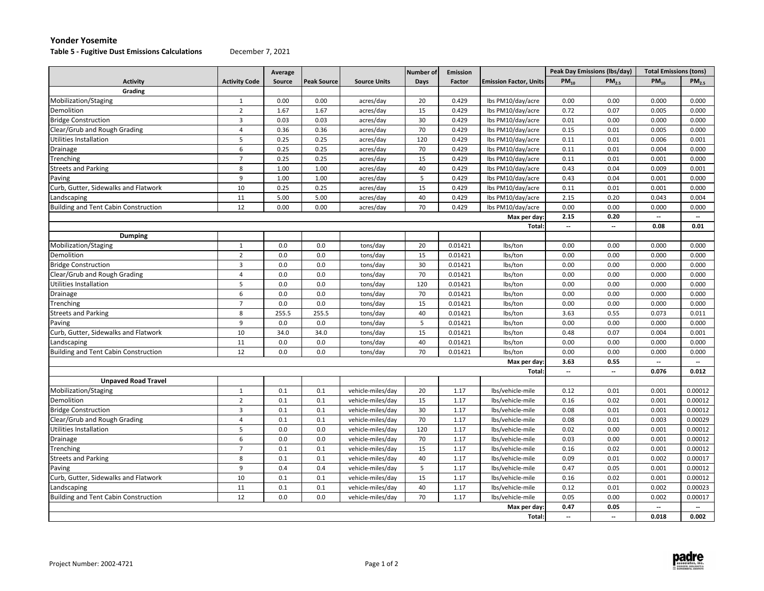**Yonder Yosemite**

**Table 5 - Fugitive Dust Emissions Calculations** December 7, 2021

| Activity | Activity Code | Average Source | Peak Source | Source Units | Number of Days | Emission Factor | Emission Factor, Units | Peak Day Emissions (lbs/day) | | Total Emissions (tons) | |
|---|---|---|---|---|---|---|---|---|---|---|---|
| | | | | | | | | $PM_{10}$ | $PM_{2.5}$ | $PM_{10}$ | $PM_{2.5}$ |
| **Grading** | | | | | | | | | | | |
| Mobilization/Staging | 1 | 0.00 | 0.00 | acres/day | 20 | 0.429 | lbs PM10/day/acre | 0.00 | 0.00 | 0.000 | 0.000 |
| Demolition | 2 | 1.67 | 1.67 | acres/day | 15 | 0.429 | lbs PM10/day/acre | 0.72 | 0.07 | 0.005 | 0.000 |
| Bridge Construction | 3 | 0.03 | 0.03 | acres/day | 30 | 0.429 | lbs PM10/day/acre | 0.01 | 0.00 | 0.000 | 0.000 |
| Clear/Grub and Rough Grading | 4 | 0.36 | 0.36 | acres/day | 70 | 0.429 | lbs PM10/day/acre | 0.15 | 0.01 | 0.005 | 0.000 |
| Utilities Installation | 5 | 0.25 | 0.25 | acres/day | 120 | 0.429 | lbs PM10/day/acre | 0.11 | 0.01 | 0.006 | 0.001 |
| Drainage | 6 | 0.25 | 0.25 | acres/day | 70 | 0.429 | lbs PM10/day/acre | 0.11 | 0.01 | 0.004 | 0.000 |
| Trenching | 7 | 0.25 | 0.25 | acres/day | 15 | 0.429 | lbs PM10/day/acre | 0.11 | 0.01 | 0.001 | 0.000 |
| Streets and Parking | 8 | 1.00 | 1.00 | acres/day | 40 | 0.429 | lbs PM10/day/acre | 0.43 | 0.04 | 0.009 | 0.001 |
| Paving | 9 | 1.00 | 1.00 | acres/day | 5 | 0.429 | lbs PM10/day/acre | 0.43 | 0.04 | 0.001 | 0.000 |
| Curb, Gutter, Sidewalks and Flatwork | 10 | 0.25 | 0.25 | acres/day | 15 | 0.429 | lbs PM10/day/acre | 0.11 | 0.01 | 0.001 | 0.000 |
| Landscaping | 11 | 5.00 | 5.00 | acres/day | 40 | 0.429 | lbs PM10/day/acre | 2.15 | 0.20 | 0.043 | 0.004 |
| Building and Tent Cabin Construction | 12 | 0.00 | 0.00 | acres/day | 70 | 0.429 | lbs PM10/day/acre | 0.00 | 0.00 | 0.000 | 0.000 |
| | | | | | | | **Max per day:** | **2.15** | **0.20** | -- | -- |
| | | | | | | | **Total:** | -- | -- | **0.08** | **0.01** |
| **Dumping** | | | | | | | | | | | |
| Mobilization/Staging | 1 | 0.0 | 0.0 | tons/day | 20 | 0.01421 | lbs/ton | 0.00 | 0.00 | 0.000 | 0.000 |
| Demolition | 2 | 0.0 | 0.0 | tons/day | 15 | 0.01421 | lbs/ton | 0.00 | 0.00 | 0.000 | 0.000 |
| Bridge Construction | 3 | 0.0 | 0.0 | tons/day | 30 | 0.01421 | lbs/ton | 0.00 | 0.00 | 0.000 | 0.000 |
| Clear/Grub and Rough Grading | 4 | 0.0 | 0.0 | tons/day | 70 | 0.01421 | lbs/ton | 0.00 | 0.00 | 0.000 | 0.000 |
| Utilities Installation | 5 | 0.0 | 0.0 | tons/day | 120 | 0.01421 | lbs/ton | 0.00 | 0.00 | 0.000 | 0.000 |
| Drainage | 6 | 0.0 | 0.0 | tons/day | 70 | 0.01421 | lbs/ton | 0.00 | 0.00 | 0.000 | 0.000 |
| Trenching | 7 | 0.0 | 0.0 | tons/day | 15 | 0.01421 | lbs/ton | 0.00 | 0.00 | 0.000 | 0.000 |
| Streets and Parking | 8 | 255.5 | 255.5 | tons/day | 40 | 0.01421 | lbs/ton | 3.63 | 0.55 | 0.073 | 0.011 |
| Paving | 9 | 0.0 | 0.0 | tons/day | 5 | 0.01421 | lbs/ton | 0.00 | 0.00 | 0.000 | 0.000 |
| Curb, Gutter, Sidewalks and Flatwork | 10 | 34.0 | 34.0 | tons/day | 15 | 0.01421 | lbs/ton | 0.48 | 0.07 | 0.004 | 0.001 |
| Landscaping | 11 | 0.0 | 0.0 | tons/day | 40 | 0.01421 | lbs/ton | 0.00 | 0.00 | 0.000 | 0.000 |
| Building and Tent Cabin Construction | 12 | 0.0 | 0.0 | tons/day | 70 | 0.01421 | lbs/ton | 0.00 | 0.00 | 0.000 | 0.000 |
| | | | | | | | **Max per day:** | **3.63** | **0.55** | -- | -- |
| | | | | | | | **Total:** | -- | -- | **0.076** | **0.012** |
| **Unpaved Road Travel** | | | | | | | | | | | |
| Mobilization/Staging | 1 | 0.1 | 0.1 | vehicle-miles/day | 20 | 1.17 | lbs/vehicle-mile | 0.12 | 0.01 | 0.001 | 0.00012 |
| Demolition | 2 | 0.1 | 0.1 | vehicle-miles/day | 15 | 1.17 | lbs/vehicle-mile | 0.16 | 0.02 | 0.001 | 0.00012 |
| Bridge Construction | 3 | 0.1 | 0.1 | vehicle-miles/day | 30 | 1.17 | lbs/vehicle-mile | 0.08 | 0.01 | 0.001 | 0.00012 |
| Clear/Grub and Rough Grading | 4 | 0.1 | 0.1 | vehicle-miles/day | 70 | 1.17 | lbs/vehicle-mile | 0.08 | 0.01 | 0.003 | 0.00029 |
| Utilities Installation | 5 | 0.0 | 0.0 | vehicle-miles/day | 120 | 1.17 | lbs/vehicle-mile | 0.02 | 0.00 | 0.001 | 0.00012 |
| Drainage | 6 | 0.0 | 0.0 | vehicle-miles/day | 70 | 1.17 | lbs/vehicle-mile | 0.03 | 0.00 | 0.001 | 0.00012 |
| Trenching | 7 | 0.1 | 0.1 | vehicle-miles/day | 15 | 1.17 | lbs/vehicle-mile | 0.16 | 0.02 | 0.001 | 0.00012 |
| Streets and Parking | 8 | 0.1 | 0.1 | vehicle-miles/day | 40 | 1.17 | lbs/vehicle-mile | 0.09 | 0.01 | 0.002 | 0.00017 |
| Paving | 9 | 0.4 | 0.4 | vehicle-miles/day | 5 | 1.17 | lbs/vehicle-mile | 0.47 | 0.05 | 0.001 | 0.00012 |
| Curb, Gutter, Sidewalks and Flatwork | 10 | 0.1 | 0.1 | vehicle-miles/day | 15 | 1.17 | lbs/vehicle-mile | 0.16 | 0.02 | 0.001 | 0.00012 |
| Landscaping | 11 | 0.1 | 0.1 | vehicle-miles/day | 40 | 1.17 | lbs/vehicle-mile | 0.12 | 0.01 | 0.002 | 0.00023 |
| Building and Tent Cabin Construction | 12 | 0.0 | 0.0 | vehicle-miles/day | 70 | 1.17 | lbs/vehicle-mile | 0.05 | 0.00 | 0.002 | 0.00017 |
| | | | | | | | **Max per day:** | **0.47** | **0.05** | -- | -- |
| | | | | | | | **Total:** | -- | -- | **0.018** | **0.002** |

Project Number: 2002-4721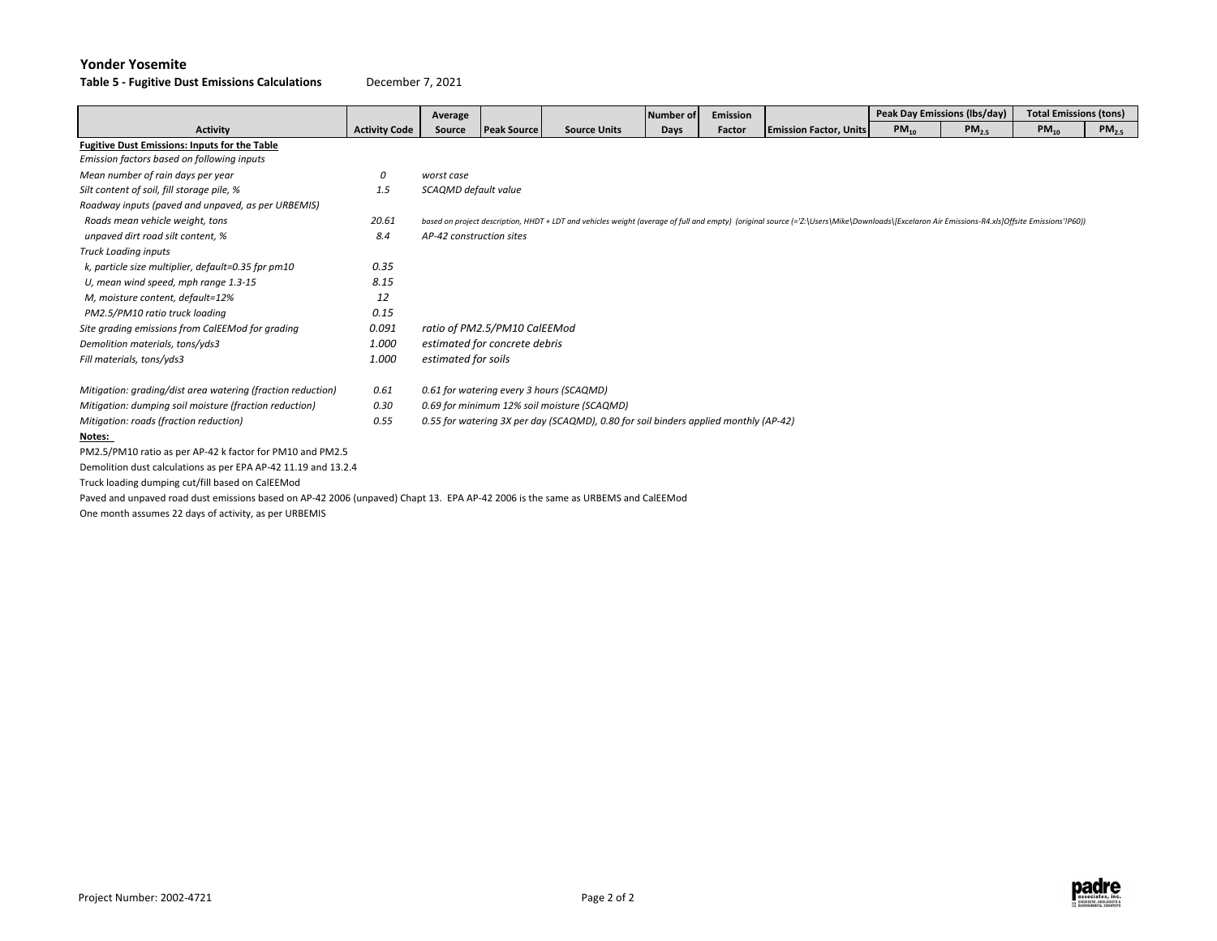**Yonder Yosemite**

**Table 5 - Fugitive Dust Emissions Calculations** December 7, 2021

| Activity | Activity Code | Average Source | Peak Source | Source Units | Number of Days | Emission Factor | Emission Factor, Units | Peak Day Emissions (lbs/day) | | Total Emissions (tons) | |
|---|---|---|---|---|---|---|---|---|---|---|---|
| | | | | | | | | $PM_{10}$ | $PM_{2.5}$ | $PM_{10}$ | $PM_{2.5}$ |
| **Fugitive Dust Emissions: Inputs for the Table** | | | | | | | | | | | |
| *Emission factors based on following inputs* | | | | | | | | | | | |
| *Mean number of rain days per year* | *0* | *worst case* | | | | | | | | | |
| *Silt content of soil, fill storage pile, %* | *1.5* | *SCAQMD default value* | | | | | | | | | |
| *Roadway inputs (paved and unpaved, as per URBEMIS)* | | | | | | | | | | | |
| *Roads mean vehicle weight, tons* | *20.61* | *based on project description, HHDT + LDT and vehicles weight (average of full and empty) (original source (='Z:\Users\Mike\Downloads\[Excelaron Air Emissions-R4.xls]Offsite Emissions'!P60))* | | | | | | | | | |
| *unpaved dirt road silt content, %* | *8.4* | *AP-42 construction sites* | | | | | | | | | |
| *Truck Loading inputs* | | | | | | | | | | | |
| *k, particle size multiplier, default=0.35 fpr pm10* | *0.35* | | | | | | | | | | |
| *U, mean wind speed, mph range 1.3-15* | *8.15* | | | | | | | | | | |
| *M, moisture content, default=12%* | *12* | | | | | | | | | | |
| *PM2.5/PM10 ratio truck loading* | *0.15* | | | | | | | | | | |
| *Site grading emissions from CalEEMod for grading* | *0.091* | *ratio of PM2.5/PM10 CalEEMod* | | | | | | | | | |
| *Demolition materials, tons/yds3* | *1.000* | *estimated for concrete debris* | | | | | | | | | |
| *Fill materials, tons/yds3* | *1.000* | *estimated for soils* | | | | | | | | | |
| *Mitigation: grading/dist area watering (fraction reduction)* | *0.61* | *0.61 for watering every 3 hours (SCAQMD)* | | | | | | | | | |
| *Mitigation: dumping soil moisture (fraction reduction)* | *0.30* | *0.69 for minimum 12% soil moisture (SCAQMD)* | | | | | | | | | |
| *Mitigation: roads (fraction reduction)* | *0.55* | *0.55 for watering 3X per day (SCAQMD), 0.80 for soil binders applied monthly (AP-42)* | | | | | | | | | |

**Notes:**

PM2.5/PM10 ratio as per AP-42 k factor for PM10 and PM2.5

Demolition dust calculations as per EPA AP-42 11.19 and 13.2.4

Truck loading dumping cut/fill based on CalEEMod

Paved and unpaved road dust emissions based on AP-42 2006 (unpaved) Chapt 13. EPA AP-42 2006 is the same as URBEMS and CalEEMod

One month assumes 22 days of activity, as per URBEMIS

Project Number: 2002-4721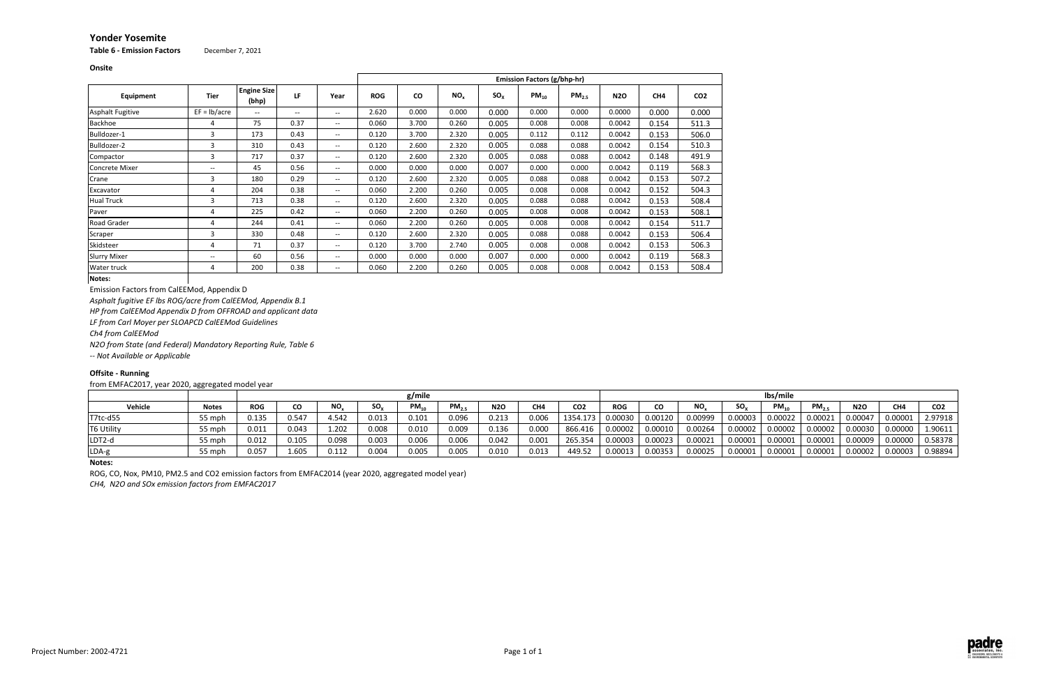# Yonder Yosemite

**Table 6 - Emission Factors** December 7, 2021

**Onsite**

| Equipment | Tier | Engine Size (bhp) | LF | Year | Emission Factors (g/bhp-hr) | | | | | | | | |
|---|---|---|---|---|---|---|---|---|---|---|---|---|---|
| | | | | | ROG | CO | $NO_x$ | $SO_X$ | $PM_{10}$ | $PM_{2.5}$ | N2O | CH4 | CO2 |
| Asphalt Fugitive | EF = lb/acre | -- | -- | -- | 2.620 | 0.000 | 0.000 | 0.000 | 0.000 | 0.000 | 0.0000 | 0.000 | 0.000 |
| Backhoe | 4 | 75 | 0.37 | -- | 0.060 | 3.700 | 0.260 | 0.005 | 0.008 | 0.008 | 0.0042 | 0.154 | 511.3 |
| Bulldozer-1 | 3 | 173 | 0.43 | -- | 0.120 | 3.700 | 2.320 | 0.005 | 0.112 | 0.112 | 0.0042 | 0.153 | 506.0 |
| Bulldozer-2 | 3 | 310 | 0.43 | -- | 0.120 | 2.600 | 2.320 | 0.005 | 0.088 | 0.088 | 0.0042 | 0.154 | 510.3 |
| Compactor | 3 | 717 | 0.37 | -- | 0.120 | 2.600 | 2.320 | 0.005 | 0.088 | 0.088 | 0.0042 | 0.148 | 491.9 |
| Concrete Mixer | -- | 45 | 0.56 | -- | 0.000 | 0.000 | 0.000 | 0.007 | 0.000 | 0.000 | 0.0042 | 0.119 | 568.3 |
| Crane | 3 | 180 | 0.29 | -- | 0.120 | 2.600 | 2.320 | 0.005 | 0.088 | 0.088 | 0.0042 | 0.153 | 507.2 |
| Excavator | 4 | 204 | 0.38 | -- | 0.060 | 2.200 | 0.260 | 0.005 | 0.008 | 0.008 | 0.0042 | 0.152 | 504.3 |
| Hual Truck | 3 | 713 | 0.38 | -- | 0.120 | 2.600 | 2.320 | 0.005 | 0.088 | 0.088 | 0.0042 | 0.153 | 508.4 |
| Paver | 4 | 225 | 0.42 | -- | 0.060 | 2.200 | 0.260 | 0.005 | 0.008 | 0.008 | 0.0042 | 0.153 | 508.1 |
| Road Grader | 4 | 244 | 0.41 | -- | 0.060 | 2.200 | 0.260 | 0.005 | 0.008 | 0.008 | 0.0042 | 0.154 | 511.7 |
| Scraper | 3 | 330 | 0.48 | -- | 0.120 | 2.600 | 2.320 | 0.005 | 0.088 | 0.088 | 0.0042 | 0.153 | 506.4 |
| Skidsteer | 4 | 71 | 0.37 | -- | 0.120 | 3.700 | 2.740 | 0.005 | 0.008 | 0.008 | 0.0042 | 0.153 | 506.3 |
| Slurry Mixer | -- | 60 | 0.56 | -- | 0.000 | 0.000 | 0.000 | 0.007 | 0.000 | 0.000 | 0.0042 | 0.119 | 568.3 |
| Water truck | 4 | 200 | 0.38 | -- | 0.060 | 2.200 | 0.260 | 0.005 | 0.008 | 0.008 | 0.0042 | 0.153 | 508.4 |

**Notes:**

Emission Factors from CalEEMod, Appendix D

*Asphalt fugitive EF lbs ROG/acre from CalEEMod, Appendix B.1*

*HP from CalEEMod Appendix D from OFFROAD and applicant data*

*LF from Carl Moyer per SLOAPCD CalEEMod Guidelines*

*Ch4 from CalEEMod*

*N2O from State (and Federal) Mandatory Reporting Rule, Table 6*

*-- Not Available or Applicable*

**Offsite - Running**

from EMFAC2017, year 2020, aggregated model year

| Vehicle | Notes | g/mile | | | | | | | | | lbs/mile | | | | | | | | |
|---|---|---|---|---|---|---|---|---|---|---|---|---|---|---|---|---|---|---|---|
| | | ROG | CO | $NO_x$ | $SO_X$ | $PM_{10}$ | $PM_{2.5}$ | N2O | CH4 | CO2 | ROG | CO | $NO_x$ | $SO_X$ | $PM_{10}$ | $PM_{2.5}$ | N2O | CH4 | CO2 |
| T7tc-d55 | 55 mph | 0.135 | 0.547 | 4.542 | 0.013 | 0.101 | 0.096 | 0.213 | 0.006 | 1354.173 | 0.00030 | 0.00120 | 0.00999 | 0.00003 | 0.00022 | 0.00021 | 0.00047 | 0.00001 | 2.97918 |
| T6 Utility | 55 mph | 0.011 | 0.043 | 1.202 | 0.008 | 0.010 | 0.009 | 0.136 | 0.000 | 866.416 | 0.00002 | 0.00010 | 0.00264 | 0.00002 | 0.00002 | 0.00002 | 0.00030 | 0.00000 | 1.90611 |
| LDT2-d | 55 mph | 0.012 | 0.105 | 0.098 | 0.003 | 0.006 | 0.006 | 0.042 | 0.001 | 265.354 | 0.00003 | 0.00023 | 0.00021 | 0.00001 | 0.00001 | 0.00001 | 0.00009 | 0.00000 | 0.58378 |
| LDA-g | 55 mph | 0.057 | 1.605 | 0.112 | 0.004 | 0.005 | 0.005 | 0.010 | 0.013 | 449.52 | 0.00013 | 0.00353 | 0.00025 | 0.00001 | 0.00001 | 0.00001 | 0.00002 | 0.00003 | 0.98894 |

**Notes:**

ROG, CO, Nox, PM10, PM2.5 and CO2 emission factors from EMFAC2014 (year 2020, aggregated model year)

*CH4, N2O and SOx emission factors from EMFAC2017*

Project Number: 2002-4721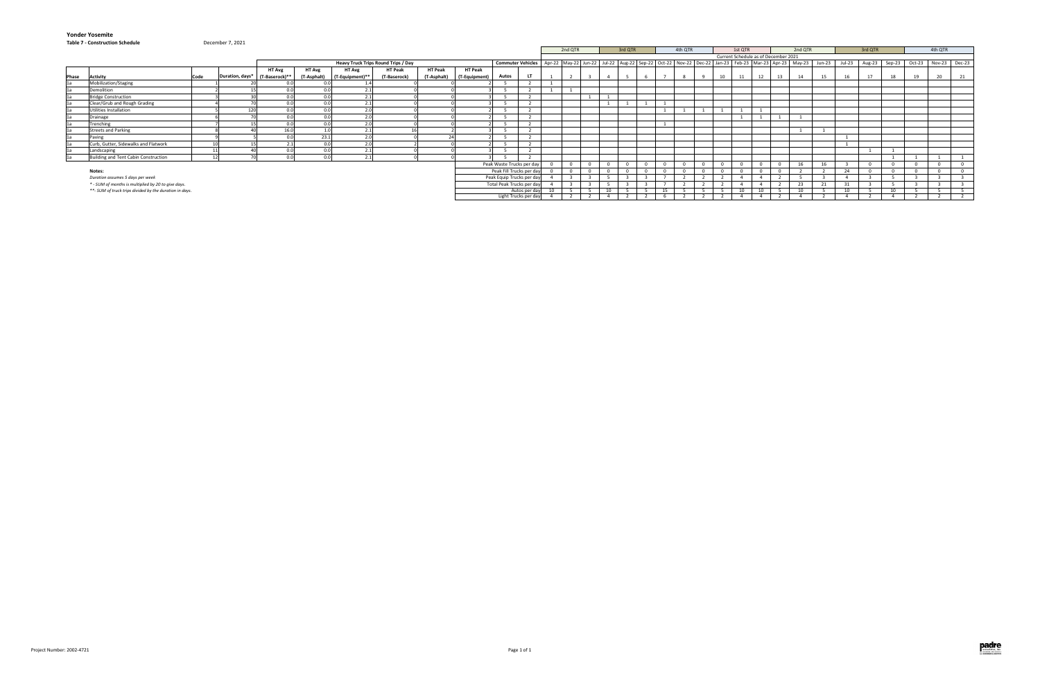**Yonder Yosemite**

**Table 7 - Construction Schedule**

December 7, 2021

| Phase | Activity | Code | Duration, days* | HT Avg (T-Baserock)** | HT Avg (T-Asphalt) | HT Avg (T-Equipment)** | HT Peak (T-Baserock) | HT Peak (T-Asphalt) | HT Peak (T-Equipment) | Autos | LT | Apr-22 | May-22 | Jun-22 | Jul-22 | Aug-22 | Sep-22 | Oct-22 | Nov-22 | Dec-22 | Jan-23 | Feb-23 | Mar-23 | Apr-23 | May-23 | Jun-23 | Jul-23 | Aug-23 | Sep-23 | Oct-23 | Nov-23 | Dec-23 |
|---|---|---|---|---|---|---|---|---|---|---|---|---|---|---|---|---|---|---|---|---|---|---|---|---|---|---|---|---|---|---|---|---|
| | | | | Heavy Truck Trips Round Trips / Day | | | | | | Commuter Vehicles | | 2nd QTR | | | 3rd QTR | | | 4th QTR | | | 1st QTR | | | 2nd QTR | | | 3rd QTR | | | 4th QTR | | |
| | | | | | | | | | | | | Current Schedule as of December 2021 | | | | | | | | | | | | | | | | | | | | |
| | | | | | | | | | | | | 1 | 2 | 3 | 4 | 5 | 6 | 7 | 8 | 9 | 10 | 11 | 12 | 13 | 14 | 15 | 16 | 17 | 18 | 19 | 20 | 21 |
| 1a | Mobilization/Staging | 1 | 20 | 0.0 | 0.0 | 1.4 | 0 | 0 | 2 | 5 | 2 | 1 | | | | | | | | | | | | | | | | | | | | |
| 1a | Demolition | 2 | 15 | 0.0 | 0.0 | 2.1 | 0 | 0 | 3 | 5 | 2 | 1 | 1 | | | | | | | | | | | | | | | | | | | |
| 1a | Bridge Construction | 3 | 30 | 0.0 | 0.0 | 2.1 | 0 | 0 | 3 | 5 | 2 | | | 1 | 1 | | | | | | | | | | | | | | | | | |
| 1a | Clear/Grub and Rough Grading | 4 | 70 | 0.0 | 0.0 | 2.1 | 0 | 0 | 3 | 5 | 2 | | | | 1 | 1 | 1 | 1 | | | | | | | | | | | | | | |
| 1a | Utilities Installation | 5 | 120 | 0.0 | 0.0 | 2.0 | 0 | 0 | 2 | 5 | 2 | | | | | | | 1 | 1 | 1 | 1 | 1 | 1 | | | | | | | | | |
| 1a | Drainage | 6 | 70 | 0.0 | 0.0 | 2.0 | 0 | 0 | 2 | 5 | 2 | | | | | | | | | | | 1 | 1 | 1 | 1 | | | | | | | |
| 1a | Trenching | 7 | 15 | 0.0 | 0.0 | 2.0 | 0 | 0 | 2 | 5 | 2 | | | | | | | 1 | | | | | | | | | | | | | | |
| 1a | Streets and Parking | 8 | 40 | 16.0 | 1.0 | 2.1 | 16 | 2 | 3 | 5 | 2 | | | | | | | | | | | | | | 1 | 1 | | | | | | |
| 1a | Paving | 9 | 5 | 0.0 | 23.1 | 2.0 | 0 | 24 | 2 | 5 | 2 | | | | | | | | | | | | | | | | 1 | | | | | |
| 1a | Curb, Gutter, Sidewalks and Flatwork | 10 | 15 | 2.1 | 0.0 | 2.0 | 2 | 0 | 2 | 5 | 2 | | | | | | | | | | | | | | | | 1 | | | | | |
| 1a | Landscaping | 11 | 40 | 0.0 | 0.0 | 2.1 | 0 | 0 | 3 | 5 | 2 | | | | | | | | | | | | | | | | | 1 | 1 | | | |
| 1a | Building and Tent Cabin Construction | 12 | 70 | 0.0 | 0.0 | 2.1 | 0 | 0 | 3 | 5 | 2 | | | | | | | | | | | | | | | | | | 1 | 1 | 1 | 1 |
| | Peak Waste Trucks per day | | | | | | | | | | | 0 | 0 | 0 | 0 | 0 | 0 | 0 | 0 | 0 | 0 | 0 | 0 | 0 | 16 | 16 | 3 | 0 | 0 | 0 | 0 | 0 |
| | Peak Fill Trucks per day | | | | | | | | | | | 0 | 0 | 0 | 0 | 0 | 0 | 0 | 0 | 0 | 0 | 0 | 0 | 0 | 2 | 2 | 24 | 0 | 0 | 0 | 0 | 0 |
| | Peak Equip Trucks per day | | | | | | | | | | | 4 | 3 | 3 | 5 | 3 | 3 | 7 | 2 | 2 | 2 | 4 | 4 | 2 | 5 | 3 | 4 | 3 | 5 | 3 | 3 | 3 |
| | Total Peak Trucks per day | | | | | | | | | | | 4 | 3 | 3 | 5 | 3 | 3 | 7 | 2 | 2 | 2 | 4 | 4 | 2 | 23 | 21 | 31 | 3 | 5 | 3 | 3 | 3 |
| | Autos per day | | | | | | | | | | | 10 | 5 | 5 | 10 | 5 | 5 | 15 | 5 | 5 | 5 | 10 | 10 | 5 | 10 | 5 | 10 | 5 | 10 | 5 | 5 | 5 |
| | Light Trucks per day | | | | | | | | | | | 4 | 2 | 2 | 4 | 2 | 2 | 6 | 2 | 2 | 2 | 4 | 4 | 2 | 4 | 2 | 4 | 2 | 4 | 2 | 2 | 2 |

**Notes:**

*Duration assumes 5 days per week*

** - SUM of months is multiplied by 20 to give days.*

***- SUM of truck trips divided by the duration in days.*

Project Number: 2002-4721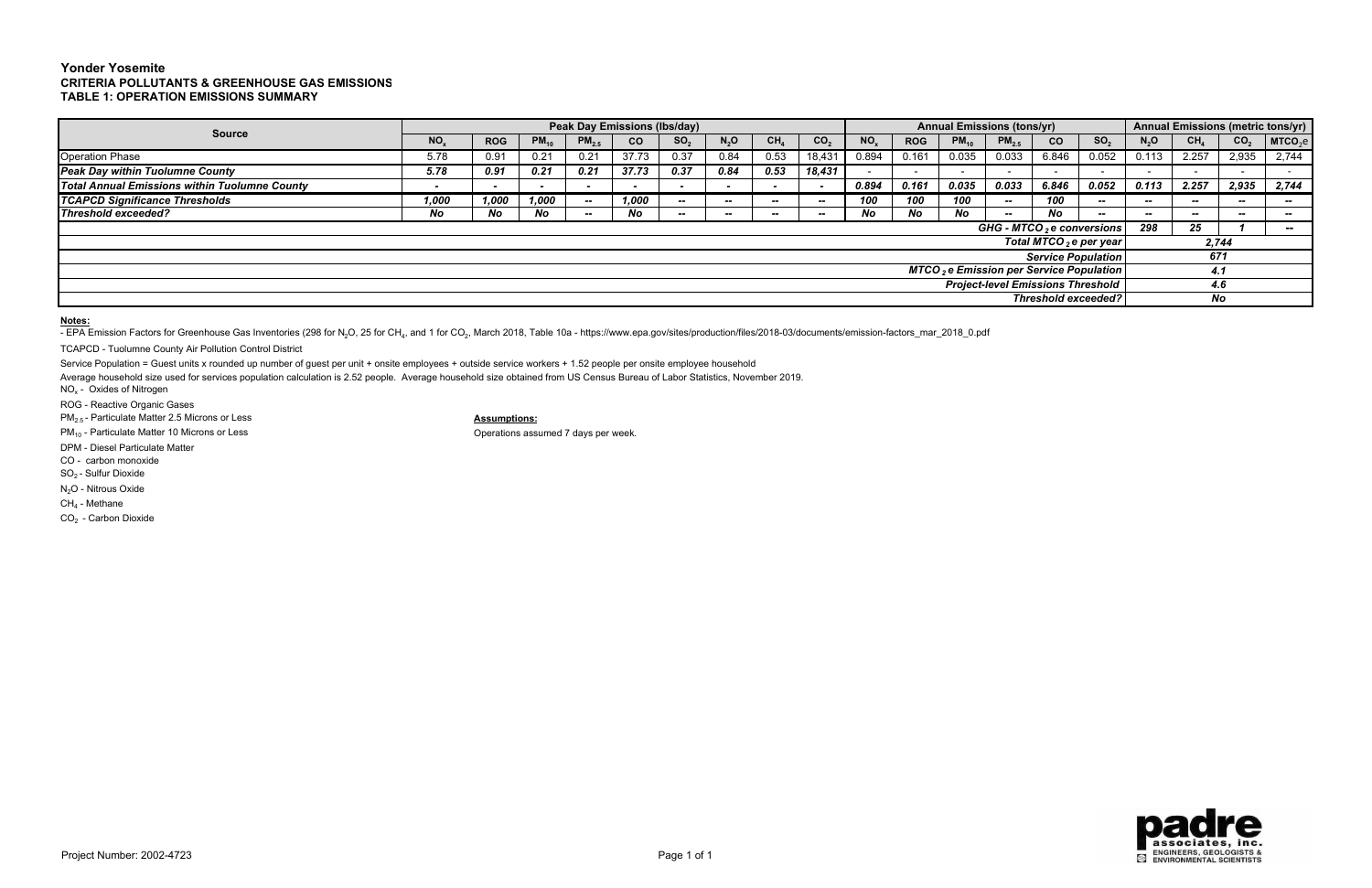**Yonder Yosemite**
**CRITERIA POLLUTANTS & GREENHOUSE GAS EMISSIONS**
**TABLE 1: OPERATION EMISSIONS SUMMARY**

| Source | Peak Day Emissions (lbs/day) | | | | | | | | | Annual Emissions (tons/yr) | | | | | | Annual Emissions (metric tons/yr) | | | |
|---|---|---|---|---|---|---|---|---|---|---|---|---|---|---|---|---|---|---|---|
| | $NO_x$ | ROG | $PM_{10}$ | $PM_{2.5}$ | CO | $SO_2$ | $N_2O$ | $CH_4$ | $CO_2$ | $NO_x$ | ROG | $PM_{10}$ | $PM_{2.5}$ | CO | $SO_2$ | $N_2O$ | $CH_4$ | $CO_2$ | $MTCO_2e$ |
| Operation Phase | 5.78 | 0.91 | 0.21 | 0.21 | 37.73 | 0.37 | 0.84 | 0.53 | 18,431 | 0.894 | 0.161 | 0.035 | 0.033 | 6.846 | 0.052 | 0.113 | 2.257 | 2,935 | 2,744 |
| ***Peak Day within Tuolumne County*** | ***5.78*** | ***0.91*** | ***0.21*** | ***0.21*** | ***37.73*** | ***0.37*** | ***0.84*** | ***0.53*** | ***18,431*** | - | - | - | - | - | - | - | - | - | - |
| ***Total Annual Emissions within Tuolumne County*** | - | - | - | - | - | - | - | - | - | ***0.894*** | ***0.161*** | ***0.035*** | ***0.033*** | ***6.846*** | ***0.052*** | ***0.113*** | ***2.257*** | ***2,935*** | ***2,744*** |
| ***TCAPCD Significance Thresholds*** | ***1,000*** | ***1,000*** | ***1,000*** | -- | ***1,000*** | -- | -- | -- | -- | ***100*** | ***100*** | ***100*** | -- | ***100*** | -- | -- | -- | -- | -- |
| ***Threshold exceeded?*** | ***No*** | ***No*** | ***No*** | -- | ***No*** | -- | -- | -- | -- | ***No*** | ***No*** | ***No*** | -- | ***No*** | -- | -- | -- | -- | -- |
| ***GHG - $MTCO_2e$ conversions*** | | | | | | | | | | | | | | | | ***298*** | ***25*** | ***1*** | -- |
| ***Total $MTCO_2e$ per year*** | | | | | | | | | | | | | | | | ***2,744*** | | | |
| ***Service Population*** | | | | | | | | | | | | | | | | ***671*** | | | |
| ***$MTCO_2e$ Emission per Service Population*** | | | | | | | | | | | | | | | | ***4.1*** | | | |
| ***Project-level Emissions Threshold*** | | | | | | | | | | | | | | | | ***4.6*** | | | |
| ***Threshold exceeded?*** | | | | | | | | | | | | | | | | ***No*** | | | |

**Notes:**

- EPA Emission Factors for Greenhouse Gas Inventories (298 for $N_2O$, 25 for $CH_4$, and 1 for $CO_2$, March 2018, Table 10a - https://www.epa.gov/sites/production/files/2018-03/documents/emission-factors_mar_2018_0.pdf

TCAPCD - Tuolumne County Air Pollution Control District

Service Population = Guest units x rounded up number of guest per unit + onsite employees + outside service workers + 1.52 people per onsite employee household

Average household size used for services population calculation is 2.52 people. Average household size obtained from US Census Bureau of Labor Statistics, November 2019.

$NO_x$ - Oxides of Nitrogen

ROG - Reactive Organic Gases

$PM_{2.5}$ - Particulate Matter 2.5 Microns or Less

$PM_{10}$ - Particulate Matter 10 Microns or Less

DPM - Diesel Particulate Matter

CO - carbon monoxide

$SO_2$ - Sulfur Dioxide

$N_2O$ - Nitrous Oxide

$CH_4$ - Methane

$CO_2$ - Carbon Dioxide

**Assumptions:**

Operations assumed 7 days per week.

Project Number: 2002-4723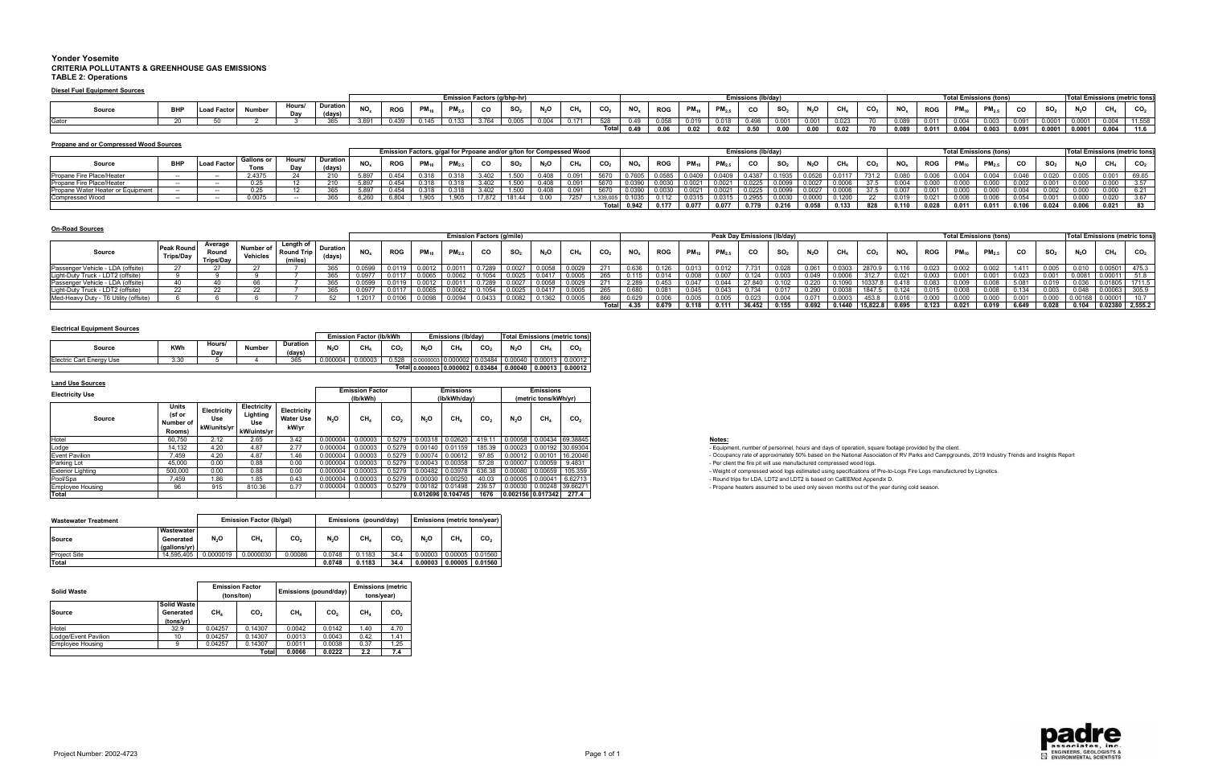# Yonder Yosemite
## CRITERIA POLLUTANTS & GREENHOUSE GAS EMISSIONS
## TABLE 2: Operations

### Diesel Fuel Equipment Sources

| Source | BHP | Load Factor | Number | Hours/ Day | Duration (days) | Emission Factors (g/bhp-hr) $NO_x$ | ROG | $PM_{10}$ | $PM_{2.5}$ | CO | $SO_2$ | $N_2O$ | $CH_4$ | $CO_2$ | Emissions (lb/day) $NO_x$ | ROG | $PM_{10}$ | $PM_{2.5}$ | CO | $SO_2$ | $N_2O$ | $CH_4$ | $CO_2$ | Total Emissions (tons) $NO_x$ | ROG | $PM_{10}$ | $PM_{2.5}$ | CO | $SO_2$ | Total Emissions (metric tons) $N_2O$ | $CH_4$ | $CO_2$ |
|---|---|---|---|---|---|---|---|---|---|---|---|---|---|---|---|---|---|---|---|---|---|---|---|---|---|---|---|---|---|---|---|---|
| Gator | 20 | 50 | 2 | 3 | 365 | 3.691 | 0.439 | 0.145 | 0.133 | 3.764 | 0.005 | 0.004 | 0.171 | 528 | 0.49 | 0.058 | 0.019 | 0.018 | 0.498 | 0.001 | 0.001 | 0.023 | 70 | 0.089 | 0.011 | 0.004 | 0.003 | 0.091 | 0.0001 | 0.0001 | 0.004 | 11.558 |
| | | | | | | | | | | | | | | Total | 0.49 | 0.06 | 0.02 | 0.02 | 0.50 | 0.00 | 0.00 | 0.02 | 70 | 0.089 | 0.011 | 0.004 | 0.003 | 0.091 | 0.0001 | 0.0001 | 0.004 | 11.6 |

### Propane and or Compressed Wood Sources

| Source | BHP | Load Factor | Gallons or Tons | Hours/ Day | Duration (days) | Emission Factors, g/gal for Prpoane and/or g/ton for Compessed Wood $NO_x$ | ROG | $PM_{10}$ | $PM_{2.5}$ | CO | $SO_2$ | $N_2O$ | $CH_4$ | $CO_2$ | Emissions (lb/day) $NO_x$ | ROG | $PM_{10}$ | $PM_{2.5}$ | CO | $SO_2$ | $N_2O$ | $CH_4$ | $CO_2$ | Total Emissions (tons) $NO_x$ | ROG | $PM_{10}$ | $PM_{2.5}$ | CO | $SO_2$ | Total Emissions (metric tons) $N_2O$ | $CH_4$ | $CO_2$ |
|---|---|---|---|---|---|---|---|---|---|---|---|---|---|---|---|---|---|---|---|---|---|---|---|---|---|---|---|---|---|---|---|---|
| Propane Fire Place/Heater | -- | -- | 2.4375 | 24 | 210 | 5.897 | 0.454 | 0.318 | 0.318 | 3.402 | 1.500 | 0.408 | 0.091 | 5670 | 0.7605 | 0.0585 | 0.0409 | 0.0409 | 0.4387 | 0.1935 | 0.0526 | 0.0117 | 731.2 | 0.080 | 0.006 | 0.004 | 0.004 | 0.046 | 0.020 | 0.005 | 0.001 | 69.65 |
| Propane Fire Place/Heater | -- | -- | 0.25 | 12 | 210 | 5.897 | 0.454 | 0.318 | 0.318 | 3.402 | 1.500 | 0.408 | 0.091 | 5670 | 0.0390 | 0.0030 | 0.0021 | 0.0021 | 0.0225 | 0.0099 | 0.0027 | 0.0006 | 37.5 | 0.004 | 0.000 | 0.000 | 0.000 | 0.002 | 0.001 | 0.000 | 0.000 | 3.57 |
| Propane Water Heater or Equipment | -- | -- | 0.25 | 12 | 365 | 5.897 | 0.454 | 0.318 | 0.318 | 3.402 | 1.500 | 0.408 | 0.091 | 5670 | 0.0390 | 0.0030 | 0.0021 | 0.0021 | 0.0225 | 0.0099 | 0.0027 | 0.0006 | 37.5 | 0.007 | 0.001 | 0.000 | 0.000 | 0.004 | 0.002 | 0.000 | 0.000 | 6.21 |
| Compressed Wood | -- | -- | 0.0075 | -- | 365 | 6,260 | 6,804 | 1,905 | 1,905 | 17,872 | 181.44 | 0.00 | 7257 | 1,339,005 | 0.1035 | 0.112 | 0.0315 | 0.0315 | 0.2955 | 0.0030 | 0.0000 | 0.1200 | 22 | 0.019 | 0.021 | 0.006 | 0.006 | 0.054 | 0.001 | 0.000 | 0.020 | 3.67 |
| | | | | | | | | | | | | | | Total | 0.942 | 0.177 | 0.077 | 0.077 | 0.779 | 0.216 | 0.058 | 0.133 | 828 | 0.110 | 0.028 | 0.011 | 0.011 | 0.106 | 0.024 | 0.006 | 0.021 | 83 |

### On-Road Sources

| Source | Peak Round Trips/Day | Average Round Trips/Day | Number of Vehicles | Length of Round Trip (miles) | Duration (days) | Emission Factors (g/mile) $NO_x$ | ROG | $PM_{10}$ | $PM_{2.5}$ | CO | $SO_2$ | $N_2O$ | $CH_4$ | $CO_2$ | Peak Day Emissions (lb/day) $NO_x$ | ROG | $PM_{10}$ | $PM_{2.5}$ | CO | $SO_2$ | $N_2O$ | $CH_4$ | $CO_2$ | Total Emissions (tons) $NO_x$ | ROG | $PM_{10}$ | $PM_{2.5}$ | CO | $SO_2$ | Total Emissions (metric tons) $N_2O$ | $CH_4$ | $CO_2$ |
|---|---|---|---|---|---|---|---|---|---|---|---|---|---|---|---|---|---|---|---|---|---|---|---|---|---|---|---|---|---|---|---|---|
| Passenger Vehicle - LDA (offsite) | 27 | 27 | 27 | 7 | 365 | 0.0599 | 0.0119 | 0.0012 | 0.0011 | 0.7289 | 0.0027 | 0.0058 | 0.0029 | 271 | 0.636 | 0.126 | 0.013 | 0.012 | 7.731 | 0.028 | 0.061 | 0.0303 | 2870.9 | 0.116 | 0.023 | 0.002 | 0.002 | 1.411 | 0.005 | 0.010 | 0.00501 | 475.3 |
| Light-Duty Truck - LDT2 (offsite) | 9 | 9 | 9 | 7 | 365 | 0.0977 | 0.0117 | 0.0065 | 0.0062 | 0.1054 | 0.0025 | 0.0417 | 0.0005 | 265 | 0.115 | 0.014 | 0.008 | 0.007 | 0.124 | 0.003 | 0.049 | 0.0006 | 312.7 | 0.021 | 0.003 | 0.001 | 0.001 | 0.023 | 0.001 | 0.0081 | 0.00011 | 51.8 |
| Passenger Vehicle - LDA (offsite) | 40 | 40 | 66 | 7 | 365 | 0.0599 | 0.0119 | 0.0012 | 0.0011 | 0.7289 | 0.0027 | 0.0058 | 0.0029 | 271 | 2.289 | 0.453 | 0.047 | 0.044 | 27.840 | 0.102 | 0.220 | 0.1090 | 10337.8 | 0.418 | 0.083 | 0.009 | 0.008 | 5.081 | 0.019 | 0.036 | 0.01805 | 1711.5 |
| Light-Duty Truck - LDT2 (offsite) | 22 | 22 | 22 | 7 | 365 | 0.0977 | 0.0117 | 0.0065 | 0.0062 | 0.1054 | 0.0025 | 0.0417 | 0.0005 | 265 | 0.680 | 0.081 | 0.045 | 0.043 | 0.734 | 0.017 | 0.290 | 0.0038 | 1847.5 | 0.124 | 0.015 | 0.008 | 0.008 | 0.134 | 0.003 | 0.048 | 0.00063 | 305.9 |
| Med-Heavy Duty - T6 Utility (offsite) | 6 | 6 | 6 | 7 | 52 | 1.2017 | 0.0106 | 0.0098 | 0.0094 | 0.0433 | 0.0082 | 0.1362 | 0.0005 | 866 | 0.629 | 0.006 | 0.005 | 0.005 | 0.023 | 0.004 | 0.071 | 0.0003 | 453.8 | 0.016 | 0.000 | 0.000 | 0.000 | 0.001 | 0.000 | 0.00168 | 0.00001 | 10.7 |
| | | | | | | | | | | | | | | Total | 4.35 | 0.679 | 0.118 | 0.111 | 36.452 | 0.155 | 0.692 | 0.1440 | 15,822.8 | 0.695 | 0.123 | 0.021 | 0.019 | 6.649 | 0.028 | 0.104 | 0.02380 | 2,555.2 |

### Electrical Equipment Sources

| Source | KWh | Hours/ Day | Number | Duration (days) | Emission Factor (lb/kWh) $N_2O$ | $CH_4$ | $CO_2$ | Emissions (lb/day) $N_2O$ | $CH_4$ | $CO_2$ | Total Emissions (metric tons) $N_2O$ | $CH_4$ | $CO_2$ |
|---|---|---|---|---|---|---|---|---|---|---|---|---|---|
| Electric Cart Energy Use | 3.30 | 5 | 4 | 365 | 0.000004 | 0.00003 | 0.528 | 0.0000003 | 0.000002 | 0.03484 | 0.00040 | 0.00013 | 0.00012 |
| | | | | | | | Total | 0.0000003 | 0.000002 | 0.03484 | 0.00040 | 0.00013 | 0.00012 |

### Land Use Sources

**Electricity Use**

| Source | Units (sf or Number of Rooms) | Electricity Use kW/units/yr | Electricity Lighting Use kW/units/yr | Electricity Water Use kW/yr | Emission Factor (lb/kWh) $N_2O$ | $CH_4$ | $CO_2$ | Emissions (lb/kWh/day) $N_2O$ | $CH_4$ | $CO_2$ | Emissions (metric tons/kWh/yr) $N_2O$ | $CH_4$ | $CO_2$ |
|---|---|---|---|---|---|---|---|---|---|---|---|---|---|
| Hotel | 60,750 | 2.12 | 2.65 | 3.42 | 0.000004 | 0.00003 | 0.5279 | 0.00318 | 0.02620 | 419.11 | 0.00058 | 0.00434 | 69.38845 |
| Lodge | 14,132 | 4.20 | 4.87 | 2.77 | 0.000004 | 0.00003 | 0.5279 | 0.00140 | 0.01159 | 185.39 | 0.00023 | 0.00192 | 30.69304 |
| Event Pavilion | 7,459 | 4.20 | 4.87 | 1.46 | 0.000004 | 0.00003 | 0.5279 | 0.00074 | 0.00612 | 97.85 | 0.00012 | 0.00101 | 16.20046 |
| Parking Lot | 45,000 | 0.00 | 0.88 | 0.00 | 0.000004 | 0.00003 | 0.5279 | 0.00043 | 0.00358 | 57.28 | 0.00007 | 0.00059 | 9.4831 |
| Exterior Lighting | 500,000 | 0.00 | 0.88 | 0.00 | 0.000004 | 0.00003 | 0.5279 | 0.00482 | 0.03978 | 636.38 | 0.00080 | 0.00659 | 105.359 |
| Pool/Spa | 7,459 | 1.86 | 1.85 | 0.43 | 0.000004 | 0.00003 | 0.5279 | 0.00030 | 0.00250 | 40.03 | 0.00005 | 0.00041 | 6.62713 |
| Employee Housing | 96 | 915 | 810.36 | 0.77 | 0.000004 | 0.00003 | 0.5279 | 0.00182 | 0.01498 | 239.57 | 0.00030 | 0.00248 | 39.66271 |
| Total | | | | | | | | 0.012696 | 0.104745 | 1676 | 0.002156 | 0.017342 | 277.4 |

**Notes:**

- Equipment, number of personnel, hours and days of operation, square footage provided by the client.
- Occupancy rate of approximately 50% based on the National Association of RV Parks and Campgrounds, 2019 Industry Trends and Insights Report
- Per client the fire pit will use manufactured compressed wood logs.
- Weight of compressed wood logs estimated using specifications of Pre-to-Logs Fire Logs manufactured by Lignetics.
- Round trips for LDA, LDT2 and LDT2 is based on CalEEMod Appendix D.
- Propane heaters assumed to be used only seven months out of the year during cold season.

| Wastewater Treatment | Wastewater Generated (gallons/yr) | Emission Factor (lb/gal) $N_2O$ | $CH_4$ | $CO_2$ | Emissions (pound/day) $N_2O$ | $CH_4$ | $CO_2$ | Emissions (metric tons/year) $N_2O$ | $CH_4$ | $CO_2$ |
|---|---|---|---|---|---|---|---|---|---|---|
| Project Site | 14,595,405 | 0.0000019 | 0.0000030 | 0.00086 | 0.0748 | 0.1183 | 34.4 | 0.00003 | 0.00005 | 0.01560 |
| Total | | | | | 0.0748 | 0.1183 | 34.4 | 0.00003 | 0.00005 | 0.01560 |

| Solid Waste | Solid Waste Generated (tons/yr) | Emission Factor (tons/ton) $CH_4$ | $CO_2$ | Emissions (pound/day) $CH_4$ | $CO_2$ | Emissions (metric tons/year) $CH_4$ | $CO_2$ |
|---|---|---|---|---|---|---|---|
| Hotel | 32.9 | 0.04257 | 0.14307 | 0.0042 | 0.0142 | 1.40 | 4.70 |
| Lodge/Event Pavilion | 10 | 0.04257 | 0.14307 | 0.0013 | 0.0043 | 0.42 | 1.41 |
| Employee Housing | 9 | 0.04257 | 0.14307 | 0.0011 | 0.0038 | 0.37 | 1.25 |
| | | | Total | 0.0066 | 0.0222 | 2.2 | 7.4 |

Project Number: 2002-4723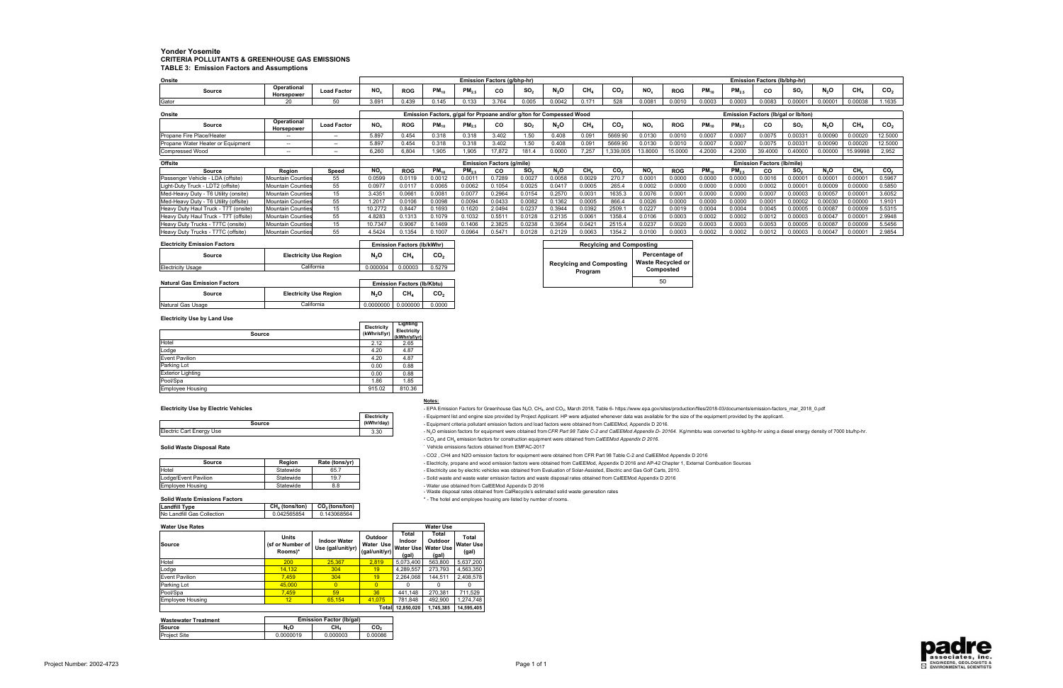**Yonder Yosemite**
**CRITERIA POLLUTANTS & GREENHOUSE GAS EMISSIONS**
**TABLE 3: Emission Factors and Assumptions**

| Onsite | | | Emission Factors (g/bhp-hr) | | | | | | | | | Emission Factors (lb/bhp-hr) | | | | | | | | |
|---|---|---|---|---|---|---|---|---|---|---|---|---|---|---|---|---|---|---|---|---|
| Source | Operational Horsepower | Load Factor | $NO_x$ | ROG | $PM_{10}$ | $PM_{2.5}$ | CO | $SO_2$ | $N_2O$ | $CH_4$ | $CO_2$ | $NO_x$ | ROG | $PM_{10}$ | $PM_{2.5}$ | CO | $SO_2$ | $N_2O$ | $CH_4$ | $CO_2$ |
| Gator | 20 | 50 | 3.691 | 0.439 | 0.145 | 0.133 | 3.764 | 0.005 | 0.0042 | 0.171 | 528 | 0.0081 | 0.0010 | 0.0003 | 0.0003 | 0.0083 | 0.00001 | 0.00001 | 0.00038 | 1.1635 |

| Onsite | | | Emission Factors, g/gal for Prpoane and/or g/ton for Compessed Wood | | | | | | | | | Emission Factors (lb/gal or lb/ton) | | | | | | | | |
|---|---|---|---|---|---|---|---|---|---|---|---|---|---|---|---|---|---|---|---|---|
| Source | Operational Horsepower | Load Factor | $NO_x$ | ROG | $PM_{10}$ | $PM_{2.5}$ | CO | $SO_2$ | $N_2O$ | $CH_4$ | $CO_2$ | $NO_x$ | ROG | $PM_{10}$ | $PM_{2.5}$ | CO | $SO_2$ | $N_2O$ | $CH_4$ | $CO_2$ |
| Propane Fire Place/Heater | -- | -- | 5.897 | 0.454 | 0.318 | 0.318 | 3.402 | 1.50 | 0.408 | 0.091 | 5669.90 | 0.0130 | 0.0010 | 0.0007 | 0.0007 | 0.0075 | 0.00331 | 0.00090 | 0.00020 | 12.5000 |
| Propane Water Heater or Equipment | -- | -- | 5.897 | 0.454 | 0.318 | 0.318 | 3.402 | 1.50 | 0.408 | 0.091 | 5669.90 | 0.0130 | 0.0010 | 0.0007 | 0.0007 | 0.0075 | 0.00331 | 0.00090 | 0.00020 | 12.5000 |
| Compressed Wood | -- | -- | 6,260 | 6,804 | 1,905 | 1,905 | 17,872 | 181.4 | 0.0000 | 7,257 | 1,339,005 | 13.8000 | 15.0000 | 4.2000 | 4.2000 | 39.4000 | 0.40000 | 0.00000 | 15.99998 | 2,952 |

| Offsite | | | Emission Factors (g/mile) | | | | | | | | | Emission Factors (lb/mile) | | | | | | | | |
|---|---|---|---|---|---|---|---|---|---|---|---|---|---|---|---|---|---|---|---|---|
| Source | Region | Speed | $NO_x$ | ROG | $PM_{10}$ | $PM_{2.5}$ | CO | $SO_2$ | $N_2O$ | $CH_4$ | $CO_2$ | $NO_x$ | ROG | $PM_{10}$ | $PM_{2.5}$ | CO | $SO_2$ | $N_2O$ | $CH_4$ | $CO_2$ |
| Passenger Vehicle - LDA (offsite) | Mountain Counties | 55 | 0.0599 | 0.0119 | 0.0012 | 0.0011 | 0.7289 | 0.0027 | 0.0058 | 0.0029 | 270.7 | 0.0001 | 0.0000 | 0.0000 | 0.0000 | 0.0016 | 0.00001 | 0.00001 | 0.00001 | 0.5967 |
| Light-Duty Truck - LDT2 (offsite) | Mountain Counties | 55 | 0.0977 | 0.0117 | 0.0065 | 0.0062 | 0.1054 | 0.0025 | 0.0417 | 0.0005 | 265.4 | 0.0002 | 0.0000 | 0.0000 | 0.0000 | 0.0002 | 0.00001 | 0.00009 | 0.00000 | 0.5850 |
| Med-Heavy Duty - T6 Utility (onsite) | Mountain Counties | 15 | 3.4351 | 0.0661 | 0.0081 | 0.0077 | 0.2964 | 0.0154 | 0.2570 | 0.0031 | 1635.3 | 0.0076 | 0.0001 | 0.0000 | 0.0000 | 0.0007 | 0.00003 | 0.00057 | 0.00001 | 3.6052 |
| Med-Heavy Duty - T6 Utility (offsite) | Mountain Counties | 55 | 1.2017 | 0.0106 | 0.0098 | 0.0094 | 0.0433 | 0.0082 | 0.1362 | 0.0005 | 866.4 | 0.0026 | 0.0000 | 0.0000 | 0.0000 | 0.0001 | 0.00002 | 0.00030 | 0.00000 | 1.9101 |
| Heavy Duty Haul Truck - T7T (onsite) | Mountain Counties | 15 | 10.2772 | 0.8447 | 0.1693 | 0.1620 | 2.0494 | 0.0237 | 0.3944 | 0.0392 | 2509.1 | 0.0227 | 0.0019 | 0.0004 | 0.0004 | 0.0045 | 0.00005 | 0.00087 | 0.00009 | 5.5315 |
| Heavy Duty Haul Truck - T7T (offsite) | Mountain Counties | 55 | 4.8283 | 0.1313 | 0.1079 | 0.1032 | 0.5511 | 0.0128 | 0.2135 | 0.0061 | 1358.4 | 0.0106 | 0.0003 | 0.0002 | 0.0002 | 0.0012 | 0.00003 | 0.00047 | 0.00001 | 2.9948 |
| Heavy Duty Trucks - T7TC (onsite) | Mountain Counties | 15 | 10.7347 | 0.9067 | 0.1469 | 0.1406 | 2.3825 | 0.0238 | 0.3954 | 0.0421 | 2515.4 | 0.0237 | 0.0020 | 0.0003 | 0.0003 | 0.0053 | 0.00005 | 0.00087 | 0.00009 | 5.5456 |
| Heavy Duty Trucks - T7TC (offsite) | Mountain Counties | 55 | 4.5424 | 0.1354 | 0.1007 | 0.0964 | 0.5471 | 0.0128 | 0.2129 | 0.0063 | 1354.2 | 0.0100 | 0.0003 | 0.0002 | 0.0002 | 0.0012 | 0.00003 | 0.00047 | 0.00001 | 2.9854 |

**Electricity Emission Factors**

| Source | Electricity Use Region | Emission Factors (lb/kWhr) $N_2O$ | $CH_4$ | $CO_2$ |
|---|---|---|---|---|
| Electricity Usage | California | 0.000004 | 0.00003 | 0.5279 |

**Recylcing and Composting**

| Recylcing and Composting Program | Percentage of Waste Recycled or Composted |
|---|---|
| | 50 |

**Natural Gas Emission Factors**

| Source | Electricity Use Region | Emission Factors (lb/Kbtu) $N_2O$ | $CH_4$ | $CO_2$ |
|---|---|---|---|---|
| Natural Gas Usage | California | 0.0000000 | 0.000000 | 0.0000 |

**Electricity Use by Land Use**

| Source | Electricity (kWhr/sf/yr) | Lighting Electricity (kWhr/sf/yr) |
|---|---|---|
| Hotel | 2.12 | 2.65 |
| Lodge | 4.20 | 4.87 |
| Event Pavilion | 4.20 | 4.87 |
| Parking Lot | 0.00 | 0.88 |
| Exterior Lighting | 0.00 | 0.88 |
| Pool/Spa | 1.86 | 1.85 |
| Employee Housing | 915.02 | 810.36 |

**Electricity Use by Electric Vehicles**

| Source | Electricity (kWhr/day) |
|---|---|
| Electric Cart Energy Use | 3.30 |

**Solid Waste Disposal Rate**

| Source | Region | Rate (tons/yr) |
|---|---|---|
| Hotel | Statewide | 65.7 |
| Lodge/Event Pavilion | Statewide | 19.7 |
| Employee Housing | Statewide | 8.8 |

**Solid Waste Emissions Factors**

| Landfill Type | $CH_4$ (tons/ton) | $CO_2$ (tons/ton) |
|---|---|---|
| No Landfill Gas Collection | 0.042565854 | 0.143068564 |

**Water Use Rates**

| Source | Units (sf or Number of Rooms)* | Indoor Water Use (gal/unit/yr) | Outdoor Water Use (gal/unit/yr) | Water Use: Total Indoor Water Use (gal) | Total Outdoor Water Use (gal) | Total Water Use (gal) |
|---|---|---|---|---|---|---|
| Hotel | 200 | 25,367 | 2,819 | 5,073,400 | 563,800 | 5,637,200 |
| Lodge | 14,132 | 304 | 19 | 4,289,557 | 273,793 | 4,563,350 |
| Event Pavilion | 7,459 | 304 | 19 | 2,264,068 | 144,511 | 2,408,578 |
| Parking Lot | 45,000 | 0 | 0 | 0 | 0 | 0 |
| Pool/Spa | 7,459 | 59 | 36 | 441,148 | 270,381 | 711,529 |
| Employee Housing | 12 | 65,154 | 41,075 | 781,848 | 492,900 | 1,274,748 |
| | | | Total | 12,850,020 | 1,745,385 | 14,595,405 |

**Wastewater Treatment**

| Source | Emission Factor (lb/gal) $N_2O$ | $CH_4$ | $CO_2$ |
|---|---|---|---|
| Project Site | 0.0000019 | 0.000003 | 0.00086 |

**Notes:**

- EPA Emission Factors for Greenhouse Gas $N_2O$, $CH_4$, and $CO_2$, March 2018, Table 6- https://www.epa.gov/sites/production/files/2018-03/documents/emission-factors_mar_2018_0.pdf
- Equipment list and engine size provided by Project Applicant. HP were adjusted whenever data was available for the size of the equipment provided by the applicant.
- Equipment criteria pollutant emission factors and load factors were obtained from CalEEMod, Appendix D 2016.
- $N_2O$ emission factors for equipment were obtained from *CFR Part 98 Table C-2 and CalEEMod Appendix D- 20164.* Kg/mmbtu was converted to kg/bhp-hr using a diesel energy density of 7000 btu/hp-hr.
- $CO_2$ and $CH_4$ emission factors for construction equipment were obtained from *CalEEMod Appendix D 2016.*
- Vehicle emissions factors obtained from EMFAC-2017
- CO2 , CH4 and N2O emission factors for equipment were obtained from CFR Part 98 Table C-2 and CalEEMod Appendix D 2016
- Electricity, propane and wood emission factors were obtained from CalEEMod, Appendix D 2016 and AP-42 Chapter 1, External Combustion Sources
- Electricity use by electric vehicles was obtained from Evaluation of Solar-Assisted, Electric and Gas Golf Carts, 2010.
- Solid waste and waste water emission factors and waste disposal rates obtained from CalEEMod Appendix D 2016
- Water use obtained from CalEEMod Appendix D 2016
- Waste disposal rates obtained from CalRecycle's estimated solid waste generation rates

\* - The hotel and employee housing are listed by number of rooms.

Project Number: 2002-4723

padre associates, inc. ENGINEERS, GEOLOGISTS & ENVIRONMENTAL SCIENTISTS